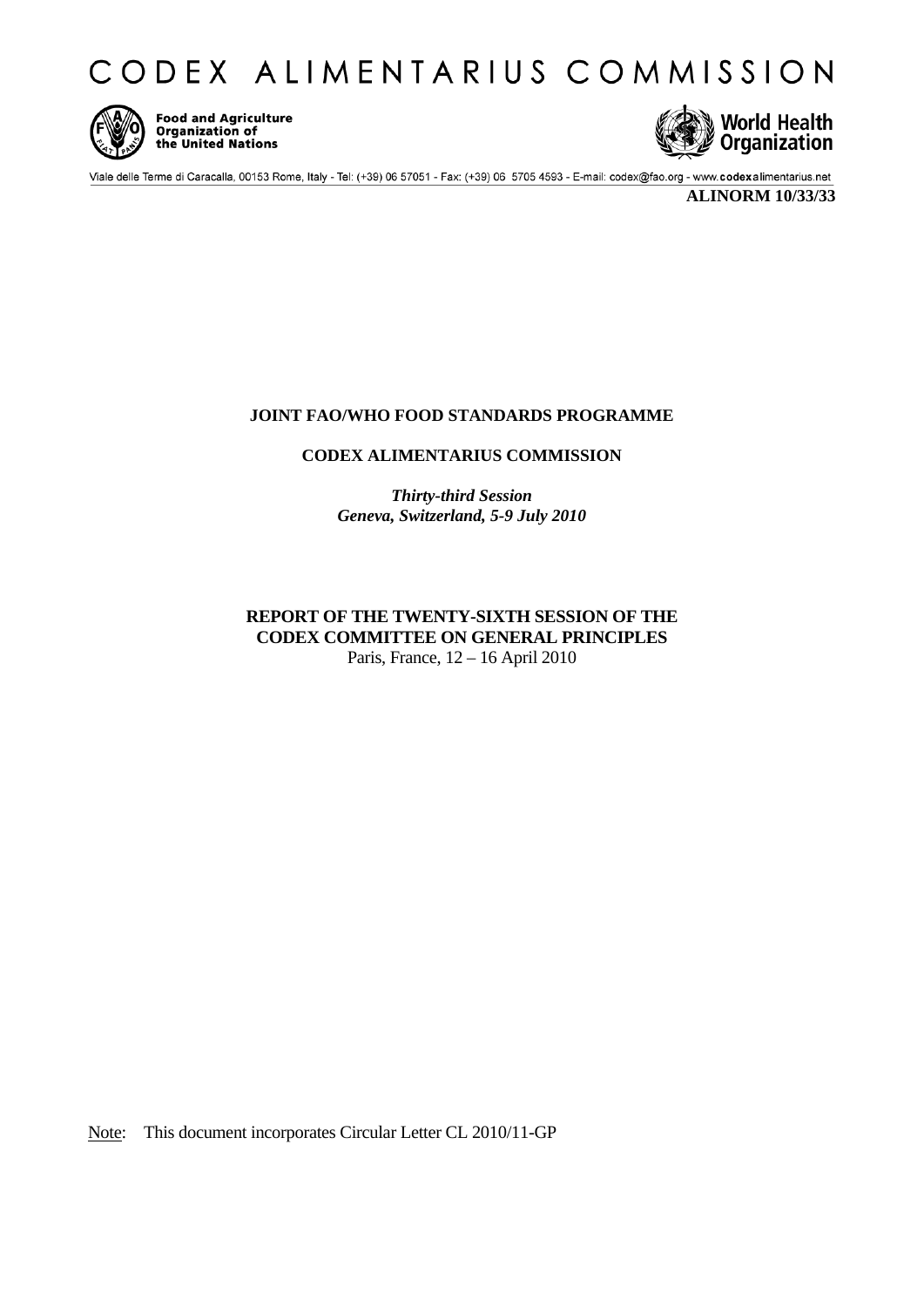# CODEX ALIMENTARIUS COMMISSION

Food and Agriculture Organization of the United Nations

World Health Organization

Viale delle Terme di Caracalla, 00153 Rome, Italy - Tel: (+39) 06 57051 - Fax: (+39) 06 5705 4593 - E-mail: codex@fao.org - www.codexalimentarius.net

**ALINORM 10/33/33**

**JOINT FAO/WHO FOOD STANDARDS PROGRAMME**

**CODEX ALIMENTARIUS COMMISSION**

***Thirty-third Session***
***Geneva, Switzerland, 5-9 July 2010***

**REPORT OF THE TWENTY-SIXTH SESSION OF THE CODEX COMMITTEE ON GENERAL PRINCIPLES**
Paris, France, 12 – 16 April 2010

Note: This document incorporates Circular Letter CL 2010/11-GP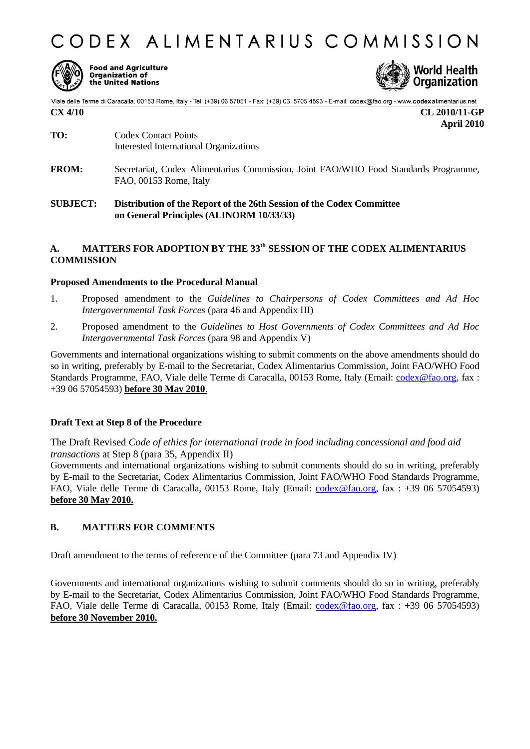# CODEX ALIMENTARIUS COMMISSION

Food and Agriculture Organization of the United Nations

World Health Organization

Viale delle Terme di Caracalla, 00153 Rome, Italy - Tel: (+39) 06 57051 - Fax: (+39) 06 5705 4593 - E-mail: codex@fao.org - www.codexalimentarius.net

**CX 4/10** | **CL 2010/11-GP**
**April 2010**

**TO:** Codex Contact Points
Interested International Organizations

**FROM:** Secretariat, Codex Alimentarius Commission, Joint FAO/WHO Food Standards Programme, FAO, 00153 Rome, Italy

**SUBJECT:** **Distribution of the Report of the 26th Session of the Codex Committee on General Principles (ALINORM 10/33/33)**

## A. MATTERS FOR ADOPTION BY THE 33[th] SESSION OF THE CODEX ALIMENTARIUS COMMISSION

### Proposed Amendments to the Procedural Manual

1. Proposed amendment to the *Guidelines to Chairpersons of Codex Committees and Ad Hoc Intergovernmental Task Forces* (para 46 and Appendix III)
2. Proposed amendment to the *Guidelines to Host Governments of Codex Committees and Ad Hoc Intergovernmental Task Forces* (para 98 and Appendix V)

Governments and international organizations wishing to submit comments on the above amendments should do so in writing, preferably by E-mail to the Secretariat, Codex Alimentarius Commission, Joint FAO/WHO Food Standards Programme, FAO, Viale delle Terme di Caracalla, 00153 Rome, Italy (Email: codex@fao.org, fax : +39 06 57054593) **before 30 May 2010**.

### Draft Text at Step 8 of the Procedure

The Draft Revised *Code of ethics for international trade in food including concessional and food aid transactions* at Step 8 (para 35, Appendix II)
Governments and international organizations wishing to submit comments should do so in writing, preferably by E-mail to the Secretariat, Codex Alimentarius Commission, Joint FAO/WHO Food Standards Programme, FAO, Viale delle Terme di Caracalla, 00153 Rome, Italy (Email: codex@fao.org, fax : +39 06 57054593) **before 30 May 2010.**

## B. MATTERS FOR COMMENTS

Draft amendment to the terms of reference of the Committee (para 73 and Appendix IV)

Governments and international organizations wishing to submit comments should do so in writing, preferably by E-mail to the Secretariat, Codex Alimentarius Commission, Joint FAO/WHO Food Standards Programme, FAO, Viale delle Terme di Caracalla, 00153 Rome, Italy (Email: codex@fao.org, fax : +39 06 57054593) **before 30 November 2010.**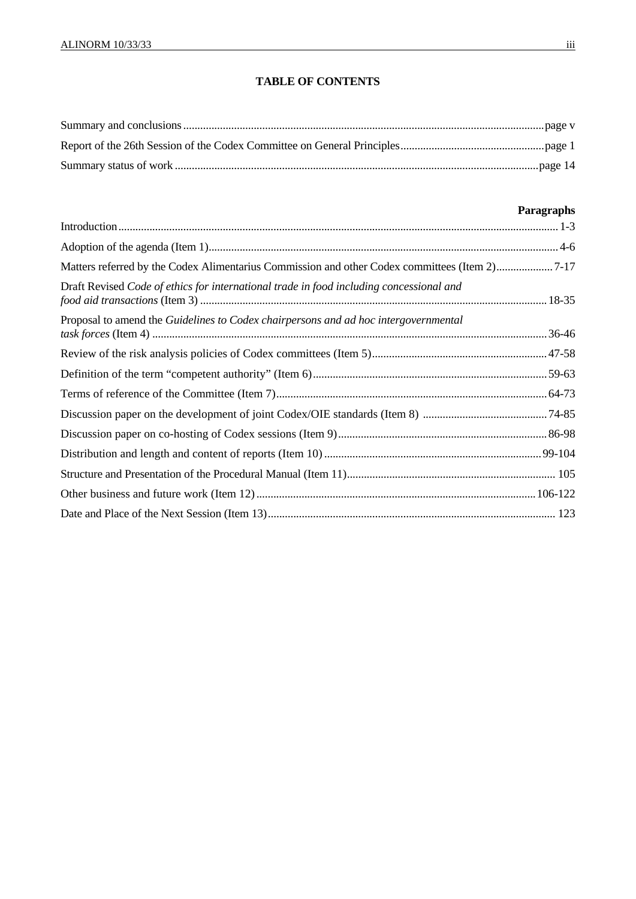## TABLE OF CONTENTS

| | |
|---|---|
| Summary and conclusions | page v |
| Report of the 26th Session of the Codex Committee on General Principles | page 1 |
| Summary status of work | page 14 |

| | Paragraphs |
|---|---|
| Introduction | 1-3 |
| Adoption of the agenda (Item 1) | 4-6 |
| Matters referred by the Codex Alimentarius Commission and other Codex committees (Item 2) | 7-17 |
| Draft Revised *Code of ethics for international trade in food including concessional and food aid transactions* (Item 3) | 18-35 |
| Proposal to amend the *Guidelines to Codex chairpersons and ad hoc intergovernmental task forces* (Item 4) | 36-46 |
| Review of the risk analysis policies of Codex committees (Item 5) | 47-58 |
| Definition of the term "competent authority" (Item 6) | 59-63 |
| Terms of reference of the Committee (Item 7) | 64-73 |
| Discussion paper on the development of joint Codex/OIE standards (Item 8) | 74-85 |
| Discussion paper on co-hosting of Codex sessions (Item 9) | 86-98 |
| Distribution and length and content of reports (Item 10) | 99-104 |
| Structure and Presentation of the Procedural Manual (Item 11) | 105 |
| Other business and future work (Item 12) | 106-122 |
| Date and Place of the Next Session (Item 13) | 123 |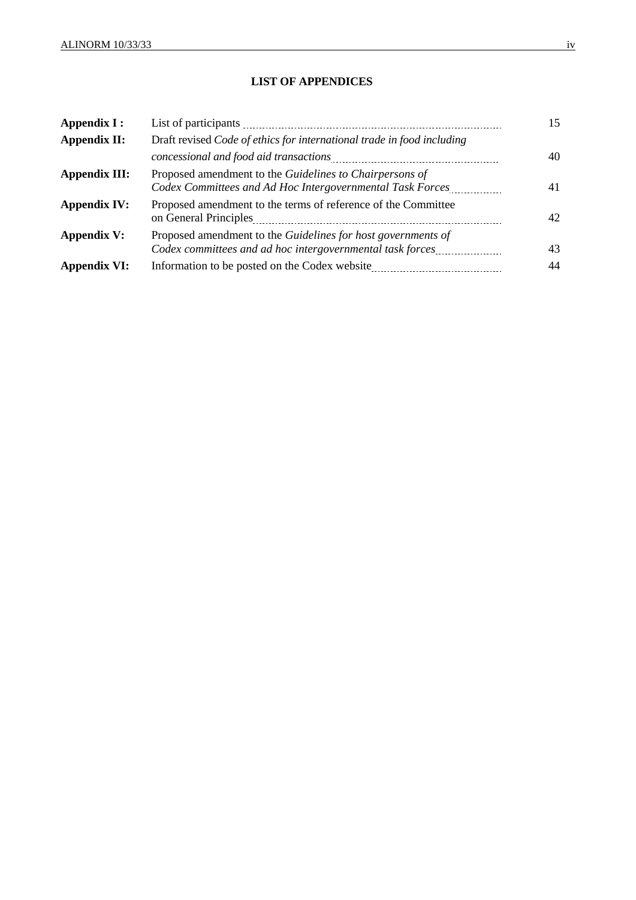## LIST OF APPENDICES

| | | |
|---|---|---|
| **Appendix I :** | List of participants | 15 |
| **Appendix II:** | Draft revised *Code of ethics for international trade in food including concessional and food aid transactions* | 40 |
| **Appendix III:** | Proposed amendment to the *Guidelines to Chairpersons of Codex Committees and Ad Hoc Intergovernmental Task Forces* | 41 |
| **Appendix IV:** | Proposed amendment to the terms of reference of the Committee on General Principles | 42 |
| **Appendix V:** | Proposed amendment to the *Guidelines for host governments of Codex committees and ad hoc intergovernmental task forces* | 43 |
| **Appendix VI:** | Information to be posted on the Codex website | 44 |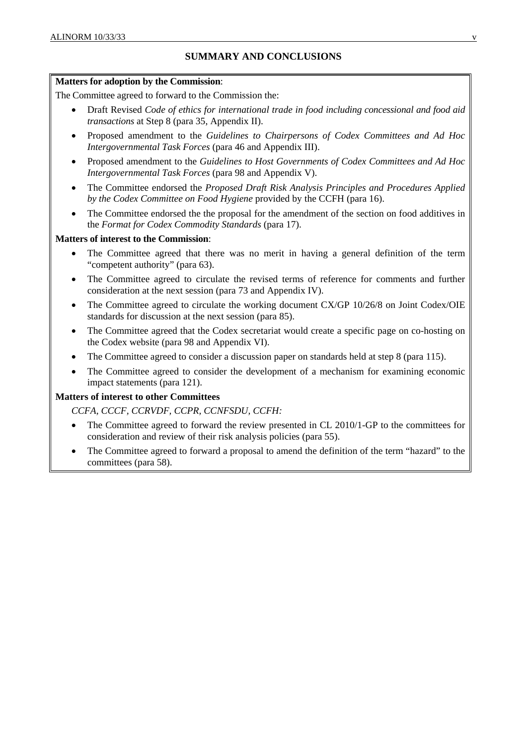## SUMMARY AND CONCLUSIONS

**Matters for adoption by the Commission**:

The Committee agreed to forward to the Commission the:

- Draft Revised *Code of ethics for international trade in food including concessional and food aid transactions* at Step 8 (para 35, Appendix II).
- Proposed amendment to the *Guidelines to Chairpersons of Codex Committees and Ad Hoc Intergovernmental Task Forces* (para 46 and Appendix III).
- Proposed amendment to the *Guidelines to Host Governments of Codex Committees and Ad Hoc Intergovernmental Task Forces* (para 98 and Appendix V).
- The Committee endorsed the *Proposed Draft Risk Analysis Principles and Procedures Applied by the Codex Committee on Food Hygiene* provided by the CCFH (para 16).
- The Committee endorsed the the proposal for the amendment of the section on food additives in the *Format for Codex Commodity Standards* (para 17).

**Matters of interest to the Commission**:

- The Committee agreed that there was no merit in having a general definition of the term "competent authority" (para 63).
- The Committee agreed to circulate the revised terms of reference for comments and further consideration at the next session (para 73 and Appendix IV).
- The Committee agreed to circulate the working document CX/GP 10/26/8 on Joint Codex/OIE standards for discussion at the next session (para 85).
- The Committee agreed that the Codex secretariat would create a specific page on co-hosting on the Codex website (para 98 and Appendix VI).
- The Committee agreed to consider a discussion paper on standards held at step 8 (para 115).
- The Committee agreed to consider the development of a mechanism for examining economic impact statements (para 121).

**Matters of interest to other Committees**

*CCFA, CCCF, CCRVDF, CCPR, CCNFSDU, CCFH:*

- The Committee agreed to forward the review presented in CL 2010/1-GP to the committees for consideration and review of their risk analysis policies (para 55).
- The Committee agreed to forward a proposal to amend the definition of the term "hazard" to the committees (para 58).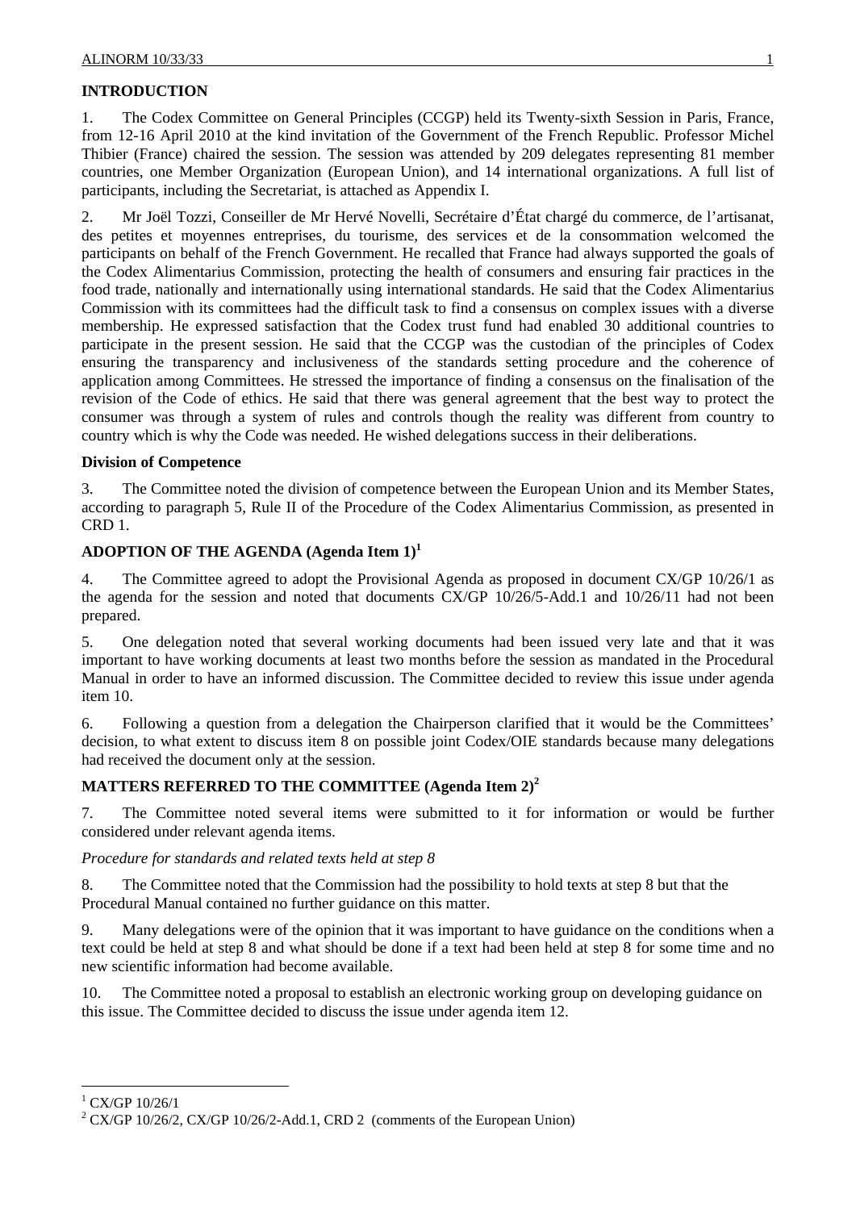## INTRODUCTION

1. The Codex Committee on General Principles (CCGP) held its Twenty-sixth Session in Paris, France, from 12-16 April 2010 at the kind invitation of the Government of the French Republic. Professor Michel Thibier (France) chaired the session. The session was attended by 209 delegates representing 81 member countries, one Member Organization (European Union), and 14 international organizations. A full list of participants, including the Secretariat, is attached as Appendix I.

2. Mr Joël Tozzi, Conseiller de Mr Hervé Novelli, Secrétaire d'État chargé du commerce, de l'artisanat, des petites et moyennes entreprises, du tourisme, des services et de la consommation welcomed the participants on behalf of the French Government. He recalled that France had always supported the goals of the Codex Alimentarius Commission, protecting the health of consumers and ensuring fair practices in the food trade, nationally and internationally using international standards. He said that the Codex Alimentarius Commission with its committees had the difficult task to find a consensus on complex issues with a diverse membership. He expressed satisfaction that the Codex trust fund had enabled 30 additional countries to participate in the present session. He said that the CCGP was the custodian of the principles of Codex ensuring the transparency and inclusiveness of the standards setting procedure and the coherence of application among Committees. He stressed the importance of finding a consensus on the finalisation of the revision of the Code of ethics. He said that there was general agreement that the best way to protect the consumer was through a system of rules and controls though the reality was different from country to country which is why the Code was needed. He wished delegations success in their deliberations.

### Division of Competence

3. The Committee noted the division of competence between the European Union and its Member States, according to paragraph 5, Rule II of the Procedure of the Codex Alimentarius Commission, as presented in CRD 1.

## ADOPTION OF THE AGENDA (Agenda Item 1)[1]

4. The Committee agreed to adopt the Provisional Agenda as proposed in document CX/GP 10/26/1 as the agenda for the session and noted that documents CX/GP 10/26/5-Add.1 and 10/26/11 had not been prepared.

5. One delegation noted that several working documents had been issued very late and that it was important to have working documents at least two months before the session as mandated in the Procedural Manual in order to have an informed discussion. The Committee decided to review this issue under agenda item 10.

6. Following a question from a delegation the Chairperson clarified that it would be the Committees' decision, to what extent to discuss item 8 on possible joint Codex/OIE standards because many delegations had received the document only at the session.

## MATTERS REFERRED TO THE COMMITTEE (Agenda Item 2)[2]

7. The Committee noted several items were submitted to it for information or would be further considered under relevant agenda items.

*Procedure for standards and related texts held at step 8*

8. The Committee noted that the Commission had the possibility to hold texts at step 8 but that the Procedural Manual contained no further guidance on this matter.

9. Many delegations were of the opinion that it was important to have guidance on the conditions when a text could be held at step 8 and what should be done if a text had been held at step 8 for some time and no new scientific information had become available.

10. The Committee noted a proposal to establish an electronic working group on developing guidance on this issue. The Committee decided to discuss the issue under agenda item 12.

---

[1] CX/GP 10/26/1

[2] CX/GP 10/26/2, CX/GP 10/26/2-Add.1, CRD 2 (comments of the European Union)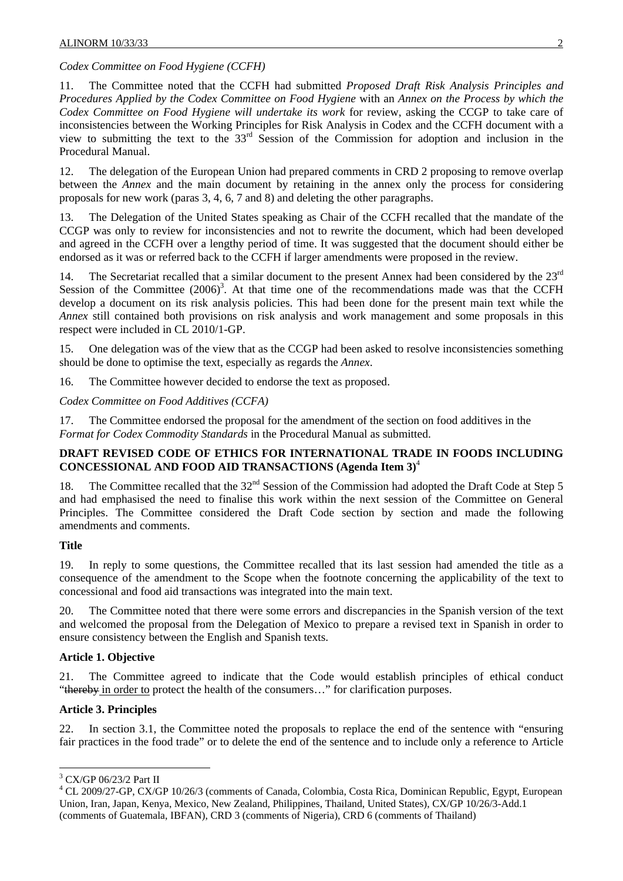*Codex Committee on Food Hygiene (CCFH)*

11. The Committee noted that the CCFH had submitted *Proposed Draft Risk Analysis Principles and Procedures Applied by the Codex Committee on Food Hygiene* with an *Annex on the Process by which the Codex Committee on Food Hygiene will undertake its work* for review, asking the CCGP to take care of inconsistencies between the Working Principles for Risk Analysis in Codex and the CCFH document with a view to submitting the text to the 33rd Session of the Commission for adoption and inclusion in the Procedural Manual.

12. The delegation of the European Union had prepared comments in CRD 2 proposing to remove overlap between the *Annex* and the main document by retaining in the annex only the process for considering proposals for new work (paras 3, 4, 6, 7 and 8) and deleting the other paragraphs.

13. The Delegation of the United States speaking as Chair of the CCFH recalled that the mandate of the CCGP was only to review for inconsistencies and not to rewrite the document, which had been developed and agreed in the CCFH over a lengthy period of time. It was suggested that the document should either be endorsed as it was or referred back to the CCFH if larger amendments were proposed in the review.

14. The Secretariat recalled that a similar document to the present Annex had been considered by the 23rd Session of the Committee (2006)[3]. At that time one of the recommendations made was that the CCFH develop a document on its risk analysis policies. This had been done for the present main text while the *Annex* still contained both provisions on risk analysis and work management and some proposals in this respect were included in CL 2010/1-GP.

15. One delegation was of the view that as the CCGP had been asked to resolve inconsistencies something should be done to optimise the text, especially as regards the *Annex*.

16. The Committee however decided to endorse the text as proposed.

*Codex Committee on Food Additives (CCFA)*

17. The Committee endorsed the proposal for the amendment of the section on food additives in the *Format for Codex Commodity Standards* in the Procedural Manual as submitted.

**DRAFT REVISED CODE OF ETHICS FOR INTERNATIONAL TRADE IN FOODS INCLUDING CONCESSIONAL AND FOOD AID TRANSACTIONS (Agenda Item 3)**[4]

18. The Committee recalled that the 32nd Session of the Commission had adopted the Draft Code at Step 5 and had emphasised the need to finalise this work within the next session of the Committee on General Principles. The Committee considered the Draft Code section by section and made the following amendments and comments.

**Title**

19. In reply to some questions, the Committee recalled that its last session had amended the title as a consequence of the amendment to the Scope when the footnote concerning the applicability of the text to concessional and food aid transactions was integrated into the main text.

20. The Committee noted that there were some errors and discrepancies in the Spanish version of the text and welcomed the proposal from the Delegation of Mexico to prepare a revised text in Spanish in order to ensure consistency between the English and Spanish texts.

**Article 1. Objective**

21. The Committee agreed to indicate that the Code would establish principles of ethical conduct "~~thereby~~ <u>in order to</u> protect the health of the consumers…" for clarification purposes.

**Article 3. Principles**

22. In section 3.1, the Committee noted the proposals to replace the end of the sentence with "ensuring fair practices in the food trade" or to delete the end of the sentence and to include only a reference to Article

---

[3] CX/GP 06/23/2 Part II

[4] CL 2009/27-GP, CX/GP 10/26/3 (comments of Canada, Colombia, Costa Rica, Dominican Republic, Egypt, European Union, Iran, Japan, Kenya, Mexico, New Zealand, Philippines, Thailand, United States), CX/GP 10/26/3-Add.1 (comments of Guatemala, IBFAN), CRD 3 (comments of Nigeria), CRD 6 (comments of Thailand)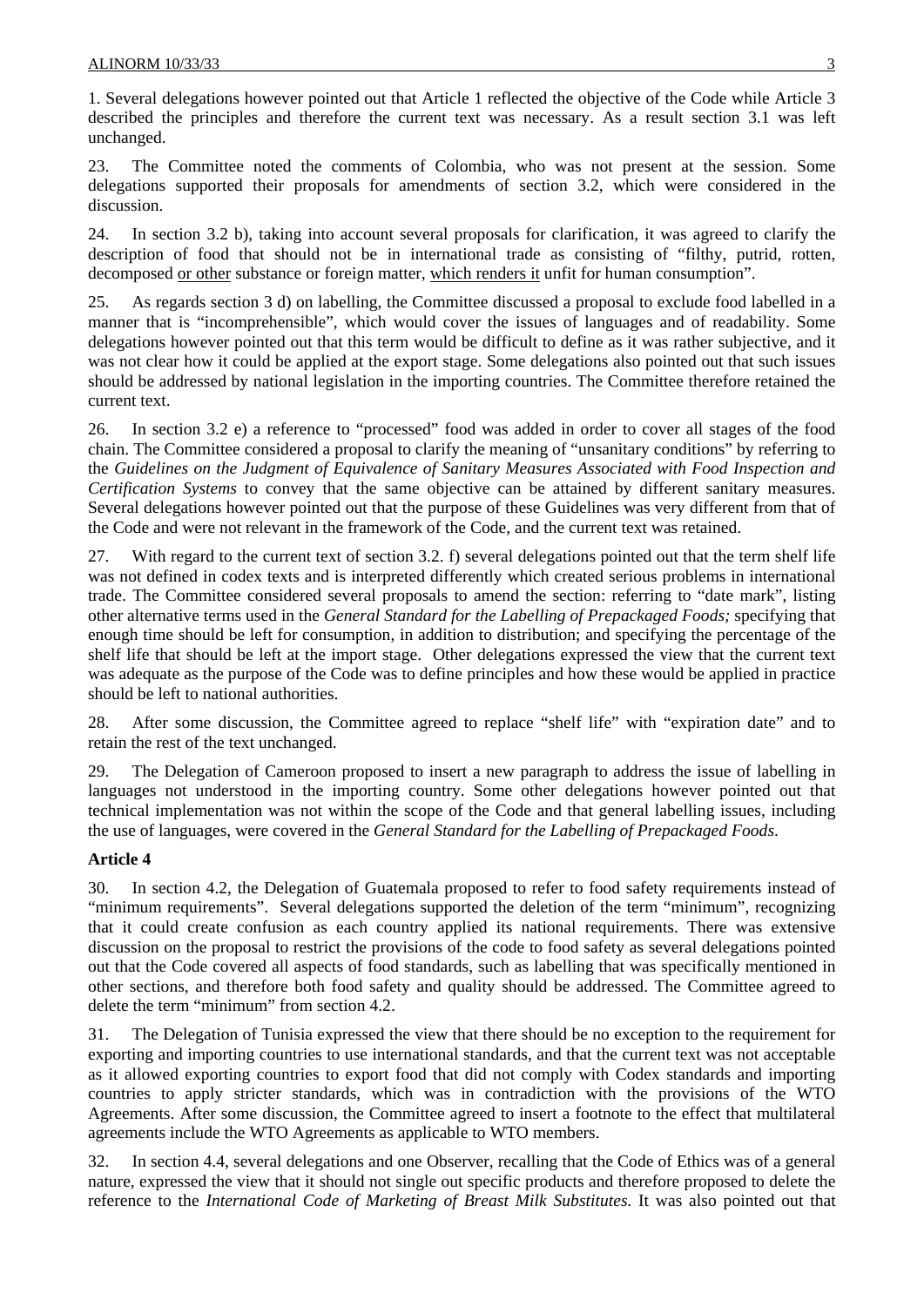1. Several delegations however pointed out that Article 1 reflected the objective of the Code while Article 3 described the principles and therefore the current text was necessary. As a result section 3.1 was left unchanged.

23. The Committee noted the comments of Colombia, who was not present at the session. Some delegations supported their proposals for amendments of section 3.2, which were considered in the discussion.

24. In section 3.2 b), taking into account several proposals for clarification, it was agreed to clarify the description of food that should not be in international trade as consisting of "filthy, putrid, rotten, decomposed <u>or other</u> substance or foreign matter, <u>which renders it</u> unfit for human consumption".

25. As regards section 3 d) on labelling, the Committee discussed a proposal to exclude food labelled in a manner that is "incomprehensible", which would cover the issues of languages and of readability. Some delegations however pointed out that this term would be difficult to define as it was rather subjective, and it was not clear how it could be applied at the export stage. Some delegations also pointed out that such issues should be addressed by national legislation in the importing countries. The Committee therefore retained the current text.

26. In section 3.2 e) a reference to "processed" food was added in order to cover all stages of the food chain. The Committee considered a proposal to clarify the meaning of "unsanitary conditions" by referring to the *Guidelines on the Judgment of Equivalence of Sanitary Measures Associated with Food Inspection and Certification Systems* to convey that the same objective can be attained by different sanitary measures. Several delegations however pointed out that the purpose of these Guidelines was very different from that of the Code and were not relevant in the framework of the Code, and the current text was retained.

27. With regard to the current text of section 3.2. f) several delegations pointed out that the term shelf life was not defined in codex texts and is interpreted differently which created serious problems in international trade. The Committee considered several proposals to amend the section: referring to "date mark", listing other alternative terms used in the *General Standard for the Labelling of Prepackaged Foods;* specifying that enough time should be left for consumption, in addition to distribution; and specifying the percentage of the shelf life that should be left at the import stage. Other delegations expressed the view that the current text was adequate as the purpose of the Code was to define principles and how these would be applied in practice should be left to national authorities.

28. After some discussion, the Committee agreed to replace "shelf life" with "expiration date" and to retain the rest of the text unchanged.

29. The Delegation of Cameroon proposed to insert a new paragraph to address the issue of labelling in languages not understood in the importing country. Some other delegations however pointed out that technical implementation was not within the scope of the Code and that general labelling issues, including the use of languages, were covered in the *General Standard for the Labelling of Prepackaged Foods*.

**Article 4**

30. In section 4.2, the Delegation of Guatemala proposed to refer to food safety requirements instead of "minimum requirements". Several delegations supported the deletion of the term "minimum", recognizing that it could create confusion as each country applied its national requirements. There was extensive discussion on the proposal to restrict the provisions of the code to food safety as several delegations pointed out that the Code covered all aspects of food standards, such as labelling that was specifically mentioned in other sections, and therefore both food safety and quality should be addressed. The Committee agreed to delete the term "minimum" from section 4.2.

31. The Delegation of Tunisia expressed the view that there should be no exception to the requirement for exporting and importing countries to use international standards, and that the current text was not acceptable as it allowed exporting countries to export food that did not comply with Codex standards and importing countries to apply stricter standards, which was in contradiction with the provisions of the WTO Agreements. After some discussion, the Committee agreed to insert a footnote to the effect that multilateral agreements include the WTO Agreements as applicable to WTO members.

32. In section 4.4, several delegations and one Observer, recalling that the Code of Ethics was of a general nature, expressed the view that it should not single out specific products and therefore proposed to delete the reference to the *International Code of Marketing of Breast Milk Substitutes.* It was also pointed out that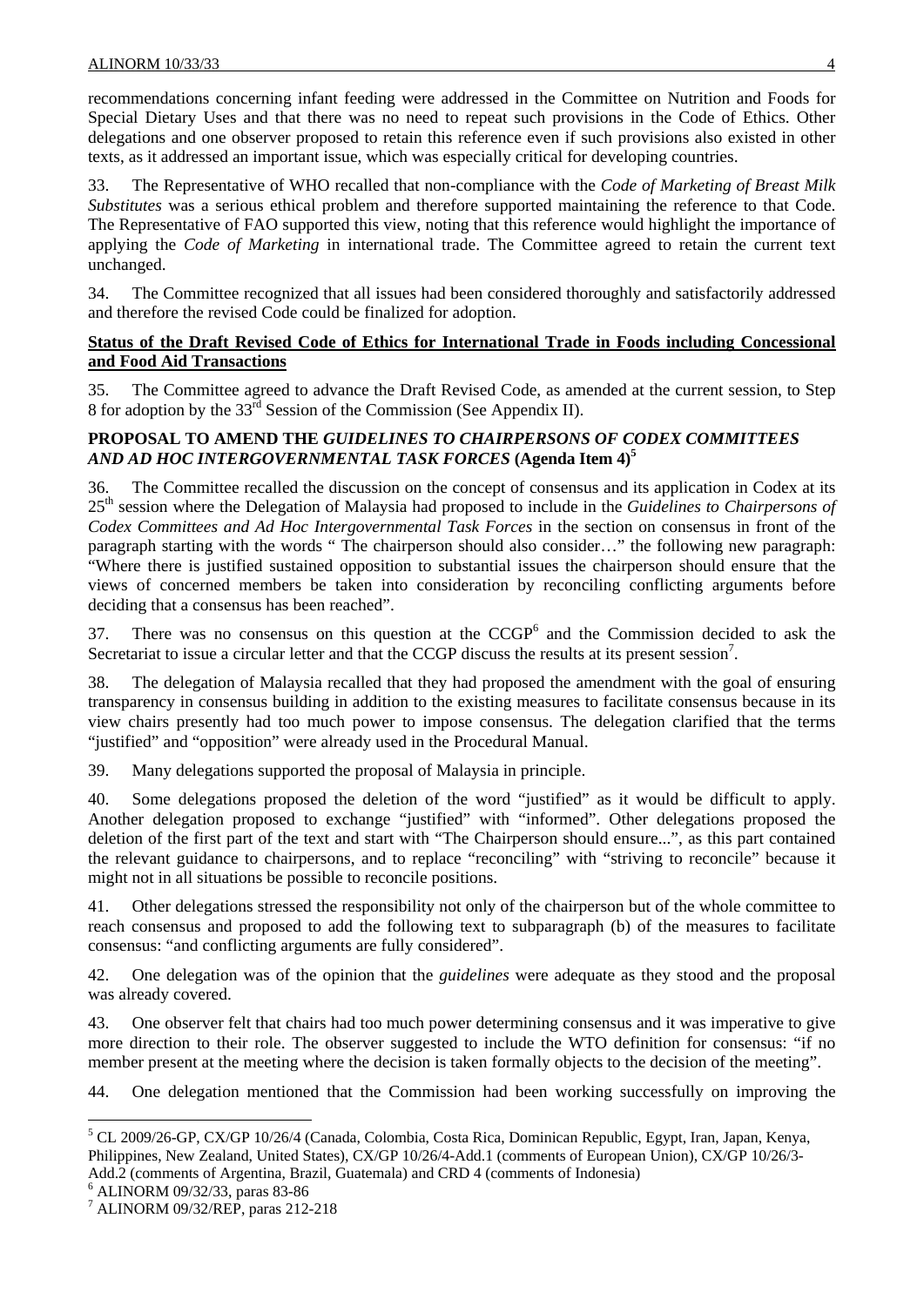recommendations concerning infant feeding were addressed in the Committee on Nutrition and Foods for Special Dietary Uses and that there was no need to repeat such provisions in the Code of Ethics. Other delegations and one observer proposed to retain this reference even if such provisions also existed in other texts, as it addressed an important issue, which was especially critical for developing countries.

33. The Representative of WHO recalled that non-compliance with the *Code of Marketing of Breast Milk Substitutes* was a serious ethical problem and therefore supported maintaining the reference to that Code. The Representative of FAO supported this view, noting that this reference would highlight the importance of applying the *Code of Marketing* in international trade. The Committee agreed to retain the current text unchanged.

34. The Committee recognized that all issues had been considered thoroughly and satisfactorily addressed and therefore the revised Code could be finalized for adoption.

**Status of the Draft Revised Code of Ethics for International Trade in Foods including Concessional and Food Aid Transactions**

35. The Committee agreed to advance the Draft Revised Code, as amended at the current session, to Step 8 for adoption by the 33rd Session of the Commission (See Appendix II).

### PROPOSAL TO AMEND THE *GUIDELINES TO CHAIRPERSONS OF CODEX COMMITTEES AND AD HOC INTERGOVERNMENTAL TASK FORCES* (Agenda Item 4)[5]

36. The Committee recalled the discussion on the concept of consensus and its application in Codex at its 25th session where the Delegation of Malaysia had proposed to include in the *Guidelines to Chairpersons of Codex Committees and Ad Hoc Intergovernmental Task Forces* in the section on consensus in front of the paragraph starting with the words " The chairperson should also consider…" the following new paragraph: "Where there is justified sustained opposition to substantial issues the chairperson should ensure that the views of concerned members be taken into consideration by reconciling conflicting arguments before deciding that a consensus has been reached".

37. There was no consensus on this question at the CCGP[6] and the Commission decided to ask the Secretariat to issue a circular letter and that the CCGP discuss the results at its present session[7].

38. The delegation of Malaysia recalled that they had proposed the amendment with the goal of ensuring transparency in consensus building in addition to the existing measures to facilitate consensus because in its view chairs presently had too much power to impose consensus. The delegation clarified that the terms "justified" and "opposition" were already used in the Procedural Manual.

39. Many delegations supported the proposal of Malaysia in principle.

40. Some delegations proposed the deletion of the word "justified" as it would be difficult to apply. Another delegation proposed to exchange "justified" with "informed". Other delegations proposed the deletion of the first part of the text and start with "The Chairperson should ensure...", as this part contained the relevant guidance to chairpersons, and to replace "reconciling" with "striving to reconcile" because it might not in all situations be possible to reconcile positions.

41. Other delegations stressed the responsibility not only of the chairperson but of the whole committee to reach consensus and proposed to add the following text to subparagraph (b) of the measures to facilitate consensus: "and conflicting arguments are fully considered".

42. One delegation was of the opinion that the *guidelines* were adequate as they stood and the proposal was already covered.

43. One observer felt that chairs had too much power determining consensus and it was imperative to give more direction to their role. The observer suggested to include the WTO definition for consensus: "if no member present at the meeting where the decision is taken formally objects to the decision of the meeting".

44. One delegation mentioned that the Commission had been working successfully on improving the

---

[5] CL 2009/26-GP, CX/GP 10/26/4 (Canada, Colombia, Costa Rica, Dominican Republic, Egypt, Iran, Japan, Kenya, Philippines, New Zealand, United States), CX/GP 10/26/4-Add.1 (comments of European Union), CX/GP 10/26/3-Add.2 (comments of Argentina, Brazil, Guatemala) and CRD 4 (comments of Indonesia)

[6] ALINORM 09/32/33, paras 83-86

[7] ALINORM 09/32/REP, paras 212-218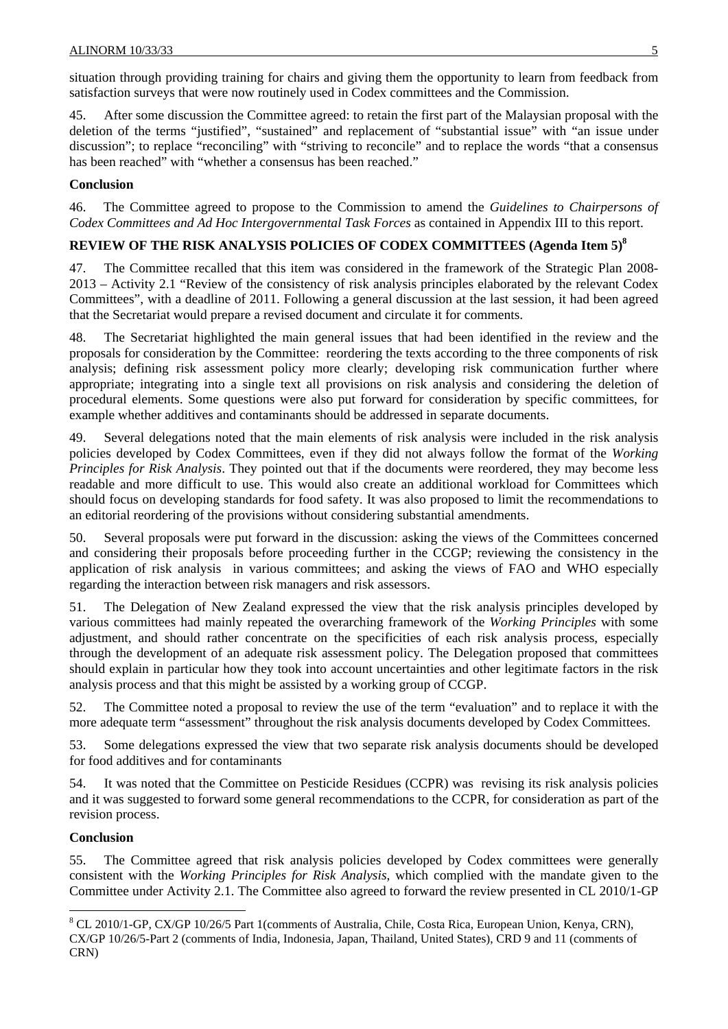situation through providing training for chairs and giving them the opportunity to learn from feedback from satisfaction surveys that were now routinely used in Codex committees and the Commission.

45. After some discussion the Committee agreed: to retain the first part of the Malaysian proposal with the deletion of the terms "justified", "sustained" and replacement of "substantial issue" with "an issue under discussion"; to replace "reconciling" with "striving to reconcile" and to replace the words "that a consensus has been reached" with "whether a consensus has been reached."

**Conclusion**

46. The Committee agreed to propose to the Commission to amend the *Guidelines to Chairpersons of Codex Committees and Ad Hoc Intergovernmental Task Forces* as contained in Appendix III to this report.

## REVIEW OF THE RISK ANALYSIS POLICIES OF CODEX COMMITTEES (Agenda Item 5)[8]

47. The Committee recalled that this item was considered in the framework of the Strategic Plan 2008-2013 – Activity 2.1 "Review of the consistency of risk analysis principles elaborated by the relevant Codex Committees", with a deadline of 2011. Following a general discussion at the last session, it had been agreed that the Secretariat would prepare a revised document and circulate it for comments.

48. The Secretariat highlighted the main general issues that had been identified in the review and the proposals for consideration by the Committee: reordering the texts according to the three components of risk analysis; defining risk assessment policy more clearly; developing risk communication further where appropriate; integrating into a single text all provisions on risk analysis and considering the deletion of procedural elements. Some questions were also put forward for consideration by specific committees, for example whether additives and contaminants should be addressed in separate documents.

49. Several delegations noted that the main elements of risk analysis were included in the risk analysis policies developed by Codex Committees, even if they did not always follow the format of the *Working Principles for Risk Analysis*. They pointed out that if the documents were reordered, they may become less readable and more difficult to use. This would also create an additional workload for Committees which should focus on developing standards for food safety. It was also proposed to limit the recommendations to an editorial reordering of the provisions without considering substantial amendments.

50. Several proposals were put forward in the discussion: asking the views of the Committees concerned and considering their proposals before proceeding further in the CCGP; reviewing the consistency in the application of risk analysis in various committees; and asking the views of FAO and WHO especially regarding the interaction between risk managers and risk assessors.

51. The Delegation of New Zealand expressed the view that the risk analysis principles developed by various committees had mainly repeated the overarching framework of the *Working Principles* with some adjustment, and should rather concentrate on the specificities of each risk analysis process, especially through the development of an adequate risk assessment policy. The Delegation proposed that committees should explain in particular how they took into account uncertainties and other legitimate factors in the risk analysis process and that this might be assisted by a working group of CCGP.

52. The Committee noted a proposal to review the use of the term "evaluation" and to replace it with the more adequate term "assessment" throughout the risk analysis documents developed by Codex Committees.

53. Some delegations expressed the view that two separate risk analysis documents should be developed for food additives and for contaminants

54. It was noted that the Committee on Pesticide Residues (CCPR) was revising its risk analysis policies and it was suggested to forward some general recommendations to the CCPR, for consideration as part of the revision process.

**Conclusion**

55. The Committee agreed that risk analysis policies developed by Codex committees were generally consistent with the *Working Principles for Risk Analysis*, which complied with the mandate given to the Committee under Activity 2.1. The Committee also agreed to forward the review presented in CL 2010/1-GP

---

[8] CL 2010/1-GP, CX/GP 10/26/5 Part 1(comments of Australia, Chile, Costa Rica, European Union, Kenya, CRN), CX/GP 10/26/5-Part 2 (comments of India, Indonesia, Japan, Thailand, United States), CRD 9 and 11 (comments of CRN)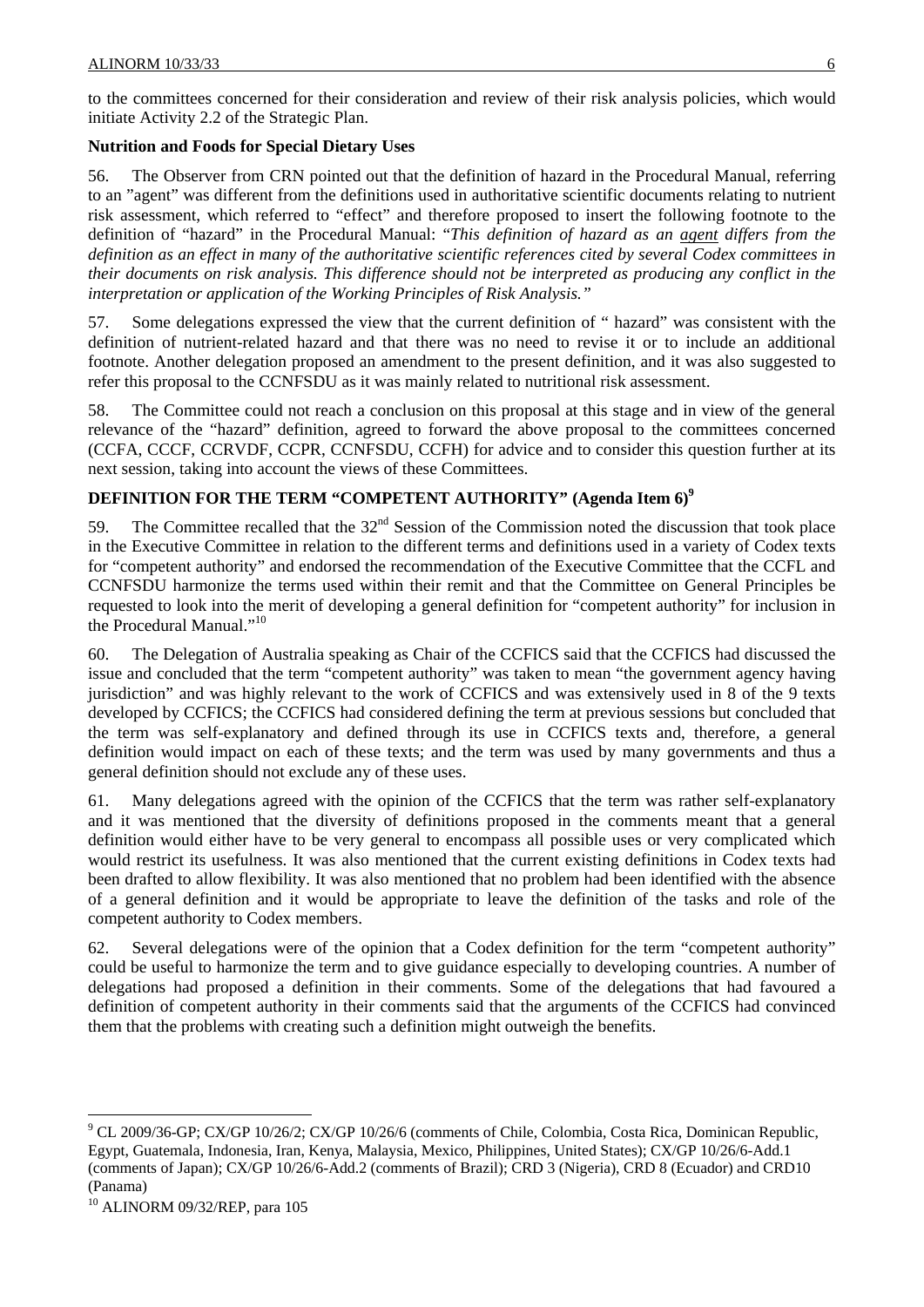to the committees concerned for their consideration and review of their risk analysis policies, which would initiate Activity 2.2 of the Strategic Plan.

**Nutrition and Foods for Special Dietary Uses**

56. The Observer from CRN pointed out that the definition of hazard in the Procedural Manual, referring to an "agent" was different from the definitions used in authoritative scientific documents relating to nutrient risk assessment, which referred to "effect" and therefore proposed to insert the following footnote to the definition of "hazard" in the Procedural Manual: "*This definition of hazard as an agent differs from the definition as an effect in many of the authoritative scientific references cited by several Codex committees in their documents on risk analysis. This difference should not be interpreted as producing any conflict in the interpretation or application of the Working Principles of Risk Analysis.*"

57. Some delegations expressed the view that the current definition of " hazard" was consistent with the definition of nutrient-related hazard and that there was no need to revise it or to include an additional footnote. Another delegation proposed an amendment to the present definition, and it was also suggested to refer this proposal to the CCNFSDU as it was mainly related to nutritional risk assessment.

58. The Committee could not reach a conclusion on this proposal at this stage and in view of the general relevance of the "hazard" definition, agreed to forward the above proposal to the committees concerned (CCFA, CCCF, CCRVDF, CCPR, CCNFSDU, CCFH) for advice and to consider this question further at its next session, taking into account the views of these Committees.

## DEFINITION FOR THE TERM "COMPETENT AUTHORITY" (Agenda Item 6)[9]

59. The Committee recalled that the 32[nd] Session of the Commission noted the discussion that took place in the Executive Committee in relation to the different terms and definitions used in a variety of Codex texts for "competent authority" and endorsed the recommendation of the Executive Committee that the CCFL and CCNFSDU harmonize the terms used within their remit and that the Committee on General Principles be requested to look into the merit of developing a general definition for "competent authority" for inclusion in the Procedural Manual."[10]

60. The Delegation of Australia speaking as Chair of the CCFICS said that the CCFICS had discussed the issue and concluded that the term "competent authority" was taken to mean "the government agency having jurisdiction" and was highly relevant to the work of CCFICS and was extensively used in 8 of the 9 texts developed by CCFICS; the CCFICS had considered defining the term at previous sessions but concluded that the term was self-explanatory and defined through its use in CCFICS texts and, therefore, a general definition would impact on each of these texts; and the term was used by many governments and thus a general definition should not exclude any of these uses.

61. Many delegations agreed with the opinion of the CCFICS that the term was rather self-explanatory and it was mentioned that the diversity of definitions proposed in the comments meant that a general definition would either have to be very general to encompass all possible uses or very complicated which would restrict its usefulness. It was also mentioned that the current existing definitions in Codex texts had been drafted to allow flexibility. It was also mentioned that no problem had been identified with the absence of a general definition and it would be appropriate to leave the definition of the tasks and role of the competent authority to Codex members.

62. Several delegations were of the opinion that a Codex definition for the term "competent authority" could be useful to harmonize the term and to give guidance especially to developing countries. A number of delegations had proposed a definition in their comments. Some of the delegations that had favoured a definition of competent authority in their comments said that the arguments of the CCFICS had convinced them that the problems with creating such a definition might outweigh the benefits.

---

[9] CL 2009/36-GP; CX/GP 10/26/2; CX/GP 10/26/6 (comments of Chile, Colombia, Costa Rica, Dominican Republic, Egypt, Guatemala, Indonesia, Iran, Kenya, Malaysia, Mexico, Philippines, United States); CX/GP 10/26/6-Add.1 (comments of Japan); CX/GP 10/26/6-Add.2 (comments of Brazil); CRD 3 (Nigeria), CRD 8 (Ecuador) and CRD10 (Panama)

[10] ALINORM 09/32/REP, para 105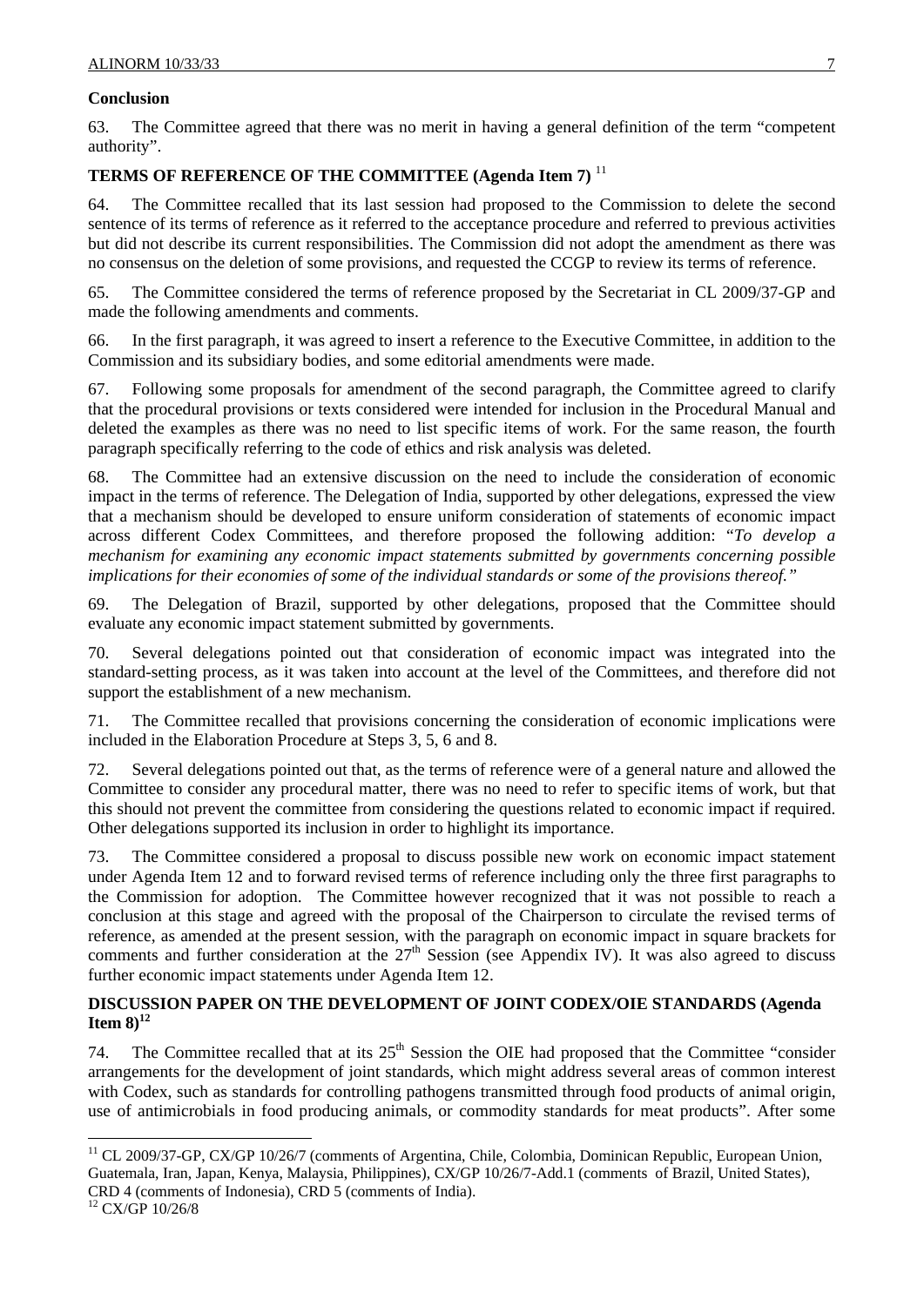**Conclusion**

63. The Committee agreed that there was no merit in having a general definition of the term "competent authority".

## TERMS OF REFERENCE OF THE COMMITTEE (Agenda Item 7) [11]

64. The Committee recalled that its last session had proposed to the Commission to delete the second sentence of its terms of reference as it referred to the acceptance procedure and referred to previous activities but did not describe its current responsibilities. The Commission did not adopt the amendment as there was no consensus on the deletion of some provisions, and requested the CCGP to review its terms of reference.

65. The Committee considered the terms of reference proposed by the Secretariat in CL 2009/37-GP and made the following amendments and comments.

66. In the first paragraph, it was agreed to insert a reference to the Executive Committee, in addition to the Commission and its subsidiary bodies, and some editorial amendments were made.

67. Following some proposals for amendment of the second paragraph, the Committee agreed to clarify that the procedural provisions or texts considered were intended for inclusion in the Procedural Manual and deleted the examples as there was no need to list specific items of work. For the same reason, the fourth paragraph specifically referring to the code of ethics and risk analysis was deleted.

68. The Committee had an extensive discussion on the need to include the consideration of economic impact in the terms of reference. The Delegation of India, supported by other delegations, expressed the view that a mechanism should be developed to ensure uniform consideration of statements of economic impact across different Codex Committees, and therefore proposed the following addition: "*To develop a mechanism for examining any economic impact statements submitted by governments concerning possible implications for their economies of some of the individual standards or some of the provisions thereof.*"

69. The Delegation of Brazil, supported by other delegations, proposed that the Committee should evaluate any economic impact statement submitted by governments.

70. Several delegations pointed out that consideration of economic impact was integrated into the standard-setting process, as it was taken into account at the level of the Committees, and therefore did not support the establishment of a new mechanism.

71. The Committee recalled that provisions concerning the consideration of economic implications were included in the Elaboration Procedure at Steps 3, 5, 6 and 8.

72. Several delegations pointed out that, as the terms of reference were of a general nature and allowed the Committee to consider any procedural matter, there was no need to refer to specific items of work, but that this should not prevent the committee from considering the questions related to economic impact if required. Other delegations supported its inclusion in order to highlight its importance.

73. The Committee considered a proposal to discuss possible new work on economic impact statement under Agenda Item 12 and to forward revised terms of reference including only the three first paragraphs to the Commission for adoption. The Committee however recognized that it was not possible to reach a conclusion at this stage and agreed with the proposal of the Chairperson to circulate the revised terms of reference, as amended at the present session, with the paragraph on economic impact in square brackets for comments and further consideration at the 27th Session (see Appendix IV). It was also agreed to discuss further economic impact statements under Agenda Item 12.

## DISCUSSION PAPER ON THE DEVELOPMENT OF JOINT CODEX/OIE STANDARDS (Agenda Item 8)[12]

74. The Committee recalled that at its 25th Session the OIE had proposed that the Committee "consider arrangements for the development of joint standards, which might address several areas of common interest with Codex, such as standards for controlling pathogens transmitted through food products of animal origin, use of antimicrobials in food producing animals, or commodity standards for meat products". After some

[11] CL 2009/37-GP, CX/GP 10/26/7 (comments of Argentina, Chile, Colombia, Dominican Republic, European Union, Guatemala, Iran, Japan, Kenya, Malaysia, Philippines), CX/GP 10/26/7-Add.1 (comments of Brazil, United States), CRD 4 (comments of Indonesia), CRD 5 (comments of India).

[12] CX/GP 10/26/8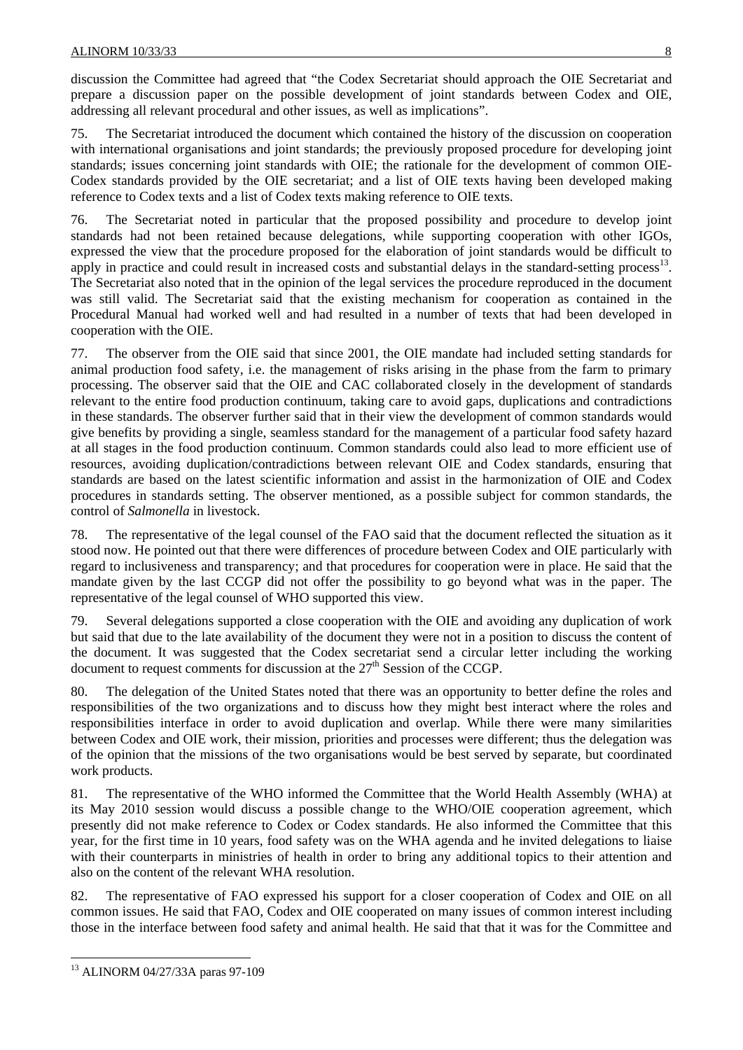discussion the Committee had agreed that "the Codex Secretariat should approach the OIE Secretariat and prepare a discussion paper on the possible development of joint standards between Codex and OIE, addressing all relevant procedural and other issues, as well as implications".

75. The Secretariat introduced the document which contained the history of the discussion on cooperation with international organisations and joint standards; the previously proposed procedure for developing joint standards; issues concerning joint standards with OIE; the rationale for the development of common OIE-Codex standards provided by the OIE secretariat; and a list of OIE texts having been developed making reference to Codex texts and a list of Codex texts making reference to OIE texts.

76. The Secretariat noted in particular that the proposed possibility and procedure to develop joint standards had not been retained because delegations, while supporting cooperation with other IGOs, expressed the view that the procedure proposed for the elaboration of joint standards would be difficult to apply in practice and could result in increased costs and substantial delays in the standard-setting process[13]. The Secretariat also noted that in the opinion of the legal services the procedure reproduced in the document was still valid. The Secretariat said that the existing mechanism for cooperation as contained in the Procedural Manual had worked well and had resulted in a number of texts that had been developed in cooperation with the OIE.

77. The observer from the OIE said that since 2001, the OIE mandate had included setting standards for animal production food safety, i.e. the management of risks arising in the phase from the farm to primary processing. The observer said that the OIE and CAC collaborated closely in the development of standards relevant to the entire food production continuum, taking care to avoid gaps, duplications and contradictions in these standards. The observer further said that in their view the development of common standards would give benefits by providing a single, seamless standard for the management of a particular food safety hazard at all stages in the food production continuum. Common standards could also lead to more efficient use of resources, avoiding duplication/contradictions between relevant OIE and Codex standards, ensuring that standards are based on the latest scientific information and assist in the harmonization of OIE and Codex procedures in standards setting. The observer mentioned, as a possible subject for common standards, the control of *Salmonella* in livestock.

78. The representative of the legal counsel of the FAO said that the document reflected the situation as it stood now. He pointed out that there were differences of procedure between Codex and OIE particularly with regard to inclusiveness and transparency; and that procedures for cooperation were in place. He said that the mandate given by the last CCGP did not offer the possibility to go beyond what was in the paper. The representative of the legal counsel of WHO supported this view.

79. Several delegations supported a close cooperation with the OIE and avoiding any duplication of work but said that due to the late availability of the document they were not in a position to discuss the content of the document. It was suggested that the Codex secretariat send a circular letter including the working document to request comments for discussion at the 27[th] Session of the CCGP.

80. The delegation of the United States noted that there was an opportunity to better define the roles and responsibilities of the two organizations and to discuss how they might best interact where the roles and responsibilities interface in order to avoid duplication and overlap. While there were many similarities between Codex and OIE work, their mission, priorities and processes were different; thus the delegation was of the opinion that the missions of the two organisations would be best served by separate, but coordinated work products.

81. The representative of the WHO informed the Committee that the World Health Assembly (WHA) at its May 2010 session would discuss a possible change to the WHO/OIE cooperation agreement, which presently did not make reference to Codex or Codex standards. He also informed the Committee that this year, for the first time in 10 years, food safety was on the WHA agenda and he invited delegations to liaise with their counterparts in ministries of health in order to bring any additional topics to their attention and also on the content of the relevant WHA resolution.

82. The representative of FAO expressed his support for a closer cooperation of Codex and OIE on all common issues. He said that FAO, Codex and OIE cooperated on many issues of common interest including those in the interface between food safety and animal health. He said that that it was for the Committee and

---

[13] ALINORM 04/27/33A paras 97-109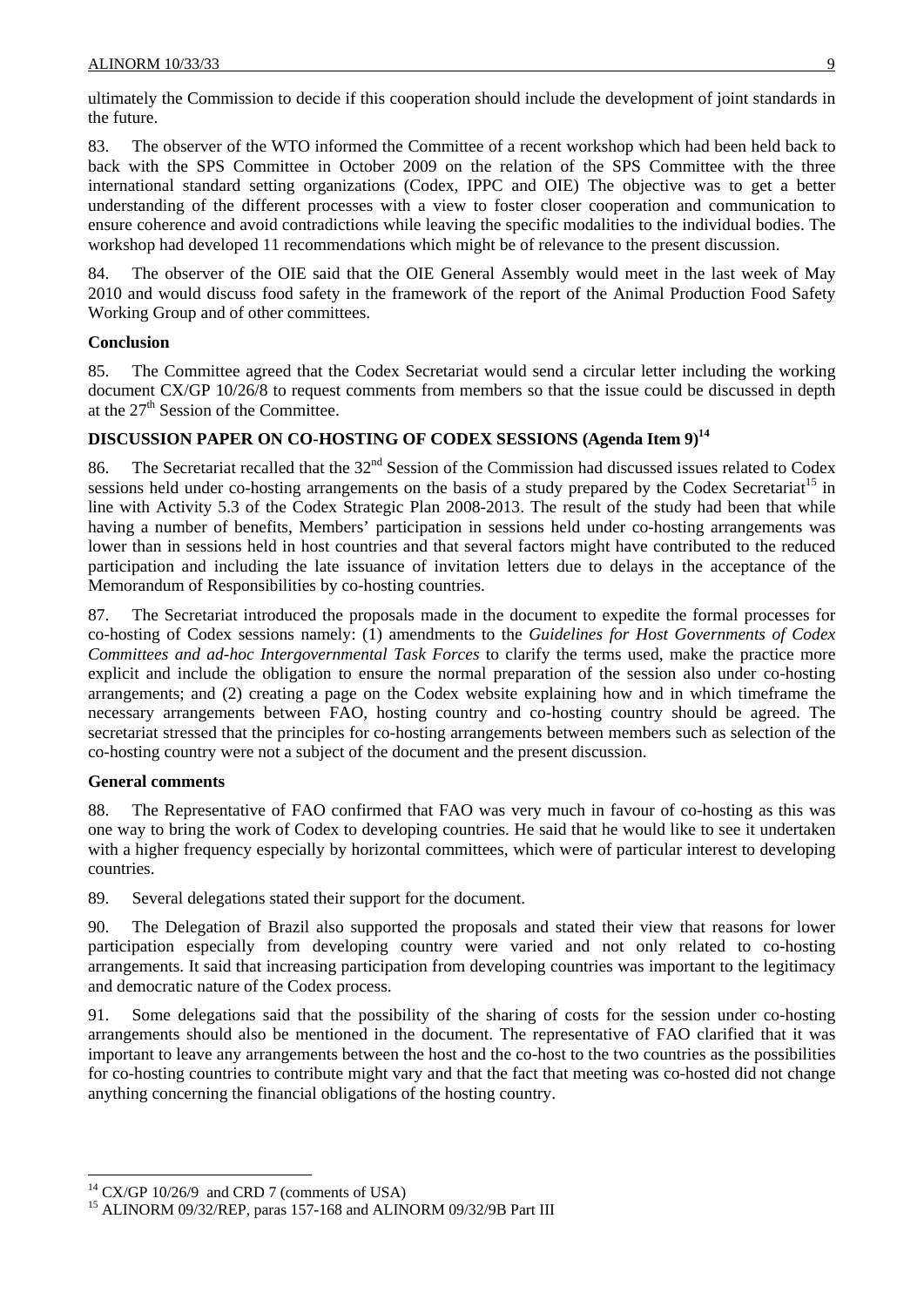ultimately the Commission to decide if this cooperation should include the development of joint standards in the future.

83. The observer of the WTO informed the Committee of a recent workshop which had been held back to back with the SPS Committee in October 2009 on the relation of the SPS Committee with the three international standard setting organizations (Codex, IPPC and OIE) The objective was to get a better understanding of the different processes with a view to foster closer cooperation and communication to ensure coherence and avoid contradictions while leaving the specific modalities to the individual bodies. The workshop had developed 11 recommendations which might be of relevance to the present discussion.

84. The observer of the OIE said that the OIE General Assembly would meet in the last week of May 2010 and would discuss food safety in the framework of the report of the Animal Production Food Safety Working Group and of other committees.

**Conclusion**

85. The Committee agreed that the Codex Secretariat would send a circular letter including the working document CX/GP 10/26/8 to request comments from members so that the issue could be discussed in depth at the 27th Session of the Committee.

## DISCUSSION PAPER ON CO-HOSTING OF CODEX SESSIONS (Agenda Item 9)[14]

86. The Secretariat recalled that the 32nd Session of the Commission had discussed issues related to Codex sessions held under co-hosting arrangements on the basis of a study prepared by the Codex Secretariat[15] in line with Activity 5.3 of the Codex Strategic Plan 2008-2013. The result of the study had been that while having a number of benefits, Members' participation in sessions held under co-hosting arrangements was lower than in sessions held in host countries and that several factors might have contributed to the reduced participation and including the late issuance of invitation letters due to delays in the acceptance of the Memorandum of Responsibilities by co-hosting countries.

87. The Secretariat introduced the proposals made in the document to expedite the formal processes for co-hosting of Codex sessions namely: (1) amendments to the *Guidelines for Host Governments of Codex Committees and ad-hoc Intergovernmental Task Forces* to clarify the terms used, make the practice more explicit and include the obligation to ensure the normal preparation of the session also under co-hosting arrangements; and (2) creating a page on the Codex website explaining how and in which timeframe the necessary arrangements between FAO, hosting country and co-hosting country should be agreed. The secretariat stressed that the principles for co-hosting arrangements between members such as selection of the co-hosting country were not a subject of the document and the present discussion.

**General comments**

88. The Representative of FAO confirmed that FAO was very much in favour of co-hosting as this was one way to bring the work of Codex to developing countries. He said that he would like to see it undertaken with a higher frequency especially by horizontal committees, which were of particular interest to developing countries.

89. Several delegations stated their support for the document.

90. The Delegation of Brazil also supported the proposals and stated their view that reasons for lower participation especially from developing country were varied and not only related to co-hosting arrangements. It said that increasing participation from developing countries was important to the legitimacy and democratic nature of the Codex process.

91. Some delegations said that the possibility of the sharing of costs for the session under co-hosting arrangements should also be mentioned in the document. The representative of FAO clarified that it was important to leave any arrangements between the host and the co-host to the two countries as the possibilities for co-hosting countries to contribute might vary and that the fact that meeting was co-hosted did not change anything concerning the financial obligations of the hosting country.

---

[14] CX/GP 10/26/9 and CRD 7 (comments of USA)

[15] ALINORM 09/32/REP, paras 157-168 and ALINORM 09/32/9B Part III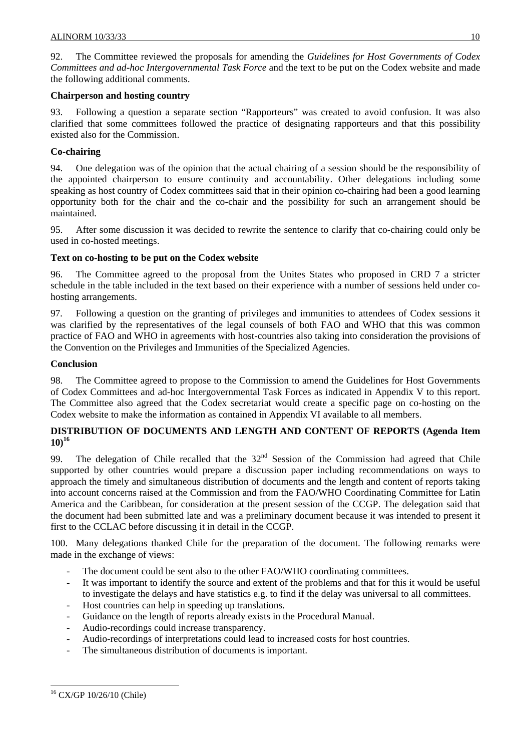92. The Committee reviewed the proposals for amending the *Guidelines for Host Governments of Codex Committees and ad-hoc Intergovernmental Task Force* and the text to be put on the Codex website and made the following additional comments.

**Chairperson and hosting country**

93. Following a question a separate section "Rapporteurs" was created to avoid confusion. It was also clarified that some committees followed the practice of designating rapporteurs and that this possibility existed also for the Commission.

**Co-chairing**

94. One delegation was of the opinion that the actual chairing of a session should be the responsibility of the appointed chairperson to ensure continuity and accountability. Other delegations including some speaking as host country of Codex committees said that in their opinion co-chairing had been a good learning opportunity both for the chair and the co-chair and the possibility for such an arrangement should be maintained.

95. After some discussion it was decided to rewrite the sentence to clarify that co-chairing could only be used in co-hosted meetings.

**Text on co-hosting to be put on the Codex website**

96. The Committee agreed to the proposal from the Unites States who proposed in CRD 7 a stricter schedule in the table included in the text based on their experience with a number of sessions held under co-hosting arrangements.

97. Following a question on the granting of privileges and immunities to attendees of Codex sessions it was clarified by the representatives of the legal counsels of both FAO and WHO that this was common practice of FAO and WHO in agreements with host-countries also taking into consideration the provisions of the Convention on the Privileges and Immunities of the Specialized Agencies.

**Conclusion**

98. The Committee agreed to propose to the Commission to amend the Guidelines for Host Governments of Codex Committees and ad-hoc Intergovernmental Task Forces as indicated in Appendix V to this report. The Committee also agreed that the Codex secretariat would create a specific page on co-hosting on the Codex website to make the information as contained in Appendix VI available to all members.

**DISTRIBUTION OF DOCUMENTS AND LENGTH AND CONTENT OF REPORTS (Agenda Item 10)[16]**

99. The delegation of Chile recalled that the 32nd Session of the Commission had agreed that Chile supported by other countries would prepare a discussion paper including recommendations on ways to approach the timely and simultaneous distribution of documents and the length and content of reports taking into account concerns raised at the Commission and from the FAO/WHO Coordinating Committee for Latin America and the Caribbean, for consideration at the present session of the CCGP. The delegation said that the document had been submitted late and was a preliminary document because it was intended to present it first to the CCLAC before discussing it in detail in the CCGP.

100. Many delegations thanked Chile for the preparation of the document. The following remarks were made in the exchange of views:

- The document could be sent also to the other FAO/WHO coordinating committees.
- It was important to identify the source and extent of the problems and that for this it would be useful to investigate the delays and have statistics e.g. to find if the delay was universal to all committees.
- Host countries can help in speeding up translations.
- Guidance on the length of reports already exists in the Procedural Manual.
- Audio-recordings could increase transparency.
- Audio-recordings of interpretations could lead to increased costs for host countries.
- The simultaneous distribution of documents is important.

[16] CX/GP 10/26/10 (Chile)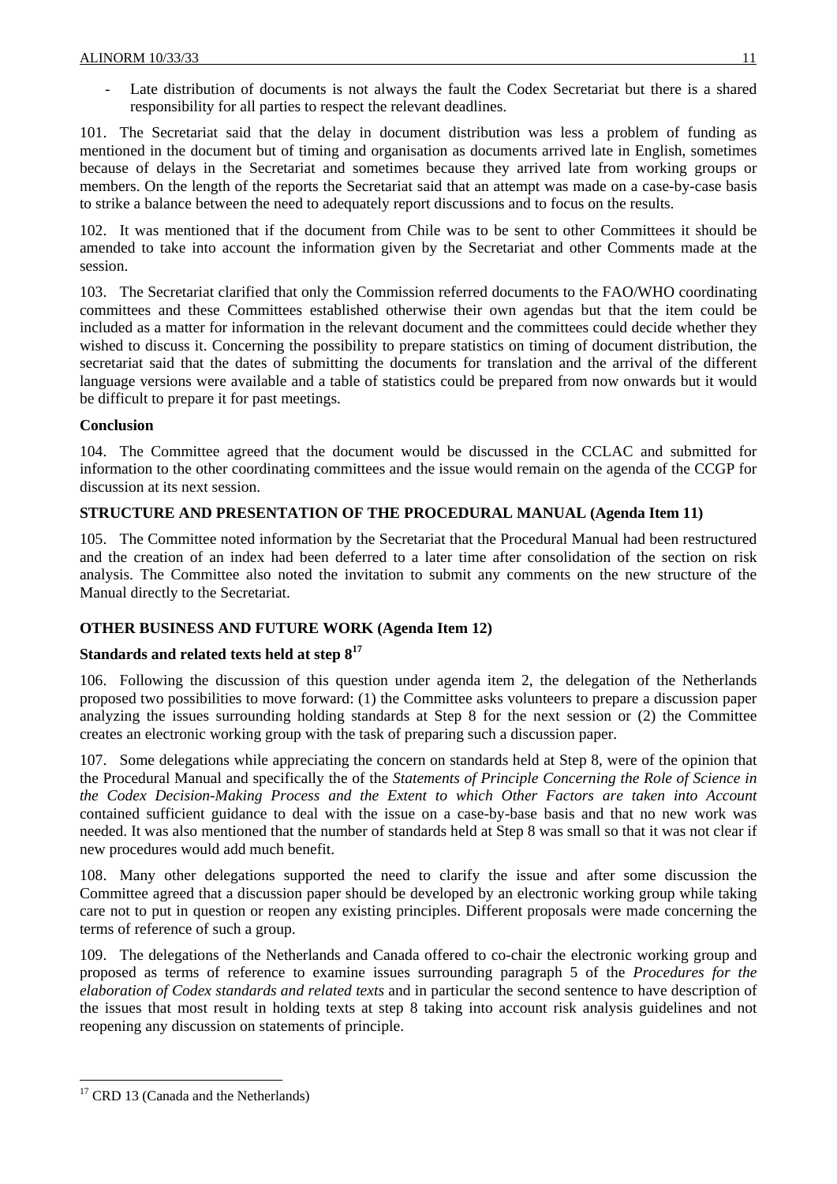- Late distribution of documents is not always the fault the Codex Secretariat but there is a shared responsibility for all parties to respect the relevant deadlines.

101. The Secretariat said that the delay in document distribution was less a problem of funding as mentioned in the document but of timing and organisation as documents arrived late in English, sometimes because of delays in the Secretariat and sometimes because they arrived late from working groups or members. On the length of the reports the Secretariat said that an attempt was made on a case-by-case basis to strike a balance between the need to adequately report discussions and to focus on the results.

102. It was mentioned that if the document from Chile was to be sent to other Committees it should be amended to take into account the information given by the Secretariat and other Comments made at the session.

103. The Secretariat clarified that only the Commission referred documents to the FAO/WHO coordinating committees and these Committees established otherwise their own agendas but that the item could be included as a matter for information in the relevant document and the committees could decide whether they wished to discuss it. Concerning the possibility to prepare statistics on timing of document distribution, the secretariat said that the dates of submitting the documents for translation and the arrival of the different language versions were available and a table of statistics could be prepared from now onwards but it would be difficult to prepare it for past meetings.

**Conclusion**

104. The Committee agreed that the document would be discussed in the CCLAC and submitted for information to the other coordinating committees and the issue would remain on the agenda of the CCGP for discussion at its next session.

**STRUCTURE AND PRESENTATION OF THE PROCEDURAL MANUAL (Agenda Item 11)**

105. The Committee noted information by the Secretariat that the Procedural Manual had been restructured and the creation of an index had been deferred to a later time after consolidation of the section on risk analysis. The Committee also noted the invitation to submit any comments on the new structure of the Manual directly to the Secretariat.

**OTHER BUSINESS AND FUTURE WORK (Agenda Item 12)**

**Standards and related texts held at step 8**[17]

106. Following the discussion of this question under agenda item 2, the delegation of the Netherlands proposed two possibilities to move forward: (1) the Committee asks volunteers to prepare a discussion paper analyzing the issues surrounding holding standards at Step 8 for the next session or (2) the Committee creates an electronic working group with the task of preparing such a discussion paper.

107. Some delegations while appreciating the concern on standards held at Step 8, were of the opinion that the Procedural Manual and specifically the of the *Statements of Principle Concerning the Role of Science in the Codex Decision-Making Process and the Extent to which Other Factors are taken into Account* contained sufficient guidance to deal with the issue on a case-by-base basis and that no new work was needed. It was also mentioned that the number of standards held at Step 8 was small so that it was not clear if new procedures would add much benefit.

108. Many other delegations supported the need to clarify the issue and after some discussion the Committee agreed that a discussion paper should be developed by an electronic working group while taking care not to put in question or reopen any existing principles. Different proposals were made concerning the terms of reference of such a group.

109. The delegations of the Netherlands and Canada offered to co-chair the electronic working group and proposed as terms of reference to examine issues surrounding paragraph 5 of the *Procedures for the elaboration of Codex standards and related texts* and in particular the second sentence to have description of the issues that most result in holding texts at step 8 taking into account risk analysis guidelines and not reopening any discussion on statements of principle.

[17] CRD 13 (Canada and the Netherlands)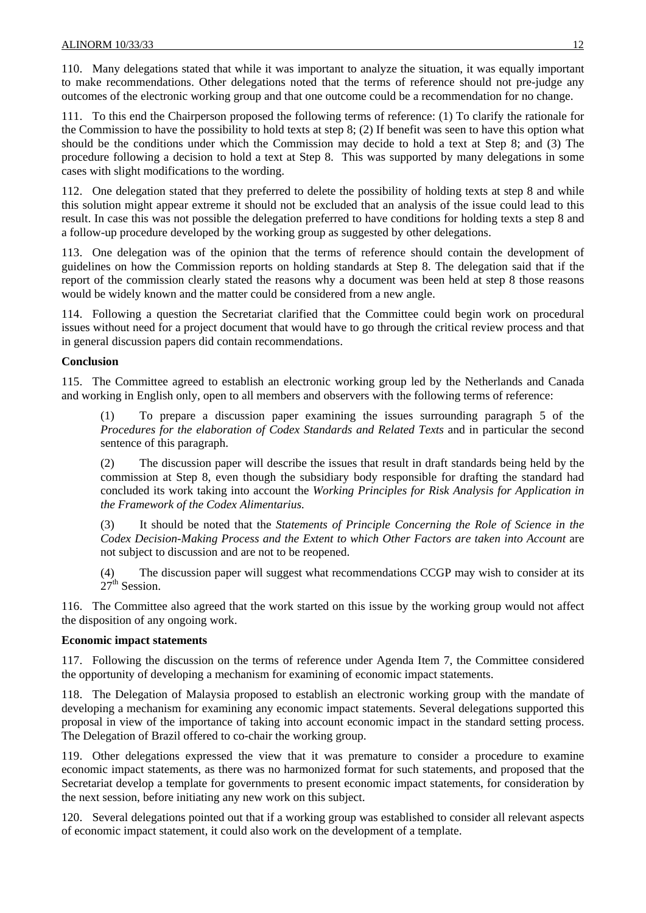110. Many delegations stated that while it was important to analyze the situation, it was equally important to make recommendations. Other delegations noted that the terms of reference should not pre-judge any outcomes of the electronic working group and that one outcome could be a recommendation for no change.

111. To this end the Chairperson proposed the following terms of reference: (1) To clarify the rationale for the Commission to have the possibility to hold texts at step 8; (2) If benefit was seen to have this option what should be the conditions under which the Commission may decide to hold a text at Step 8; and (3) The procedure following a decision to hold a text at Step 8. This was supported by many delegations in some cases with slight modifications to the wording.

112. One delegation stated that they preferred to delete the possibility of holding texts at step 8 and while this solution might appear extreme it should not be excluded that an analysis of the issue could lead to this result. In case this was not possible the delegation preferred to have conditions for holding texts a step 8 and a follow-up procedure developed by the working group as suggested by other delegations.

113. One delegation was of the opinion that the terms of reference should contain the development of guidelines on how the Commission reports on holding standards at Step 8. The delegation said that if the report of the commission clearly stated the reasons why a document was been held at step 8 those reasons would be widely known and the matter could be considered from a new angle.

114. Following a question the Secretariat clarified that the Committee could begin work on procedural issues without need for a project document that would have to go through the critical review process and that in general discussion papers did contain recommendations.

**Conclusion**

115. The Committee agreed to establish an electronic working group led by the Netherlands and Canada and working in English only, open to all members and observers with the following terms of reference:

(1) To prepare a discussion paper examining the issues surrounding paragraph 5 of the *Procedures for the elaboration of Codex Standards and Related Texts* and in particular the second sentence of this paragraph.

(2) The discussion paper will describe the issues that result in draft standards being held by the commission at Step 8, even though the subsidiary body responsible for drafting the standard had concluded its work taking into account the *Working Principles for Risk Analysis for Application in the Framework of the Codex Alimentarius.*

(3) It should be noted that the *Statements of Principle Concerning the Role of Science in the Codex Decision-Making Process and the Extent to which Other Factors are taken into Account* are not subject to discussion and are not to be reopened.

(4) The discussion paper will suggest what recommendations CCGP may wish to consider at its 27th Session.

116. The Committee also agreed that the work started on this issue by the working group would not affect the disposition of any ongoing work.

**Economic impact statements**

117. Following the discussion on the terms of reference under Agenda Item 7, the Committee considered the opportunity of developing a mechanism for examining of economic impact statements.

118. The Delegation of Malaysia proposed to establish an electronic working group with the mandate of developing a mechanism for examining any economic impact statements. Several delegations supported this proposal in view of the importance of taking into account economic impact in the standard setting process. The Delegation of Brazil offered to co-chair the working group.

119. Other delegations expressed the view that it was premature to consider a procedure to examine economic impact statements, as there was no harmonized format for such statements, and proposed that the Secretariat develop a template for governments to present economic impact statements, for consideration by the next session, before initiating any new work on this subject.

120. Several delegations pointed out that if a working group was established to consider all relevant aspects of economic impact statement, it could also work on the development of a template.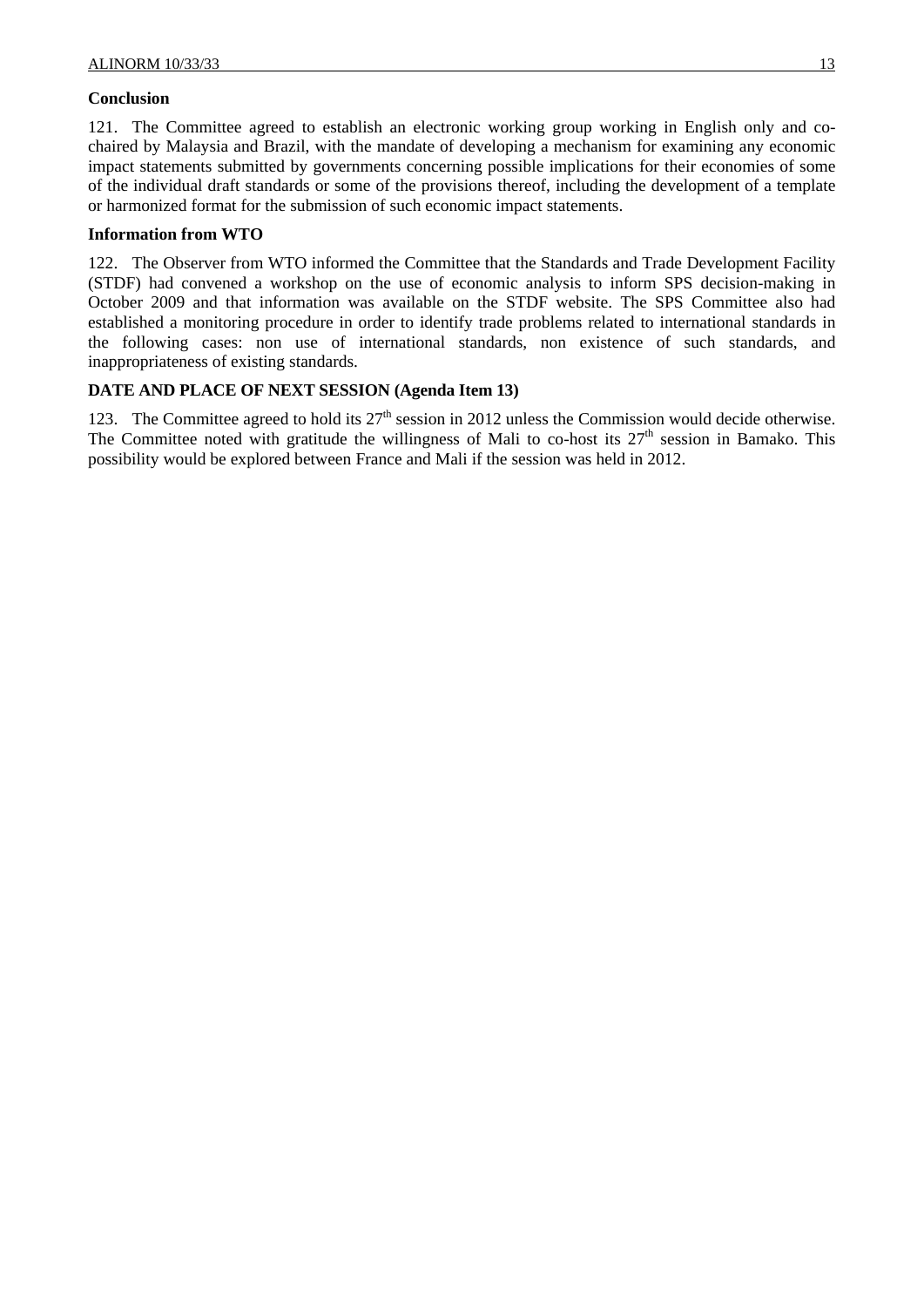**Conclusion**

121. The Committee agreed to establish an electronic working group working in English only and co-chaired by Malaysia and Brazil, with the mandate of developing a mechanism for examining any economic impact statements submitted by governments concerning possible implications for their economies of some of the individual draft standards or some of the provisions thereof, including the development of a template or harmonized format for the submission of such economic impact statements.

**Information from WTO**

122. The Observer from WTO informed the Committee that the Standards and Trade Development Facility (STDF) had convened a workshop on the use of economic analysis to inform SPS decision-making in October 2009 and that information was available on the STDF website. The SPS Committee also had established a monitoring procedure in order to identify trade problems related to international standards in the following cases: non use of international standards, non existence of such standards, and inappropriateness of existing standards.

**DATE AND PLACE OF NEXT SESSION (Agenda Item 13)**

123. The Committee agreed to hold its 27th session in 2012 unless the Commission would decide otherwise. The Committee noted with gratitude the willingness of Mali to co-host its 27th session in Bamako. This possibility would be explored between France and Mali if the session was held in 2012.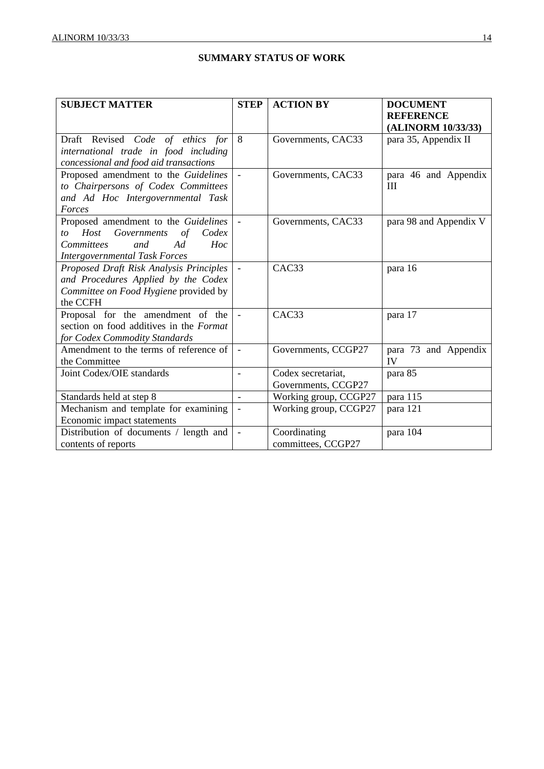## SUMMARY STATUS OF WORK

| SUBJECT MATTER | STEP | ACTION BY | DOCUMENT REFERENCE (ALINORM 10/33/33) |
|---|---|---|---|
| Draft Revised *Code of ethics for international trade in food including concessional and food aid transactions* | 8 | Governments, CAC33 | para 35, Appendix II |
| Proposed amendment to the *Guidelines to Chairpersons of Codex Committees and Ad Hoc Intergovernmental Task Forces* | - | Governments, CAC33 | para 46 and Appendix III |
| Proposed amendment to the *Guidelines to Host Governments of Codex Committees and Ad Hoc Intergovernmental Task Forces* | - | Governments, CAC33 | para 98 and Appendix V |
| *Proposed Draft Risk Analysis Principles and Procedures Applied by the Codex Committee on Food Hygiene* provided by the CCFH | - | CAC33 | para 16 |
| Proposal for the amendment of the section on food additives in the *Format for Codex Commodity Standards* | - | CAC33 | para 17 |
| Amendment to the terms of reference of the Committee | - | Governments, CCGP27 | para 73 and Appendix IV |
| Joint Codex/OIE standards | - | Codex secretariat, Governments, CCGP27 | para 85 |
| Standards held at step 8 | - | Working group, CCGP27 | para 115 |
| Mechanism and template for examining Economic impact statements | - | Working group, CCGP27 | para 121 |
| Distribution of documents / length and contents of reports | - | Coordinating committees, CCGP27 | para 104 |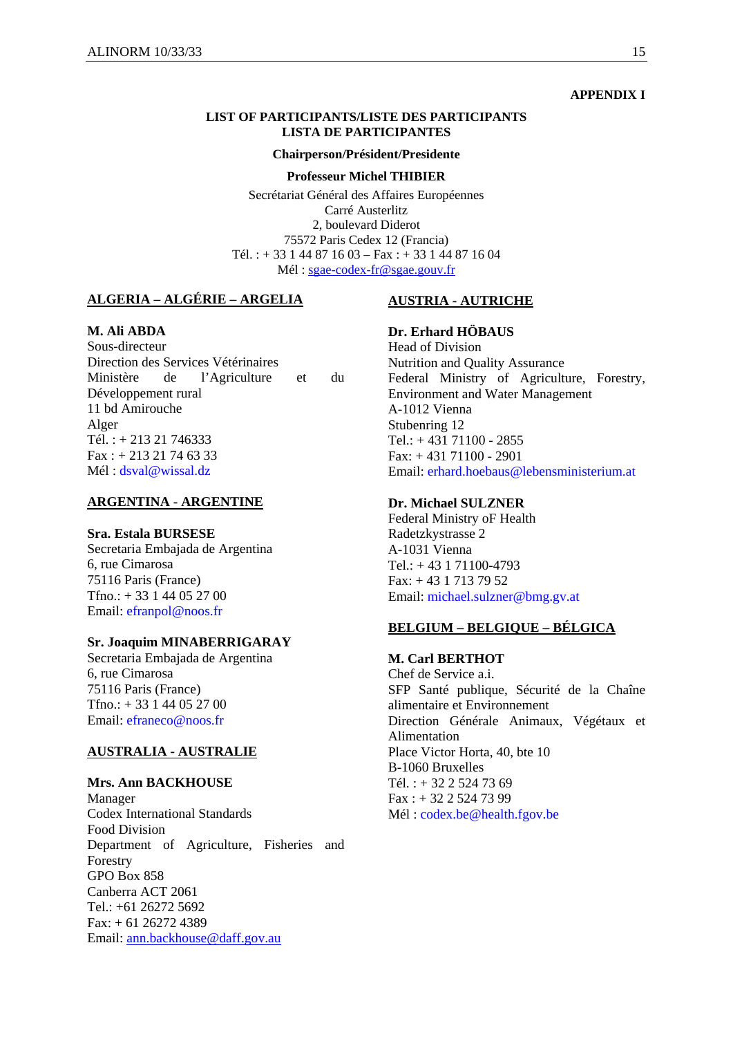**APPENDIX I**

**LIST OF PARTICIPANTS/LISTE DES PARTICIPANTS**
**LISTA DE PARTICIPANTES**

**Chairperson/Président/Presidente**

**Professeur Michel THIBIER**

Secrétariat Général des Affaires Européennes
Carré Austerlitz
2, boulevard Diderot
75572 Paris Cedex 12 (Francia)
Tél. : + 33 1 44 87 16 03 – Fax : + 33 1 44 87 16 04
Mél : sgae-codex-fr@sgae.gouv.fr

## ALGERIA – ALGÉRIE – ARGELIA

**M. Ali ABDA**
Sous-directeur
Direction des Services Vétérinaires
Ministère de l'Agriculture et du Développement rural
11 bd Amirouche
Alger
Tél. : + 213 21 746333
Fax : + 213 21 74 63 33
Mél : dsval@wissal.dz

## ARGENTINA - ARGENTINE

**Sra. Estala BURSESE**
Secretaria Embajada de Argentina
6, rue Cimarosa
75116 Paris (France)
Tfno.: + 33 1 44 05 27 00
Email: efranpol@noos.fr

**Sr. Joaquim MINABERRIGARAY**
Secretaria Embajada de Argentina
6, rue Cimarosa
75116 Paris (France)
Tfno.: + 33 1 44 05 27 00
Email: efraneco@noos.fr

## AUSTRALIA - AUSTRALIE

**Mrs. Ann BACKHOUSE**
Manager
Codex International Standards
Food Division
Department of Agriculture, Fisheries and Forestry
GPO Box 858
Canberra ACT 2061
Tel.: +61 26272 5692
Fax: + 61 26272 4389
Email: ann.backhouse@daff.gov.au

## AUSTRIA - AUTRICHE

**Dr. Erhard HÖBAUS**
Head of Division
Nutrition and Quality Assurance
Federal Ministry of Agriculture, Forestry, Environment and Water Management
A-1012 Vienna
Stubenring 12
Tel.: + 431 71100 - 2855
Fax: + 431 71100 - 2901
Email: erhard.hoebaus@lebensministerium.at

**Dr. Michael SULZNER**
Federal Ministry oF Health
Radetzkystrasse 2
A-1031 Vienna
Tel.: + 43 1 71100-4793
Fax: + 43 1 713 79 52
Email: michael.sulzner@bmg.gv.at

## BELGIUM – BELGIQUE – BÉLGICA

**M. Carl BERTHOT**
Chef de Service a.i.
SFP Santé publique, Sécurité de la Chaîne alimentaire et Environnement
Direction Générale Animaux, Végétaux et Alimentation
Place Victor Horta, 40, bte 10
B-1060 Bruxelles
Tél. : + 32 2 524 73 69
Fax : + 32 2 524 73 99
Mél : codex.be@health.fgov.be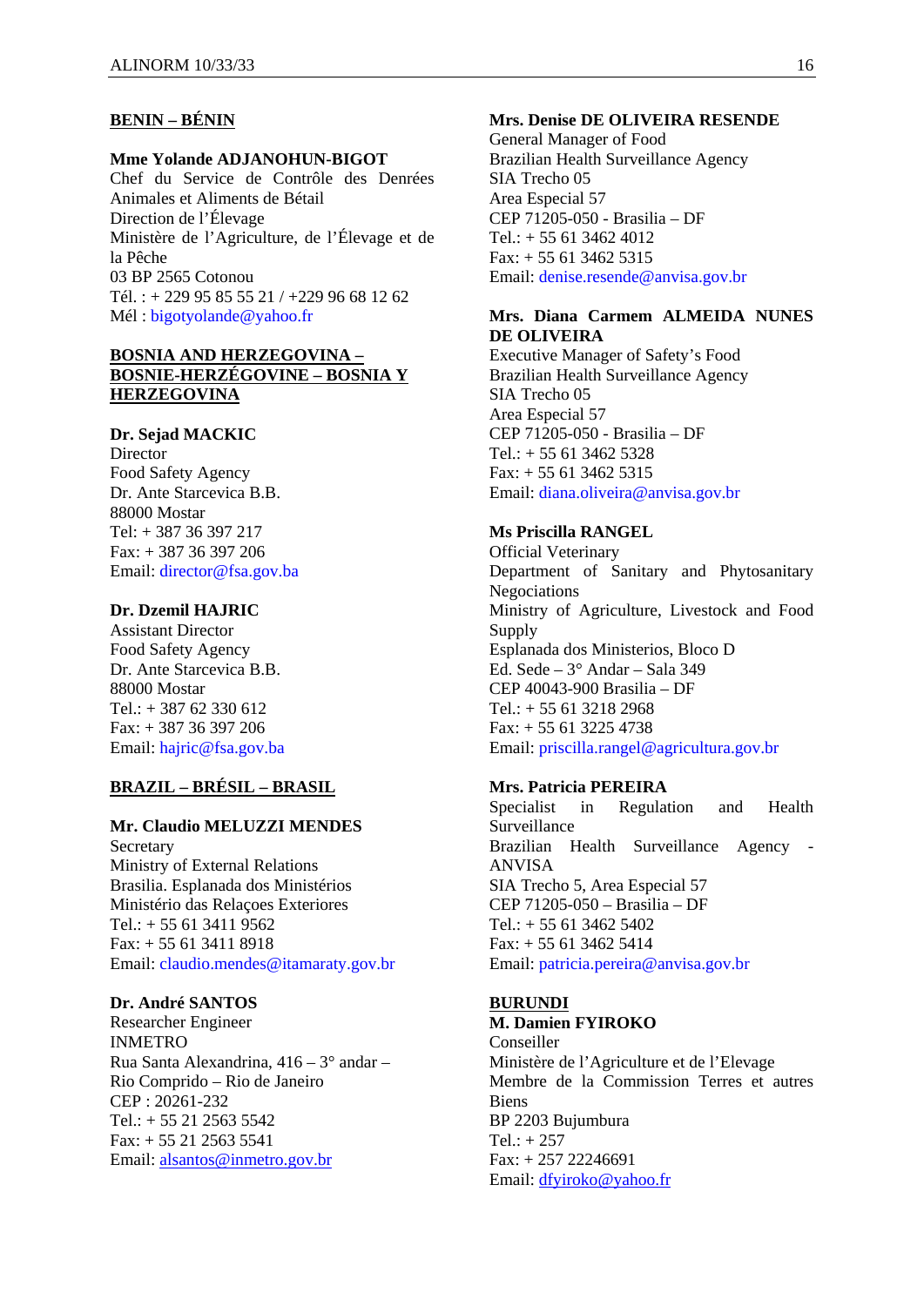**BENIN – BÉNIN**

**Mme Yolande ADJANOHUN-BIGOT**
Chef du Service de Contrôle des Denrées Animales et Aliments de Bétail
Direction de l'Élevage
Ministère de l'Agriculture, de l'Élevage et de la Pêche
03 BP 2565 Cotonou
Tél. : + 229 95 85 55 21 / +229 96 68 12 62
Mél : bigotyolande@yahoo.fr

**BOSNIA AND HERZEGOVINA – BOSNIE-HERZÉGOVINE – BOSNIA Y HERZEGOVINA**

**Dr. Sejad MACKIC**
Director
Food Safety Agency
Dr. Ante Starcevica B.B.
88000 Mostar
Tel: + 387 36 397 217
Fax: + 387 36 397 206
Email: director@fsa.gov.ba

**Dr. Dzemil HAJRIC**
Assistant Director
Food Safety Agency
Dr. Ante Starcevica B.B.
88000 Mostar
Tel.: + 387 62 330 612
Fax: + 387 36 397 206
Email: hajric@fsa.gov.ba

**BRAZIL – BRÉSIL – BRASIL**

**Mr. Claudio MELUZZI MENDES**
Secretary
Ministry of External Relations
Brasilia. Esplanada dos Ministérios
Ministério das Relaçoes Exteriores
Tel.: + 55 61 3411 9562
Fax: + 55 61 3411 8918
Email: claudio.mendes@itamaraty.gov.br

**Dr. André SANTOS**
Researcher Engineer
INMETRO
Rua Santa Alexandrina, 416 – 3° andar – Rio Comprido – Rio de Janeiro
CEP : 20261-232
Tel.: + 55 21 2563 5542
Fax: + 55 21 2563 5541
Email: alsantos@inmetro.gov.br

**Mrs. Denise DE OLIVEIRA RESENDE**
General Manager of Food
Brazilian Health Surveillance Agency
SIA Trecho 05
Area Especial 57
CEP 71205-050 - Brasilia – DF
Tel.: + 55 61 3462 4012
Fax: + 55 61 3462 5315
Email: denise.resende@anvisa.gov.br

**Mrs. Diana Carmem ALMEIDA NUNES DE OLIVEIRA**
Executive Manager of Safety's Food
Brazilian Health Surveillance Agency
SIA Trecho 05
Area Especial 57
CEP 71205-050 - Brasilia – DF
Tel.: + 55 61 3462 5328
Fax: + 55 61 3462 5315
Email: diana.oliveira@anvisa.gov.br

**Ms Priscilla RANGEL**
Official Veterinary
Department of Sanitary and Phytosanitary Negociations
Ministry of Agriculture, Livestock and Food Supply
Esplanada dos Ministerios, Bloco D
Ed. Sede – 3° Andar – Sala 349
CEP 40043-900 Brasilia – DF
Tel.: + 55 61 3218 2968
Fax: + 55 61 3225 4738
Email: priscilla.rangel@agricultura.gov.br

**Mrs. Patricia PEREIRA**
Specialist in Regulation and Health Surveillance
Brazilian Health Surveillance Agency - ANVISA
SIA Trecho 5, Area Especial 57
CEP 71205-050 – Brasilia – DF
Tel.: + 55 61 3462 5402
Fax: + 55 61 3462 5414
Email: patricia.pereira@anvisa.gov.br

**BURUNDI**

**M. Damien FYIROKO**
Conseiller
Ministère de l'Agriculture et de l'Elevage
Membre de la Commission Terres et autres Biens
BP 2203 Bujumbura
Tel.: + 257
Fax: + 257 22246691
Email: dfyiroko@yahoo.fr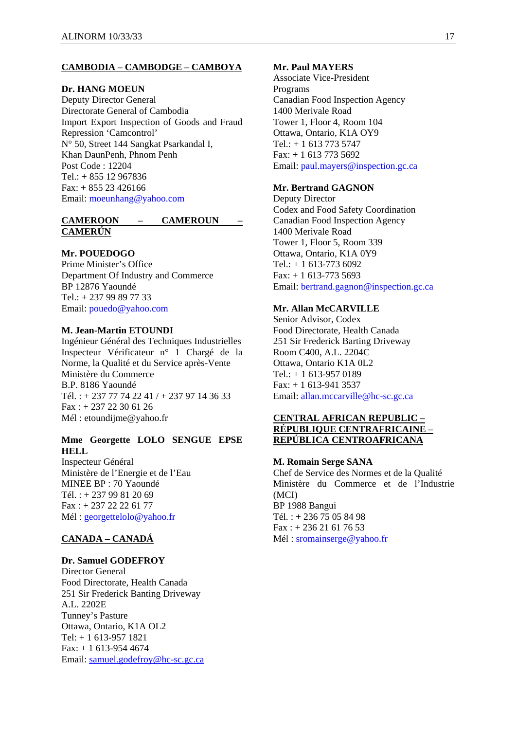**CAMBODIA – CAMBODGE – CAMBOYA**

**Dr. HANG MOEUN**
Deputy Director General
Directorate General of Cambodia
Import Export Inspection of Goods and Fraud Repression 'Camcontrol'
N° 50, Street 144 Sangkat Psarkandal I,
Khan DaunPenh, Phnom Penh
Post Code : 12204
Tel.: + 855 12 967836
Fax: + 855 23 426166
Email: moeunhang@yahoo.com

**CAMEROON – CAMEROUN – CAMERÚN**

**Mr. POUEDOGO**
Prime Minister's Office
Department Of Industry and Commerce
BP 12876 Yaoundé
Tel.: + 237 99 89 77 33
Email: pouedo@yahoo.com

**M. Jean-Martin ETOUNDI**
Ingénieur Général des Techniques Industrielles
Inspecteur Vérificateur n° 1 Chargé de la Norme, la Qualité et du Service après-Vente
Ministère du Commerce
B.P. 8186 Yaoundé
Tél. : + 237 77 74 22 41 / + 237 97 14 36 33
Fax : + 237 22 30 61 26
Mél : etoundijme@yahoo.fr

**Mme Georgette LOLO SENGUE EPSE HELL**
Inspecteur Général
Ministère de l'Energie et de l'Eau
MINEE BP : 70 Yaoundé
Tél. : + 237 99 81 20 69
Fax : + 237 22 22 61 77
Mél : georgettelolo@yahoo.fr

**CANADA – CANADÁ**

**Dr. Samuel GODEFROY**
Director General
Food Directorate, Health Canada
251 Sir Frederick Banting Driveway
A.L. 2202E
Tunney's Pasture
Ottawa, Ontario, K1A OL2
Tel: + 1 613-957 1821
Fax: + 1 613-954 4674
Email: samuel.godefroy@hc-sc.gc.ca

**Mr. Paul MAYERS**
Associate Vice-President
Programs
Canadian Food Inspection Agency
1400 Merivale Road
Tower 1, Floor 4, Room 104
Ottawa, Ontario, K1A OY9
Tel.: + 1 613 773 5747
Fax: + 1 613 773 5692
Email: paul.mayers@inspection.gc.ca

**Mr. Bertrand GAGNON**
Deputy Director
Codex and Food Safety Coordination
Canadian Food Inspection Agency
1400 Merivale Road
Tower 1, Floor 5, Room 339
Ottawa, Ontario, K1A 0Y9
Tel.: + 1 613-773 6092
Fax: + 1 613-773 5693
Email: bertrand.gagnon@inspection.gc.ca

**Mr. Allan McCARVILLE**
Senior Advisor, Codex
Food Directorate, Health Canada
251 Sir Frederick Barting Driveway
Room C400, A.L. 2204C
Ottawa, Ontario K1A 0L2
Tel.: + 1 613-957 0189
Fax: + 1 613-941 3537
Email: allan.mccarville@hc-sc.gc.ca

**CENTRAL AFRICAN REPUBLIC – RÉPUBLIQUE CENTRAFRICAINE – REPÚBLICA CENTROAFRICANA**

**M. Romain Serge SANA**
Chef de Service des Normes et de la Qualité
Ministère du Commerce et de l'Industrie (MCI)
BP 1988 Bangui
Tél. : + 236 75 05 84 98
Fax : + 236 21 61 76 53
Mél : sromainserge@yahoo.fr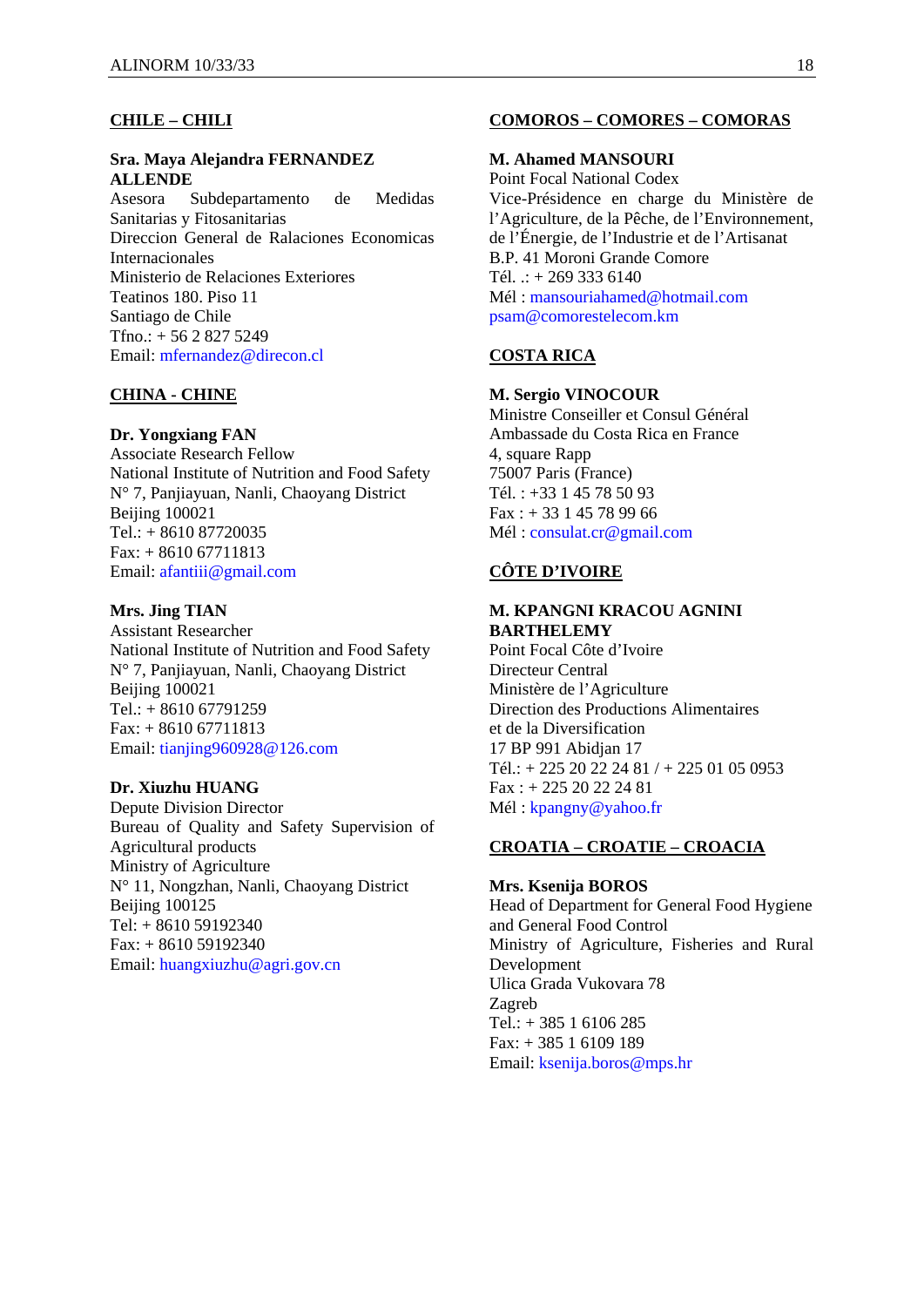**CHILE – CHILI**

**Sra. Maya Alejandra FERNANDEZ ALLENDE**
Asesora Subdepartamento de Medidas Sanitarias y Fitosanitarias
Direccion General de Ralaciones Economicas Internacionales
Ministerio de Relaciones Exteriores
Teatinos 180. Piso 11
Santiago de Chile
Tfno.: + 56 2 827 5249
Email: mfernandez@direcon.cl

**CHINA - CHINE**

**Dr. Yongxiang FAN**
Associate Research Fellow
National Institute of Nutrition and Food Safety
N° 7, Panjiayuan, Nanli, Chaoyang District
Beijing 100021
Tel.: + 8610 87720035
Fax: + 8610 67711813
Email: afantiii@gmail.com

**Mrs. Jing TIAN**
Assistant Researcher
National Institute of Nutrition and Food Safety
N° 7, Panjiayuan, Nanli, Chaoyang District
Beijing 100021
Tel.: + 8610 67791259
Fax: + 8610 67711813
Email: tianjing960928@126.com

**Dr. Xiuzhu HUANG**
Depute Division Director
Bureau of Quality and Safety Supervision of Agricultural products
Ministry of Agriculture
N° 11, Nongzhan, Nanli, Chaoyang District
Beijing 100125
Tel: + 8610 59192340
Fax: + 8610 59192340
Email: huangxiuzhu@agri.gov.cn

**COMOROS – COMORES – COMORAS**

**M. Ahamed MANSOURI**
Point Focal National Codex
Vice-Présidence en charge du Ministère de l'Agriculture, de la Pêche, de l'Environnement, de l'Énergie, de l'Industrie et de l'Artisanat
B.P. 41 Moroni Grande Comore
Tél. .: + 269 333 6140
Mél : mansouriahamed@hotmail.com
psam@comorestelecom.km

**COSTA RICA**

**M. Sergio VINOCOUR**
Ministre Conseiller et Consul Général
Ambassade du Costa Rica en France
4, square Rapp
75007 Paris (France)
Tél. : +33 1 45 78 50 93
Fax : + 33 1 45 78 99 66
Mél : consulat.cr@gmail.com

**CÔTE D'IVOIRE**

**M. KPANGNI KRACOU AGNINI BARTHELEMY**
Point Focal Côte d'Ivoire
Directeur Central
Ministère de l'Agriculture
Direction des Productions Alimentaires et de la Diversification
17 BP 991 Abidjan 17
Tél.: + 225 20 22 24 81 / + 225 01 05 0953
Fax : + 225 20 22 24 81
Mél : kpangny@yahoo.fr

**CROATIA – CROATIE – CROACIA**

**Mrs. Ksenija BOROS**
Head of Department for General Food Hygiene and General Food Control
Ministry of Agriculture, Fisheries and Rural Development
Ulica Grada Vukovara 78
Zagreb
Tel.: + 385 1 6106 285
Fax: + 385 1 6109 189
Email: ksenija.boros@mps.hr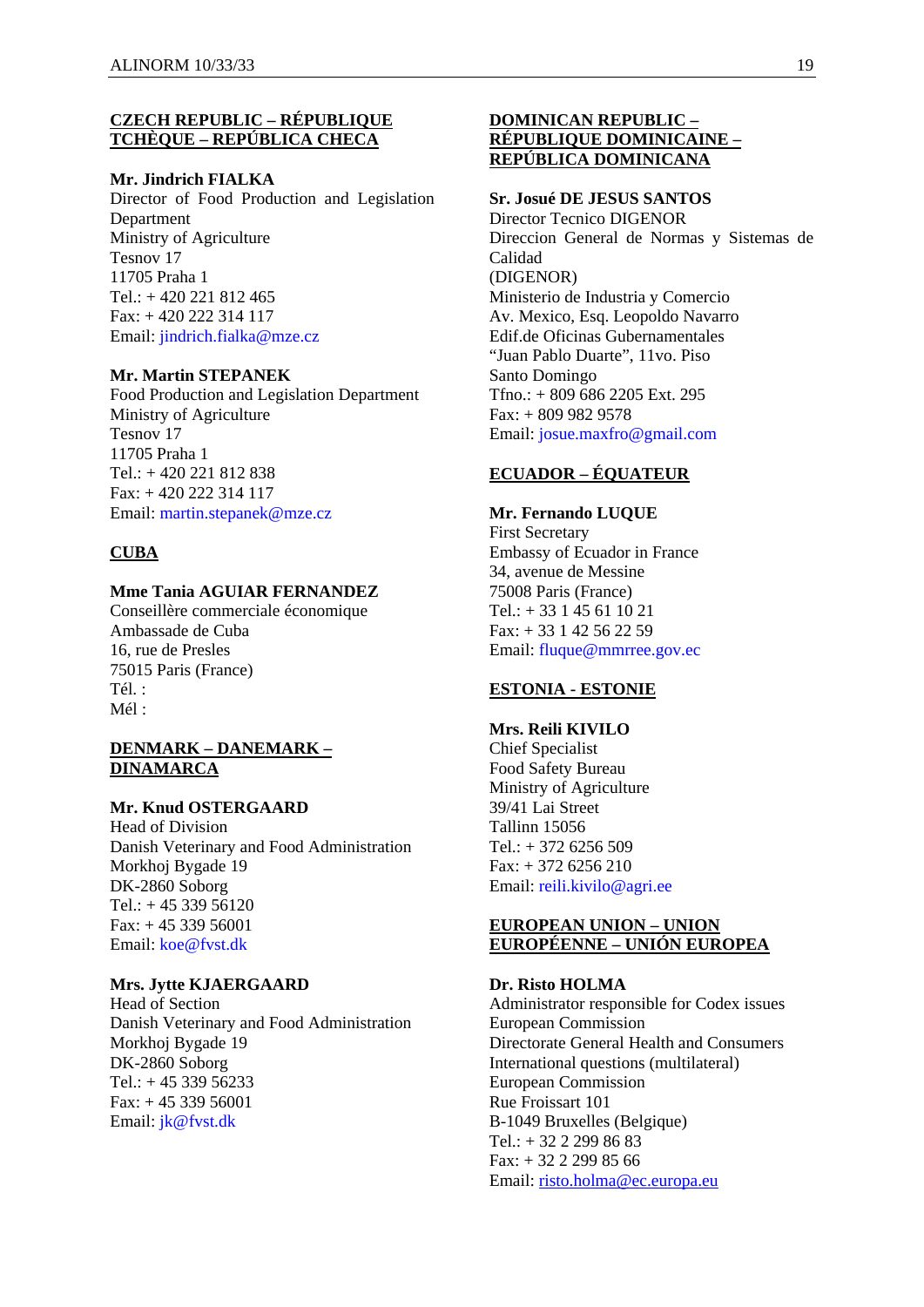**CZECH REPUBLIC – RÉPUBLIQUE TCHÈQUE – REPÚBLICA CHECA**

**Mr. Jindrich FIALKA**
Director of Food Production and Legislation Department
Ministry of Agriculture
Tesnov 17
11705 Praha 1
Tel.: + 420 221 812 465
Fax: + 420 222 314 117
Email: jindrich.fialka@mze.cz

**Mr. Martin STEPANEK**
Food Production and Legislation Department
Ministry of Agriculture
Tesnov 17
11705 Praha 1
Tel.: + 420 221 812 838
Fax: + 420 222 314 117
Email: martin.stepanek@mze.cz

**CUBA**

**Mme Tania AGUIAR FERNANDEZ**
Conseillère commerciale économique
Ambassade de Cuba
16, rue de Presles
75015 Paris (France)
Tél. :
Mél :

**DENMARK – DANEMARK – DINAMARCA**

**Mr. Knud OSTERGAARD**
Head of Division
Danish Veterinary and Food Administration
Morkhoj Bygade 19
DK-2860 Soborg
Tel.: + 45 339 56120
Fax: + 45 339 56001
Email: koe@fvst.dk

**Mrs. Jytte KJAERGAARD**
Head of Section
Danish Veterinary and Food Administration
Morkhoj Bygade 19
DK-2860 Soborg
Tel.: + 45 339 56233
Fax: + 45 339 56001
Email: jk@fvst.dk

**DOMINICAN REPUBLIC – RÉPUBLIQUE DOMINICAINE – REPÚBLICA DOMINICANA**

**Sr. Josué DE JESUS SANTOS**
Director Tecnico DIGENOR
Direccion General de Normas y Sistemas de Calidad
(DIGENOR)
Ministerio de Industria y Comercio
Av. Mexico, Esq. Leopoldo Navarro
Edif.de Oficinas Gubernamentales
"Juan Pablo Duarte", 11vo. Piso
Santo Domingo
Tfno.: + 809 686 2205 Ext. 295
Fax: + 809 982 9578
Email: josue.maxfro@gmail.com

**ECUADOR – ÉQUATEUR**

**Mr. Fernando LUQUE**
First Secretary
Embassy of Ecuador in France
34, avenue de Messine
75008 Paris (France)
Tel.: + 33 1 45 61 10 21
Fax: + 33 1 42 56 22 59
Email: fluque@mmrree.gov.ec

**ESTONIA - ESTONIE**

**Mrs. Reili KIVILO**
Chief Specialist
Food Safety Bureau
Ministry of Agriculture
39/41 Lai Street
Tallinn 15056
Tel.: + 372 6256 509
Fax: + 372 6256 210
Email: reili.kivilo@agri.ee

**EUROPEAN UNION – UNION EUROPÉENNE – UNIÓN EUROPEA**

**Dr. Risto HOLMA**
Administrator responsible for Codex issues
European Commission
Directorate General Health and Consumers
International questions (multilateral)
European Commission
Rue Froissart 101
B-1049 Bruxelles (Belgique)
Tel.: + 32 2 299 86 83
Fax: + 32 2 299 85 66
Email: risto.holma@ec.europa.eu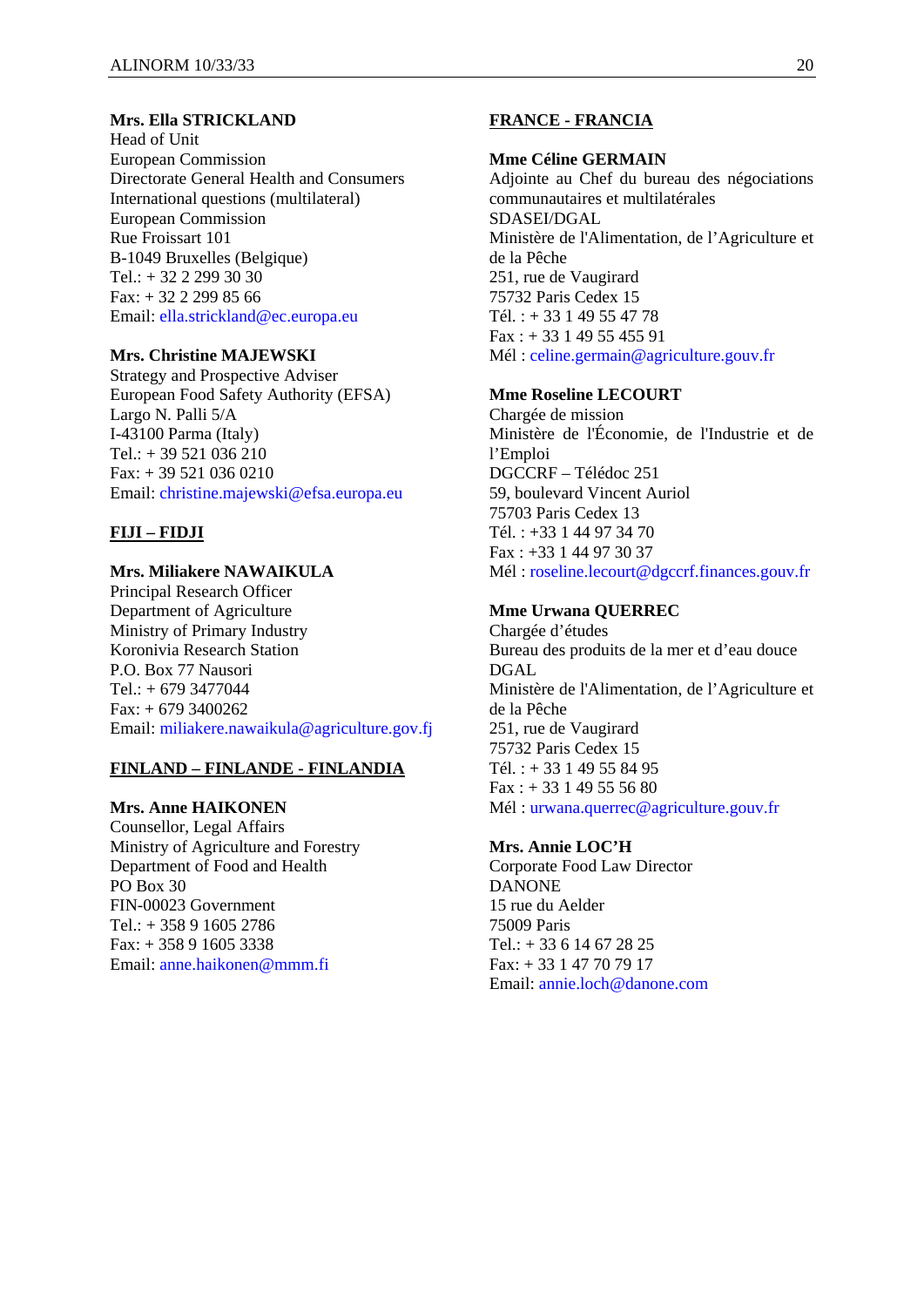**Mrs. Ella STRICKLAND**
Head of Unit
European Commission
Directorate General Health and Consumers
International questions (multilateral)
European Commission
Rue Froissart 101
B-1049 Bruxelles (Belgique)
Tel.: + 32 2 299 30 30
Fax: + 32 2 299 85 66
Email: ella.strickland@ec.europa.eu

**Mrs. Christine MAJEWSKI**
Strategy and Prospective Adviser
European Food Safety Authority (EFSA)
Largo N. Palli 5/A
I-43100 Parma (Italy)
Tel.: + 39 521 036 210
Fax: + 39 521 036 0210
Email: christine.majewski@efsa.europa.eu

## FIJI – FIDJI

**Mrs. Miliakere NAWAIKULA**
Principal Research Officer
Department of Agriculture
Ministry of Primary Industry
Koronivia Research Station
P.O. Box 77 Nausori
Tel.: + 679 3477044
Fax: + 679 3400262
Email: miliakere.nawaikula@agriculture.gov.fj

## FINLAND – FINLANDE - FINLANDIA

**Mrs. Anne HAIKONEN**
Counsellor, Legal Affairs
Ministry of Agriculture and Forestry
Department of Food and Health
PO Box 30
FIN-00023 Government
Tel.: + 358 9 1605 2786
Fax: + 358 9 1605 3338
Email: anne.haikonen@mmm.fi

## FRANCE - FRANCIA

**Mme Céline GERMAIN**
Adjointe au Chef du bureau des négociations communautaires et multilatérales
SDASEI/DGAL
Ministère de l'Alimentation, de l'Agriculture et de la Pêche
251, rue de Vaugirard
75732 Paris Cedex 15
Tél. : + 33 1 49 55 47 78
Fax : + 33 1 49 55 455 91
Mél : celine.germain@agriculture.gouv.fr

**Mme Roseline LECOURT**
Chargée de mission
Ministère de l'Économie, de l'Industrie et de l'Emploi
DGCCRF – Télédoc 251
59, boulevard Vincent Auriol
75703 Paris Cedex 13
Tél. : +33 1 44 97 34 70
Fax : +33 1 44 97 30 37
Mél : roseline.lecourt@dgccrf.finances.gouv.fr

**Mme Urwana QUERREC**
Chargée d'études
Bureau des produits de la mer et d'eau douce
DGAL
Ministère de l'Alimentation, de l'Agriculture et de la Pêche
251, rue de Vaugirard
75732 Paris Cedex 15
Tél. : + 33 1 49 55 84 95
Fax : + 33 1 49 55 56 80
Mél : urwana.querrec@agriculture.gouv.fr

**Mrs. Annie LOC'H**
Corporate Food Law Director
DANONE
15 rue du Aelder
75009 Paris
Tel.: + 33 6 14 67 28 25
Fax: + 33 1 47 70 79 17
Email: annie.loch@danone.com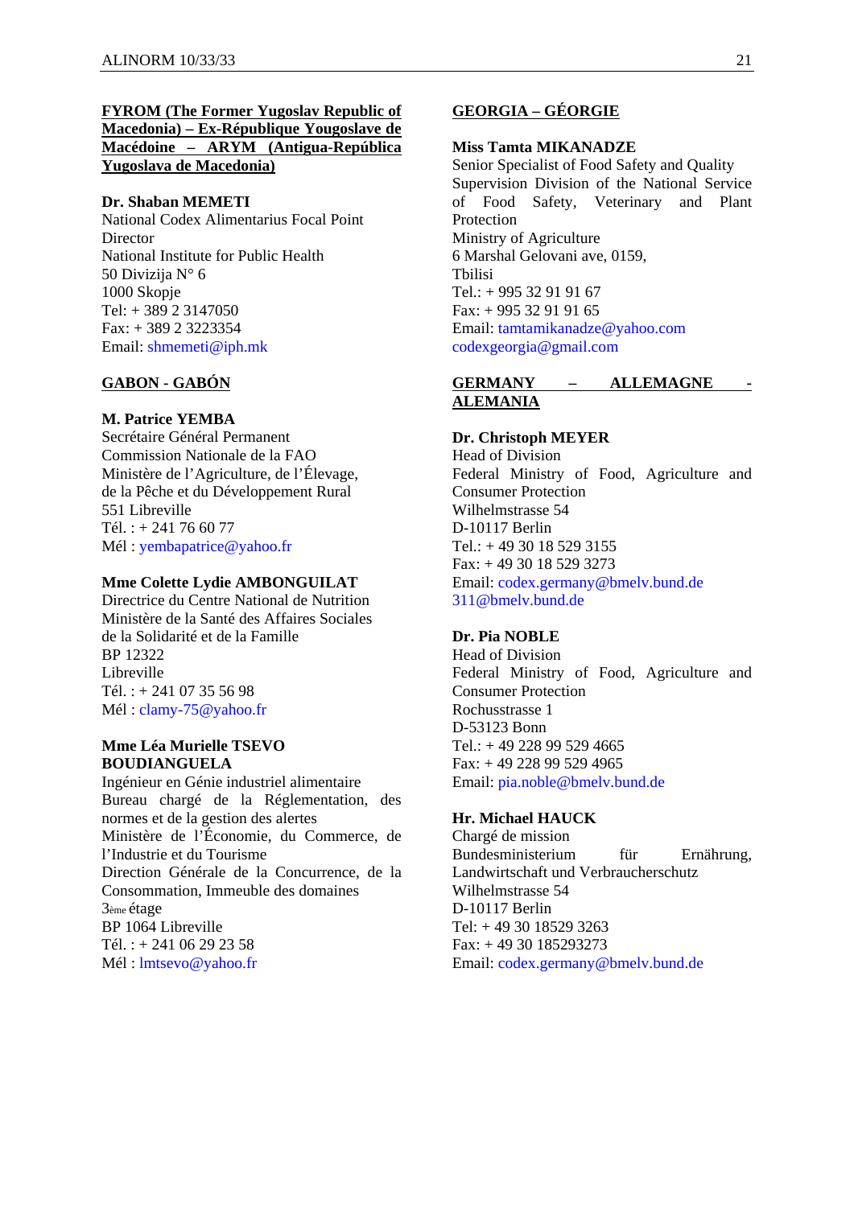**FYROM (The Former Yugoslav Republic of Macedonia) – Ex-République Yougoslave de Macédoine – ARYM (Antigua-República Yugoslava de Macedonia)**

**Dr. Shaban MEMETI**
National Codex Alimentarius Focal Point
Director
National Institute for Public Health
50 Divizija N° 6
1000 Skopje
Tel: + 389 2 3147050
Fax: + 389 2 3223354
Email: shmemeti@iph.mk

**GABON - GABÓN**

**M. Patrice YEMBA**
Secrétaire Général Permanent
Commission Nationale de la FAO
Ministère de l'Agriculture, de l'Élevage, de la Pêche et du Développement Rural
551 Libreville
Tél. : + 241 76 60 77
Mél : yembapatrice@yahoo.fr

**Mme Colette Lydie AMBONGUILAT**
Directrice du Centre National de Nutrition
Ministère de la Santé des Affaires Sociales de la Solidarité et de la Famille
BP 12322
Libreville
Tél. : + 241 07 35 56 98
Mél : clamy-75@yahoo.fr

**Mme Léa Murielle TSEVO BOUDIANGUELA**
Ingénieur en Génie industriel alimentaire
Bureau chargé de la Réglementation, des normes et de la gestion des alertes
Ministère de l'Économie, du Commerce, de l'Industrie et du Tourisme
Direction Générale de la Concurrence, de la Consommation, Immeuble des domaines
3ème étage
BP 1064 Libreville
Tél. : + 241 06 29 23 58
Mél : lmtsevo@yahoo.fr

**GEORGIA – GÉORGIE**

**Miss Tamta MIKANADZE**
Senior Specialist of Food Safety and Quality Supervision Division of the National Service of Food Safety, Veterinary and Plant Protection
Ministry of Agriculture
6 Marshal Gelovani ave, 0159,
Tbilisi
Tel.: + 995 32 91 91 67
Fax: + 995 32 91 91 65
Email: tamtamikanadze@yahoo.com
codexgeorgia@gmail.com

**GERMANY – ALLEMAGNE - ALEMANIA**

**Dr. Christoph MEYER**
Head of Division
Federal Ministry of Food, Agriculture and Consumer Protection
Wilhelmstrasse 54
D-10117 Berlin
Tel.: + 49 30 18 529 3155
Fax: + 49 30 18 529 3273
Email: codex.germany@bmelv.bund.de
311@bmelv.bund.de

**Dr. Pia NOBLE**
Head of Division
Federal Ministry of Food, Agriculture and Consumer Protection
Rochusstrasse 1
D-53123 Bonn
Tel.: + 49 228 99 529 4665
Fax: + 49 228 99 529 4965
Email: pia.noble@bmelv.bund.de

**Hr. Michael HAUCK**
Chargé de mission
Bundesministerium für Ernährung, Landwirtschaft und Verbraucherschutz
Wilhelmstrasse 54
D-10117 Berlin
Tel: + 49 30 18529 3263
Fax: + 49 30 185293273
Email: codex.germany@bmelv.bund.de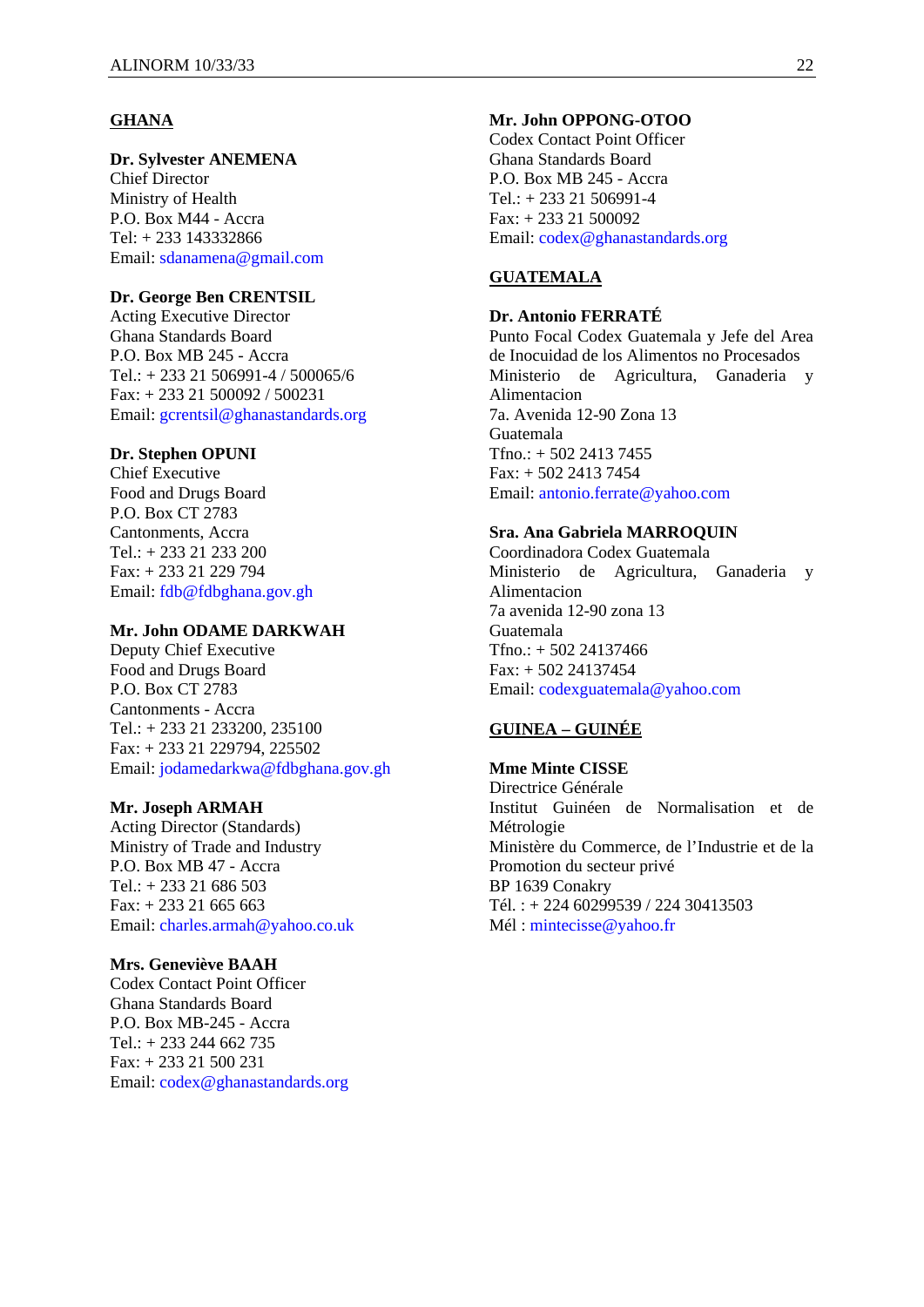## GHANA

**Dr. Sylvester ANEMENA**
Chief Director
Ministry of Health
P.O. Box M44 - Accra
Tel: + 233 143332866
Email: sdanamena@gmail.com

**Dr. George Ben CRENTSIL**
Acting Executive Director
Ghana Standards Board
P.O. Box MB 245 - Accra
Tel.: + 233 21 506991-4 / 500065/6
Fax: + 233 21 500092 / 500231
Email: gcrentsil@ghanastandards.org

**Dr. Stephen OPUNI**
Chief Executive
Food and Drugs Board
P.O. Box CT 2783
Cantonments, Accra
Tel.: + 233 21 233 200
Fax: + 233 21 229 794
Email: fdb@fdbghana.gov.gh

**Mr. John ODAME DARKWAH**
Deputy Chief Executive
Food and Drugs Board
P.O. Box CT 2783
Cantonments - Accra
Tel.: + 233 21 233200, 235100
Fax: + 233 21 229794, 225502
Email: jodamedarkwa@fdbghana.gov.gh

**Mr. Joseph ARMAH**
Acting Director (Standards)
Ministry of Trade and Industry
P.O. Box MB 47 - Accra
Tel.: + 233 21 686 503
Fax: + 233 21 665 663
Email: charles.armah@yahoo.co.uk

**Mrs. Geneviève BAAH**
Codex Contact Point Officer
Ghana Standards Board
P.O. Box MB-245 - Accra
Tel.: + 233 244 662 735
Fax: + 233 21 500 231
Email: codex@ghanastandards.org

**Mr. John OPPONG-OTOO**
Codex Contact Point Officer
Ghana Standards Board
P.O. Box MB 245 - Accra
Tel.: + 233 21 506991-4
Fax: + 233 21 500092
Email: codex@ghanastandards.org

## GUATEMALA

**Dr. Antonio FERRATÉ**
Punto Focal Codex Guatemala y Jefe del Area de Inocuidad de los Alimentos no Procesados
Ministerio de Agricultura, Ganaderia y Alimentacion
7a. Avenida 12-90 Zona 13
Guatemala
Tfno.: + 502 2413 7455
Fax: + 502 2413 7454
Email: antonio.ferrate@yahoo.com

**Sra. Ana Gabriela MARROQUIN**
Coordinadora Codex Guatemala
Ministerio de Agricultura, Ganaderia y Alimentacion
7a avenida 12-90 zona 13
Guatemala
Tfno.: + 502 24137466
Fax: + 502 24137454
Email: codexguatemala@yahoo.com

## GUINEA – GUINÉE

**Mme Minte CISSE**
Directrice Générale
Institut Guinéen de Normalisation et de Métrologie
Ministère du Commerce, de l'Industrie et de la Promotion du secteur privé
BP 1639 Conakry
Tél. : + 224 60299539 / 224 30413503
Mél : mintecisse@yahoo.fr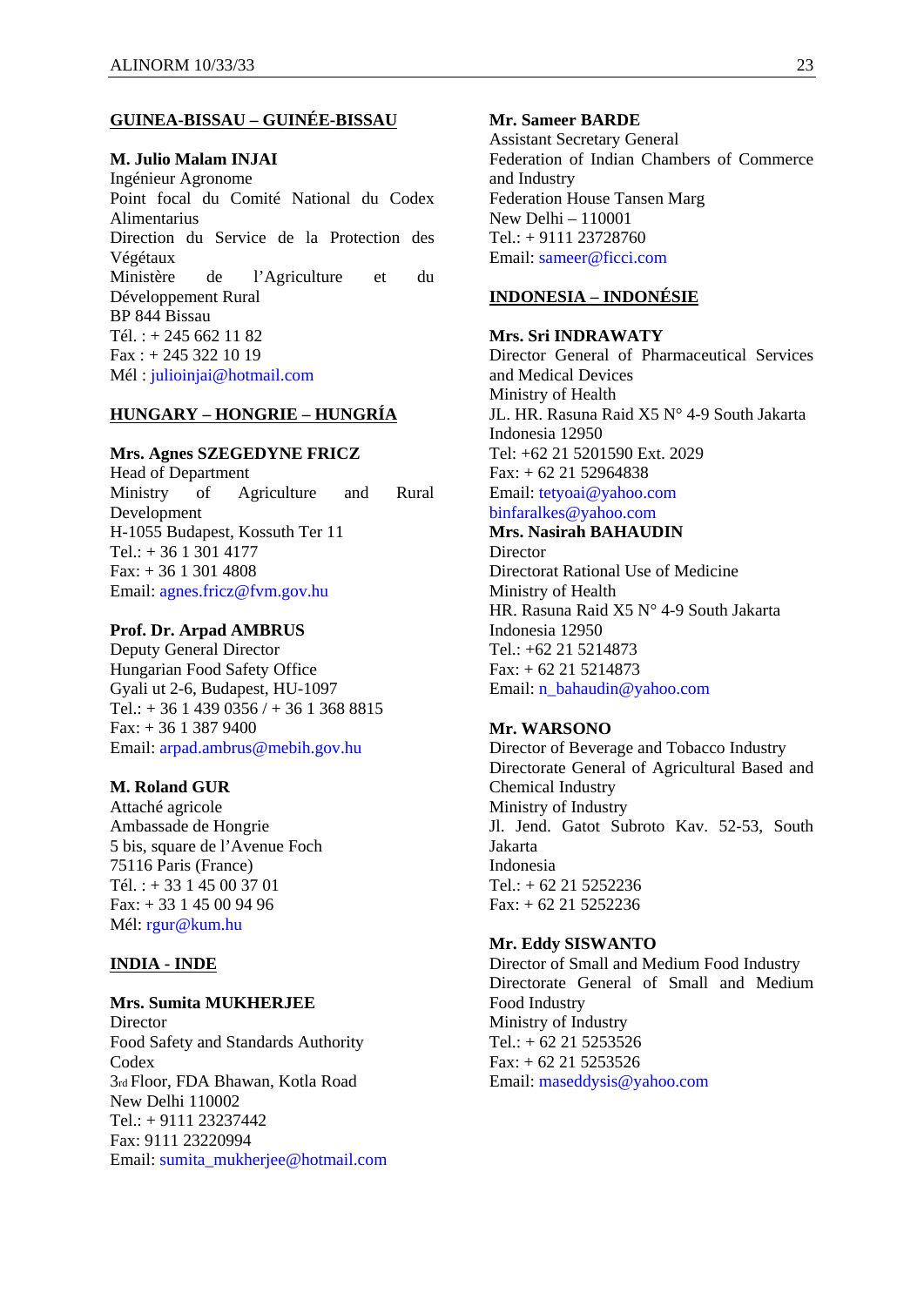**GUINEA-BISSAU – GUINÉE-BISSAU**

**M. Julio Malam INJAI**
Ingénieur Agronome
Point focal du Comité National du Codex Alimentarius
Direction du Service de la Protection des Végétaux
Ministère de l'Agriculture et du Développement Rural
BP 844 Bissau
Tél. : + 245 662 11 82
Fax : + 245 322 10 19
Mél : julioinjai@hotmail.com

**HUNGARY – HONGRIE – HUNGRÍA**

**Mrs. Agnes SZEGEDYNE FRICZ**
Head of Department
Ministry of Agriculture and Rural Development
H-1055 Budapest, Kossuth Ter 11
Tel.: + 36 1 301 4177
Fax: + 36 1 301 4808
Email: agnes.fricz@fvm.gov.hu

**Prof. Dr. Arpad AMBRUS**
Deputy General Director
Hungarian Food Safety Office
Gyali ut 2-6, Budapest, HU-1097
Tel.: + 36 1 439 0356 / + 36 1 368 8815
Fax: + 36 1 387 9400
Email: arpad.ambrus@mebih.gov.hu

**M. Roland GUR**
Attaché agricole
Ambassade de Hongrie
5 bis, square de l'Avenue Foch
75116 Paris (France)
Tél. : + 33 1 45 00 37 01
Fax: + 33 1 45 00 94 96
Mél: rgur@kum.hu

**INDIA - INDE**

**Mrs. Sumita MUKHERJEE**
Director
Food Safety and Standards Authority
Codex
3rd Floor, FDA Bhawan, Kotla Road
New Delhi 110002
Tel.: + 9111 23237442
Fax: 9111 23220994
Email: sumita_mukherjee@hotmail.com

**Mr. Sameer BARDE**
Assistant Secretary General
Federation of Indian Chambers of Commerce and Industry
Federation House Tansen Marg
New Delhi – 110001
Tel.: + 9111 23728760
Email: sameer@ficci.com

**INDONESIA – INDONÉSIE**

**Mrs. Sri INDRAWATY**
Director General of Pharmaceutical Services and Medical Devices
Ministry of Health
JL. HR. Rasuna Raid X5 N° 4-9 South Jakarta
Indonesia 12950
Tel: +62 21 5201590 Ext. 2029
Fax: + 62 21 52964838
Email: tetyoai@yahoo.com
binfaralkes@yahoo.com

**Mrs. Nasirah BAHAUDIN**
Director
Directorat Rational Use of Medicine
Ministry of Health
HR. Rasuna Raid X5 N° 4-9 South Jakarta
Indonesia 12950
Tel.: +62 21 5214873
Fax: + 62 21 5214873
Email: n_bahaudin@yahoo.com

**Mr. WARSONO**
Director of Beverage and Tobacco Industry
Directorate General of Agricultural Based and Chemical Industry
Ministry of Industry
Jl. Jend. Gatot Subroto Kav. 52-53, South Jakarta
Indonesia
Tel.: + 62 21 5252236
Fax: + 62 21 5252236

**Mr. Eddy SISWANTO**
Director of Small and Medium Food Industry
Directorate General of Small and Medium Food Industry
Ministry of Industry
Tel.: + 62 21 5253526
Fax: + 62 21 5253526
Email: maseddysis@yahoo.com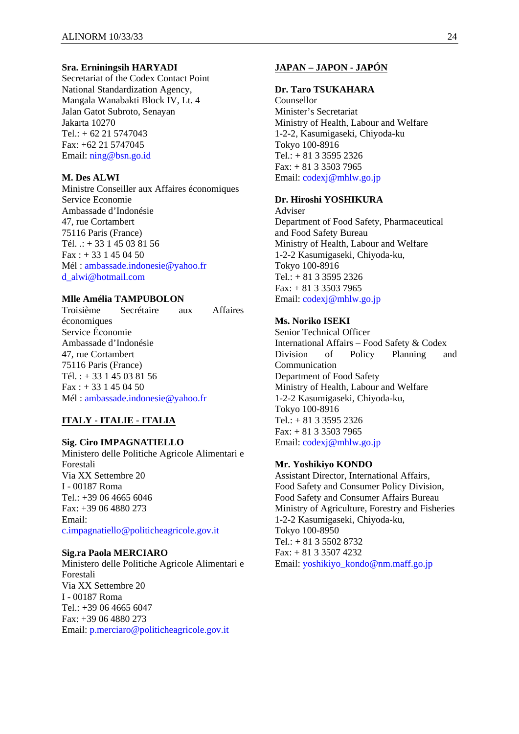**Sra. Erniningsih HARYADI**
Secretariat of the Codex Contact Point
National Standardization Agency,
Mangala Wanabakti Block IV, Lt. 4
Jalan Gatot Subroto, Senayan
Jakarta 10270
Tel.: + 62 21 5747043
Fax: +62 21 5747045
Email: ning@bsn.go.id

**M. Des ALWI**
Ministre Conseiller aux Affaires économiques
Service Economie
Ambassade d'Indonésie
47, rue Cortambert
75116 Paris (France)
Tél. .: + 33 1 45 03 81 56
Fax : + 33 1 45 04 50
Mél : ambassade.indonesie@yahoo.fr
d_alwi@hotmail.com

**Mlle Amélia TAMPUBOLON**
Troisième Secrétaire aux Affaires économiques
Service Économie
Ambassade d'Indonésie
47, rue Cortambert
75116 Paris (France)
Tél. : + 33 1 45 03 81 56
Fax : + 33 1 45 04 50
Mél : ambassade.indonesie@yahoo.fr

## ITALY - ITALIE - ITALIA

**Sig. Ciro IMPAGNATIELLO**
Ministero delle Politiche Agricole Alimentari e Forestali
Via XX Settembre 20
I - 00187 Roma
Tel.: +39 06 4665 6046
Fax: +39 06 4880 273
Email:
c.impagnatiello@politicheagricole.gov.it

**Sig.ra Paola MERCIARO**
Ministero delle Politiche Agricole Alimentari e Forestali
Via XX Settembre 20
I - 00187 Roma
Tel.: +39 06 4665 6047
Fax: +39 06 4880 273
Email: p.merciaro@politicheagricole.gov.it

## JAPAN – JAPON - JAPÓN

**Dr. Taro TSUKAHARA**
Counsellor
Minister's Secretariat
Ministry of Health, Labour and Welfare
1-2-2, Kasumigaseki, Chiyoda-ku
Tokyo 100-8916
Tel.: + 81 3 3595 2326
Fax: + 81 3 3503 7965
Email: codexj@mhlw.go.jp

**Dr. Hiroshi YOSHIKURA**
Adviser
Department of Food Safety, Pharmaceutical and Food Safety Bureau
Ministry of Health, Labour and Welfare
1-2-2 Kasumigaseki, Chiyoda-ku,
Tokyo 100-8916
Tel.: + 81 3 3595 2326
Fax: + 81 3 3503 7965
Email: codexj@mhlw.go.jp

**Ms. Noriko ISEKI**
Senior Technical Officer
International Affairs – Food Safety & Codex Division of Policy Planning and Communication
Department of Food Safety
Ministry of Health, Labour and Welfare
1-2-2 Kasumigaseki, Chiyoda-ku,
Tokyo 100-8916
Tel.: + 81 3 3595 2326
Fax: + 81 3 3503 7965
Email: codexj@mhlw.go.jp

**Mr. Yoshikiyo KONDO**
Assistant Director, International Affairs,
Food Safety and Consumer Policy Division,
Food Safety and Consumer Affairs Bureau
Ministry of Agriculture, Forestry and Fisheries
1-2-2 Kasumigaseki, Chiyoda-ku,
Tokyo 100-8950
Tel.: + 81 3 5502 8732
Fax: + 81 3 3507 4232
Email: yoshikiyo_kondo@nm.maff.go.jp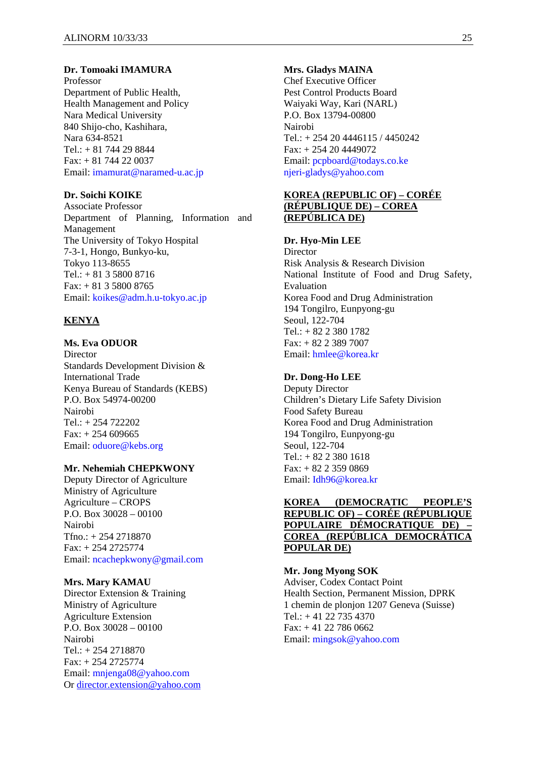**Dr. Tomoaki IMAMURA**
Professor
Department of Public Health,
Health Management and Policy
Nara Medical University
840 Shijo-cho, Kashihara,
Nara 634-8521
Tel.: + 81 744 29 8844
Fax: + 81 744 22 0037
Email: imamurat@naramed-u.ac.jp

**Dr. Soichi KOIKE**
Associate Professor
Department of Planning, Information and Management
The University of Tokyo Hospital
7-3-1, Hongo, Bunkyo-ku,
Tokyo 113-8655
Tel.: + 81 3 5800 8716
Fax: + 81 3 5800 8765
Email: koikes@adm.h.u-tokyo.ac.jp

**KENYA**

**Ms. Eva ODUOR**
Director
Standards Development Division &
International Trade
Kenya Bureau of Standards (KEBS)
P.O. Box 54974-00200
Nairobi
Tel.: + 254 722202
Fax: + 254 609665
Email: oduore@kebs.org

**Mr. Nehemiah CHEPKWONY**
Deputy Director of Agriculture
Ministry of Agriculture
Agriculture – CROPS
P.O. Box 30028 – 00100
Nairobi
Tfno.: + 254 2718870
Fax: + 254 2725774
Email: ncachepkwony@gmail.com

**Mrs. Mary KAMAU**
Director Extension & Training
Ministry of Agriculture
Agriculture Extension
P.O. Box 30028 – 00100
Nairobi
Tel.: + 254 2718870
Fax: + 254 2725774
Email: mnjenga08@yahoo.com
Or director.extension@yahoo.com

**Mrs. Gladys MAINA**
Chef Executive Officer
Pest Control Products Board
Waiyaki Way, Kari (NARL)
P.O. Box 13794-00800
Nairobi
Tel.: + 254 20 4446115 / 4450242
Fax: + 254 20 4449072
Email: pcpboard@todays.co.ke
njeri-gladys@yahoo.com

**KOREA (REPUBLIC OF) – CORÉE (RÉPUBLIQUE DE) – COREA (REPÚBLICA DE)**

**Dr. Hyo-Min LEE**
Director
Risk Analysis & Research Division
National Institute of Food and Drug Safety, Evaluation
Korea Food and Drug Administration
194 Tongilro, Eunpyong-gu
Seoul, 122-704
Tel.: + 82 2 380 1782
Fax: + 82 2 389 7007
Email: hmlee@korea.kr

**Dr. Dong-Ho LEE**
Deputy Director
Children's Dietary Life Safety Division
Food Safety Bureau
Korea Food and Drug Administration
194 Tongilro, Eunpyong-gu
Seoul, 122-704
Tel.: + 82 2 380 1618
Fax: + 82 2 359 0869
Email: Idh96@korea.kr

**KOREA (DEMOCRATIC PEOPLE'S REPUBLIC OF) – CORÉE (RÉPUBLIQUE POPULAIRE DÉMOCRATIQUE DE) – COREA (REPÚBLICA DEMOCRÁTICA POPULAR DE)**

**Mr. Jong Myong SOK**
Adviser, Codex Contact Point
Health Section, Permanent Mission, DPRK
1 chemin de plonjon 1207 Geneva (Suisse)
Tel.: + 41 22 735 4370
Fax: + 41 22 786 0662
Email: mingsok@yahoo.com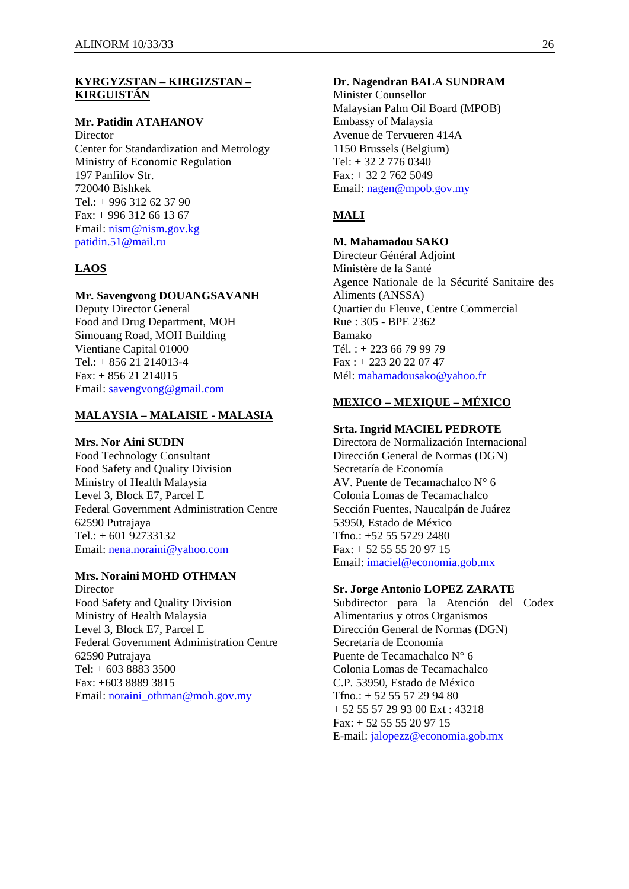**KYRGYZSTAN – KIRGIZSTAN – KIRGUISTÁN**

**Mr. Patidin ATAHANOV**
Director
Center for Standardization and Metrology
Ministry of Economic Regulation
197 Panfilov Str.
720040 Bishkek
Tel.: + 996 312 62 37 90
Fax: + 996 312 66 13 67
Email: nism@nism.gov.kg
patidin.51@mail.ru

**LAOS**

**Mr. Savengvong DOUANGSAVANH**
Deputy Director General
Food and Drug Department, MOH
Simouang Road, MOH Building
Vientiane Capital 01000
Tel.: + 856 21 214013-4
Fax: + 856 21 214015
Email: savengvong@gmail.com

**MALAYSIA – MALAISIE - MALASIA**

**Mrs. Nor Aini SUDIN**
Food Technology Consultant
Food Safety and Quality Division
Ministry of Health Malaysia
Level 3, Block E7, Parcel E
Federal Government Administration Centre
62590 Putrajaya
Tel.: + 601 92733132
Email: nena.noraini@yahoo.com

**Mrs. Noraini MOHD OTHMAN**
Director
Food Safety and Quality Division
Ministry of Health Malaysia
Level 3, Block E7, Parcel E
Federal Government Administration Centre
62590 Putrajaya
Tel: + 603 8883 3500
Fax: +603 8889 3815
Email: noraini_othman@moh.gov.my

**Dr. Nagendran BALA SUNDRAM**
Minister Counsellor
Malaysian Palm Oil Board (MPOB)
Embassy of Malaysia
Avenue de Tervueren 414A
1150 Brussels (Belgium)
Tel: + 32 2 776 0340
Fax: + 32 2 762 5049
Email: nagen@mpob.gov.my

**MALI**

**M. Mahamadou SAKO**
Directeur Général Adjoint
Ministère de la Santé
Agence Nationale de la Sécurité Sanitaire des Aliments (ANSSA)
Quartier du Fleuve, Centre Commercial
Rue : 305 - BPE 2362
Bamako
Tél. : + 223 66 79 99 79
Fax : + 223 20 22 07 47
Mél: mahamadousako@yahoo.fr

**MEXICO – MEXIQUE – MÉXICO**

**Srta. Ingrid MACIEL PEDROTE**
Directora de Normalización Internacional
Dirección General de Normas (DGN)
Secretaría de Economía
AV. Puente de Tecamachalco N° 6
Colonia Lomas de Tecamachalco
Sección Fuentes, Naucalpán de Juárez
53950, Estado de México
Tfno.: +52 55 5729 2480
Fax: + 52 55 55 20 97 15
Email: imaciel@economia.gob.mx

**Sr. Jorge Antonio LOPEZ ZARATE**
Subdirector para la Atención del Codex Alimentarius y otros Organismos
Dirección General de Normas (DGN)
Secretaría de Economía
Puente de Tecamachalco N° 6
Colonia Lomas de Tecamachalco
C.P. 53950, Estado de México
Tfno.: + 52 55 57 29 94 80
+ 52 55 57 29 93 00 Ext : 43218
Fax: + 52 55 55 20 97 15
E-mail: jalopezz@economia.gob.mx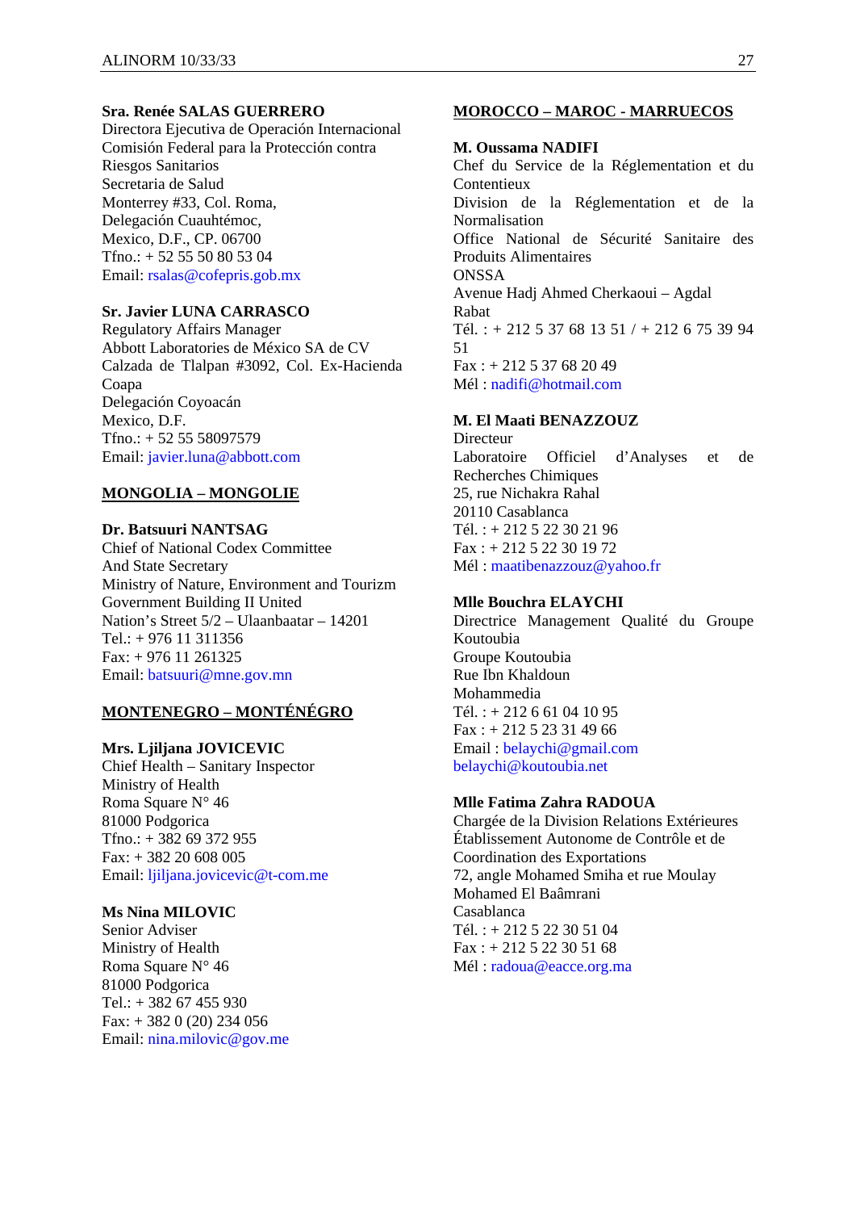**Sra. Renée SALAS GUERRERO**
Directora Ejecutiva de Operación Internacional
Comisión Federal para la Protección contra Riesgos Sanitarios
Secretaria de Salud
Monterrey #33, Col. Roma,
Delegación Cuauhtémoc,
Mexico, D.F., CP. 06700
Tfno.: + 52 55 50 80 53 04
Email: rsalas@cofepris.gob.mx

**Sr. Javier LUNA CARRASCO**
Regulatory Affairs Manager
Abbott Laboratories de México SA de CV
Calzada de Tlalpan #3092, Col. Ex-Hacienda Coapa
Delegación Coyoacán
Mexico, D.F.
Tfno.: + 52 55 58097579
Email: javier.luna@abbott.com

**MONGOLIA – MONGOLIE**

**Dr. Batsuuri NANTSAG**
Chief of National Codex Committee
And State Secretary
Ministry of Nature, Environment and Tourizm
Government Building II United
Nation's Street 5/2 – Ulaanbaatar – 14201
Tel.: + 976 11 311356
Fax: + 976 11 261325
Email: batsuuri@mne.gov.mn

**MONTENEGRO – MONTÉNÉGRO**

**Mrs. Ljiljana JOVICEVIC**
Chief Health – Sanitary Inspector
Ministry of Health
Roma Square N° 46
81000 Podgorica
Tfno.: + 382 69 372 955
Fax: + 382 20 608 005
Email: ljiljana.jovicevic@t-com.me

**Ms Nina MILOVIC**
Senior Adviser
Ministry of Health
Roma Square N° 46
81000 Podgorica
Tel.: + 382 67 455 930
Fax: + 382 0 (20) 234 056
Email: nina.milovic@gov.me

**MOROCCO – MAROC - MARRUECOS**

**M. Oussama NADIFI**
Chef du Service de la Réglementation et du Contentieux
Division de la Réglementation et de la Normalisation
Office National de Sécurité Sanitaire des Produits Alimentaires
ONSSA
Avenue Hadj Ahmed Cherkaoui – Agdal
Rabat
Tél. : + 212 5 37 68 13 51 / + 212 6 75 39 94 51
Fax : + 212 5 37 68 20 49
Mél : nadifi@hotmail.com

**M. El Maati BENAZZOUZ**
Directeur
Laboratoire Officiel d'Analyses et de Recherches Chimiques
25, rue Nichakra Rahal
20110 Casablanca
Tél. : + 212 5 22 30 21 96
Fax : + 212 5 22 30 19 72
Mél : maatibenazzouz@yahoo.fr

**Mlle Bouchra ELAYCHI**
Directrice Management Qualité du Groupe Koutoubia
Groupe Koutoubia
Rue Ibn Khaldoun
Mohammedia
Tél. : + 212 6 61 04 10 95
Fax : + 212 5 23 31 49 66
Email : belaychi@gmail.com
belaychi@koutoubia.net

**Mlle Fatima Zahra RADOUA**
Chargée de la Division Relations Extérieures
Établissement Autonome de Contrôle et de Coordination des Exportations
72, angle Mohamed Smiha et rue Moulay Mohamed El Baâmrani
Casablanca
Tél. : + 212 5 22 30 51 04
Fax : + 212 5 22 30 51 68
Mél : radoua@eacce.org.ma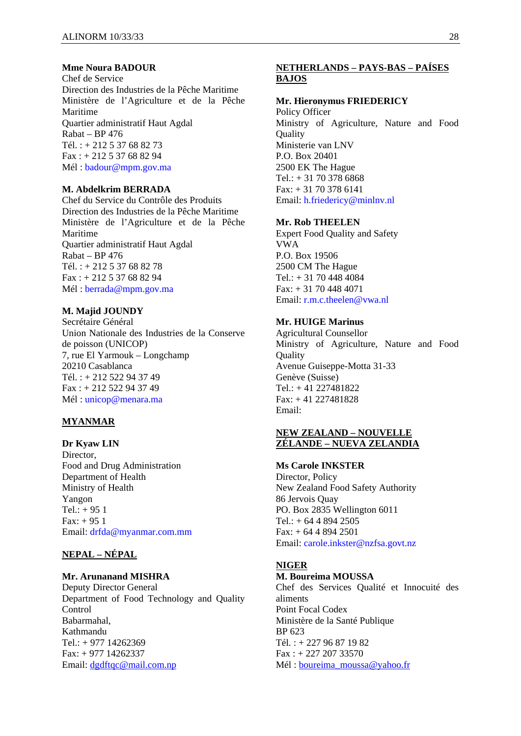**Mme Noura BADOUR**
Chef de Service
Direction des Industries de la Pêche Maritime
Ministère de l'Agriculture et de la Pêche Maritime
Quartier administratif Haut Agdal
Rabat – BP 476
Tél. : + 212 5 37 68 82 73
Fax : + 212 5 37 68 82 94
Mél : badour@mpm.gov.ma

**M. Abdelkrim BERRADA**
Chef du Service du Contrôle des Produits
Direction des Industries de la Pêche Maritime
Ministère de l'Agriculture et de la Pêche Maritime
Quartier administratif Haut Agdal
Rabat – BP 476
Tél. : + 212 5 37 68 82 78
Fax : + 212 5 37 68 82 94
Mél : berrada@mpm.gov.ma

**M. Majid JOUNDY**
Secrétaire Général
Union Nationale des Industries de la Conserve de poisson (UNICOP)
7, rue El Yarmouk – Longchamp
20210 Casablanca
Tél. : + 212 522 94 37 49
Fax : + 212 522 94 37 49
Mél : unicop@menara.ma

**MYANMAR**

**Dr Kyaw LIN**
Director,
Food and Drug Administration
Department of Health
Ministry of Health
Yangon
Tel.: + 95 1
Fax: + 95 1
Email: drfda@myanmar.com.mm

**NEPAL – NÉPAL**

**Mr. Arunanand MISHRA**
Deputy Director General
Department of Food Technology and Quality Control
Babarmahal,
Kathmandu
Tel.: + 977 14262369
Fax: + 977 14262337
Email: dgdftqc@mail.com.np

**NETHERLANDS – PAYS-BAS – PAÍSES BAJOS**

**Mr. Hieronymus FRIEDERICY**
Policy Officer
Ministry of Agriculture, Nature and Food Quality
Ministerie van LNV
P.O. Box 20401
2500 EK The Hague
Tel.: + 31 70 378 6868
Fax: + 31 70 378 6141
Email: h.friedericy@minlnv.nl

**Mr. Rob THEELEN**
Expert Food Quality and Safety
VWA
P.O. Box 19506
2500 CM The Hague
Tel.: + 31 70 448 4084
Fax: + 31 70 448 4071
Email: r.m.c.theelen@vwa.nl

**Mr. HUIGE Marinus**
Agricultural Counsellor
Ministry of Agriculture, Nature and Food Quality
Avenue Guiseppe-Motta 31-33
Genève (Suisse)
Tel.: + 41 227481822
Fax: + 41 227481828
Email:

**NEW ZEALAND – NOUVELLE ZÉLANDE – NUEVA ZELANDIA**

**Ms Carole INKSTER**
Director, Policy
New Zealand Food Safety Authority
86 Jervois Quay
PO. Box 2835 Wellington 6011
Tel.: + 64 4 894 2505
Fax: + 64 4 894 2501
Email: carole.inkster@nzfsa.govt.nz

**NIGER**

**M. Boureima MOUSSA**
Chef des Services Qualité et Innocuité des aliments
Point Focal Codex
Ministère de la Santé Publique
BP 623
Tél. : + 227 96 87 19 82
Fax : + 227 207 33570
Mél : boureima_moussa@yahoo.fr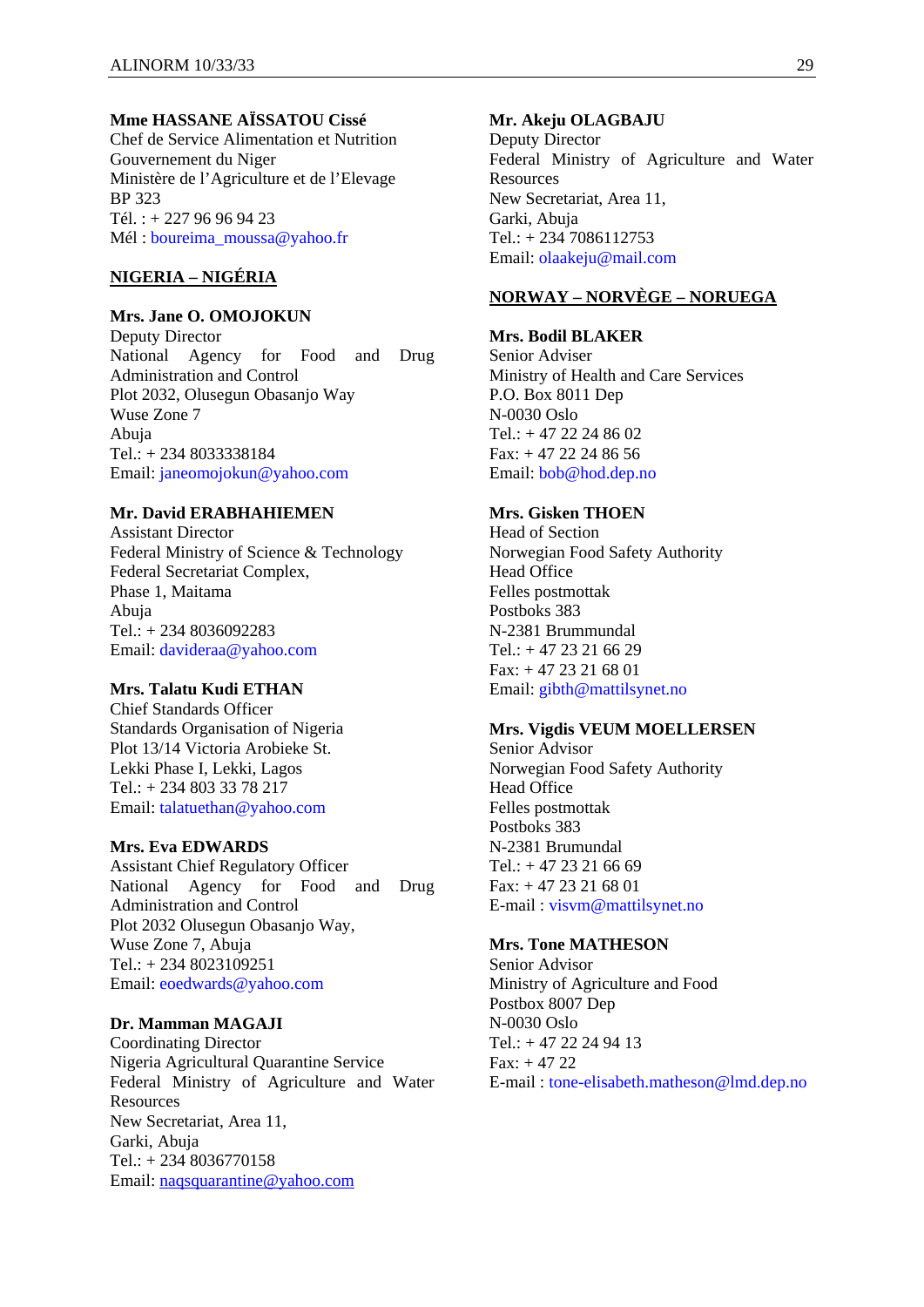**Mme HASSANE AÏSSATOU Cissé**
Chef de Service Alimentation et Nutrition
Gouvernement du Niger
Ministère de l'Agriculture et de l'Elevage
BP 323
Tél. : + 227 96 96 94 23
Mél : boureima_moussa@yahoo.fr

## NIGERIA – NIGÉRIA

**Mrs. Jane O. OMOJOKUN**
Deputy Director
National Agency for Food and Drug Administration and Control
Plot 2032, Olusegun Obasanjo Way
Wuse Zone 7
Abuja
Tel.: + 234 8033338184
Email: janeomojokun@yahoo.com

**Mr. David ERABHAHIEMEN**
Assistant Director
Federal Ministry of Science & Technology
Federal Secretariat Complex,
Phase 1, Maitama
Abuja
Tel.: + 234 8036092283
Email: davideraa@yahoo.com

**Mrs. Talatu Kudi ETHAN**
Chief Standards Officer
Standards Organisation of Nigeria
Plot 13/14 Victoria Arobieke St.
Lekki Phase I, Lekki, Lagos
Tel.: + 234 803 33 78 217
Email: talatuethan@yahoo.com

**Mrs. Eva EDWARDS**
Assistant Chief Regulatory Officer
National Agency for Food and Drug Administration and Control
Plot 2032 Olusegun Obasanjo Way,
Wuse Zone 7, Abuja
Tel.: + 234 8023109251
Email: eoedwards@yahoo.com

**Dr. Mamman MAGAJI**
Coordinating Director
Nigeria Agricultural Quarantine Service
Federal Ministry of Agriculture and Water Resources
New Secretariat, Area 11,
Garki, Abuja
Tel.: + 234 8036770158
Email: naqsquarantine@yahoo.com

**Mr. Akeju OLAGBAJU**
Deputy Director
Federal Ministry of Agriculture and Water Resources
New Secretariat, Area 11,
Garki, Abuja
Tel.: + 234 7086112753
Email: olaakeju@mail.com

## NORWAY – NORVÈGE – NORUEGA

**Mrs. Bodil BLAKER**
Senior Adviser
Ministry of Health and Care Services
P.O. Box 8011 Dep
N-0030 Oslo
Tel.: + 47 22 24 86 02
Fax: + 47 22 24 86 56
Email: bob@hod.dep.no

**Mrs. Gisken THOEN**
Head of Section
Norwegian Food Safety Authority
Head Office
Felles postmottak
Postboks 383
N-2381 Brummundal
Tel.: + 47 23 21 66 29
Fax: + 47 23 21 68 01
Email: gibth@mattilsynet.no

**Mrs. Vigdis VEUM MOELLERSEN**
Senior Advisor
Norwegian Food Safety Authority
Head Office
Felles postmottak
Postboks 383
N-2381 Brumundal
Tel.: + 47 23 21 66 69
Fax: + 47 23 21 68 01
E-mail : visvm@mattilsynet.no

**Mrs. Tone MATHESON**
Senior Advisor
Ministry of Agriculture and Food
Postbox 8007 Dep
N-0030 Oslo
Tel.: + 47 22 24 94 13
Fax: + 47 22
E-mail : tone-elisabeth.matheson@lmd.dep.no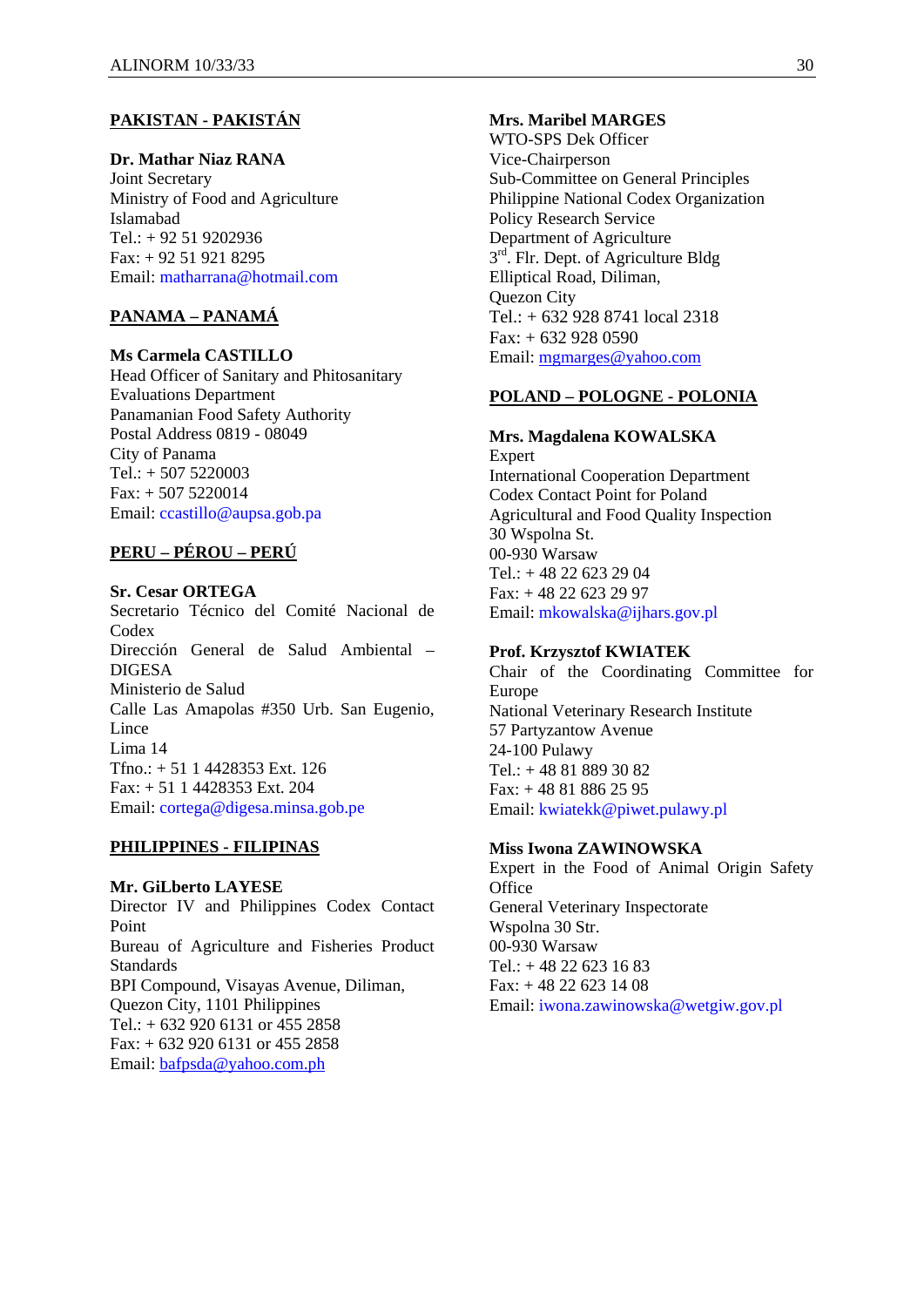**PAKISTAN - PAKISTÁN**

**Dr. Mathar Niaz RANA**
Joint Secretary
Ministry of Food and Agriculture
Islamabad
Tel.: + 92 51 9202936
Fax: + 92 51 921 8295
Email: matharrana@hotmail.com

**PANAMA – PANAMÁ**

**Ms Carmela CASTILLO**
Head Officer of Sanitary and Phitosanitary Evaluations Department
Panamanian Food Safety Authority
Postal Address 0819 - 08049
City of Panama
Tel.: + 507 5220003
Fax: + 507 5220014
Email: ccastillo@aupsa.gob.pa

**PERU – PÉROU – PERÚ**

**Sr. Cesar ORTEGA**
Secretario Técnico del Comité Nacional de Codex
Dirección General de Salud Ambiental – DIGESA
Ministerio de Salud
Calle Las Amapolas #350 Urb. San Eugenio, Lince
Lima 14
Tfno.: + 51 1 4428353 Ext. 126
Fax: + 51 1 4428353 Ext. 204
Email: cortega@digesa.minsa.gob.pe

**PHILIPPINES - FILIPINAS**

**Mr. GiLberto LAYESE**
Director IV and Philippines Codex Contact Point
Bureau of Agriculture and Fisheries Product Standards
BPI Compound, Visayas Avenue, Diliman, Quezon City, 1101 Philippines
Tel.: + 632 920 6131 or 455 2858
Fax: + 632 920 6131 or 455 2858
Email: bafpsda@yahoo.com.ph

**Mrs. Maribel MARGES**
WTO-SPS Dek Officer
Vice-Chairperson
Sub-Committee on General Principles
Philippine National Codex Organization
Policy Research Service
Department of Agriculture
3rd. Flr. Dept. of Agriculture Bldg
Elliptical Road, Diliman,
Quezon City
Tel.: + 632 928 8741 local 2318
Fax: + 632 928 0590
Email: mgmarges@yahoo.com

**POLAND – POLOGNE - POLONIA**

**Mrs. Magdalena KOWALSKA**
Expert
International Cooperation Department
Codex Contact Point for Poland
Agricultural and Food Quality Inspection
30 Wspolna St.
00-930 Warsaw
Tel.: + 48 22 623 29 04
Fax: + 48 22 623 29 97
Email: mkowalska@ijhars.gov.pl

**Prof. Krzysztof KWIATEK**
Chair of the Coordinating Committee for Europe
National Veterinary Research Institute
57 Partyzantow Avenue
24-100 Pulawy
Tel.: + 48 81 889 30 82
Fax: + 48 81 886 25 95
Email: kwiatekk@piwet.pulawy.pl

**Miss Iwona ZAWINOWSKA**
Expert in the Food of Animal Origin Safety Office
General Veterinary Inspectorate
Wspolna 30 Str.
00-930 Warsaw
Tel.: + 48 22 623 16 83
Fax: + 48 22 623 14 08
Email: iwona.zawinowska@wetgiw.gov.pl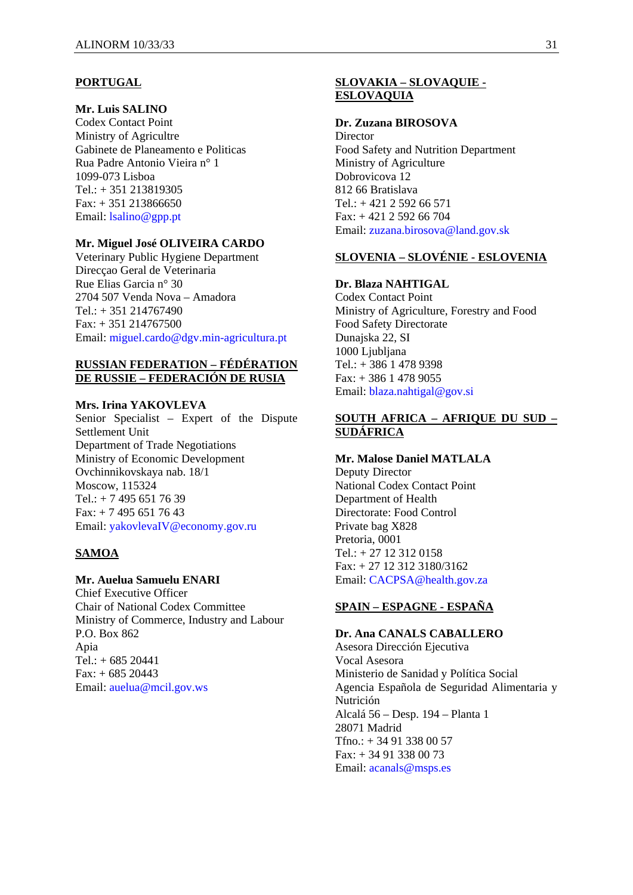**PORTUGAL**

**Mr. Luis SALINO**
Codex Contact Point
Ministry of Agricultre
Gabinete de Planeamento e Politicas
Rua Padre Antonio Vieira n° 1
1099-073 Lisboa
Tel.: + 351 213819305
Fax: + 351 213866650
Email: lsalino@gpp.pt

**Mr. Miguel José OLIVEIRA CARDO**
Veterinary Public Hygiene Department
Direcçao Geral de Veterinaria
Rue Elias Garcia n° 30
2704 507 Venda Nova – Amadora
Tel.: + 351 214767490
Fax: + 351 214767500
Email: miguel.cardo@dgv.min-agricultura.pt

**RUSSIAN FEDERATION – FÉDÉRATION DE RUSSIE – FEDERACIÓN DE RUSIA**

**Mrs. Irina YAKOVLEVA**
Senior Specialist – Expert of the Dispute Settlement Unit
Department of Trade Negotiations
Ministry of Economic Development
Ovchinnikovskaya nab. 18/1
Moscow, 115324
Tel.: + 7 495 651 76 39
Fax: + 7 495 651 76 43
Email: yakovlevaIV@economy.gov.ru

**SAMOA**

**Mr. Auelua Samuelu ENARI**
Chief Executive Officer
Chair of National Codex Committee
Ministry of Commerce, Industry and Labour
P.O. Box 862
Apia
Tel.: + 685 20441
Fax: + 685 20443
Email: auelua@mcil.gov.ws

**SLOVAKIA – SLOVAQUIE - ESLOVAQUIA**

**Dr. Zuzana BIROSOVA**
Director
Food Safety and Nutrition Department
Ministry of Agriculture
Dobrovicova 12
812 66 Bratislava
Tel.: + 421 2 592 66 571
Fax: + 421 2 592 66 704
Email: zuzana.birosova@land.gov.sk

**SLOVENIA – SLOVÉNIE - ESLOVENIA**

**Dr. Blaza NAHTIGAL**
Codex Contact Point
Ministry of Agriculture, Forestry and Food
Food Safety Directorate
Dunajska 22, SI
1000 Ljubljana
Tel.: + 386 1 478 9398
Fax: + 386 1 478 9055
Email: blaza.nahtigal@gov.si

**SOUTH AFRICA – AFRIQUE DU SUD – SUDÁFRICA**

**Mr. Malose Daniel MATLALA**
Deputy Director
National Codex Contact Point
Department of Health
Directorate: Food Control
Private bag X828
Pretoria, 0001
Tel.: + 27 12 312 0158
Fax: + 27 12 312 3180/3162
Email: CACPSA@health.gov.za

**SPAIN – ESPAGNE - ESPAÑA**

**Dr. Ana CANALS CABALLERO**
Asesora Dirección Ejecutiva
Vocal Asesora
Ministerio de Sanidad y Política Social
Agencia Española de Seguridad Alimentaria y Nutrición
Alcalá 56 – Desp. 194 – Planta 1
28071 Madrid
Tfno.: + 34 91 338 00 57
Fax: + 34 91 338 00 73
Email: acanals@msps.es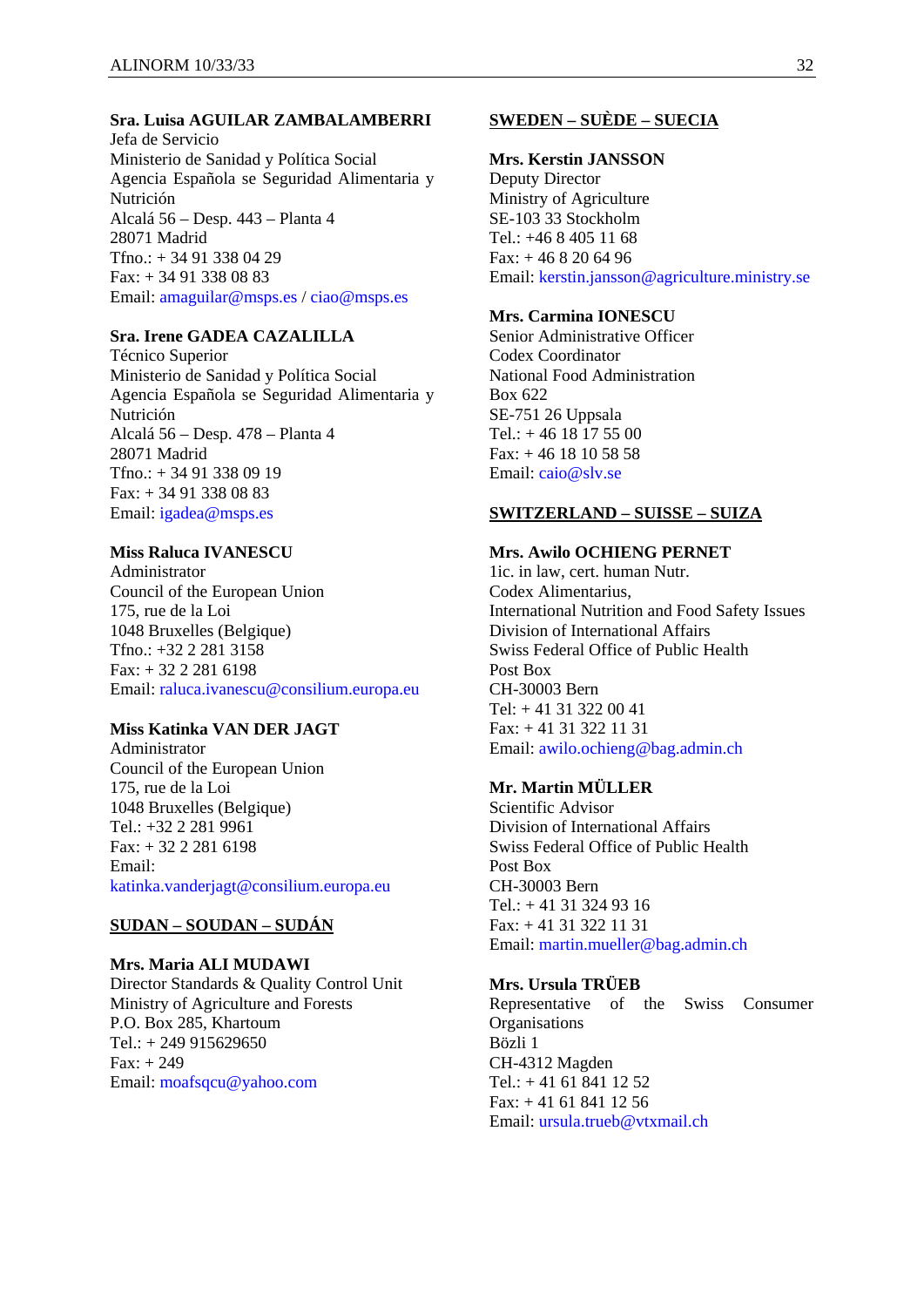**Sra. Luisa AGUILAR ZAMBALAMBERRI**
Jefa de Servicio
Ministerio de Sanidad y Política Social
Agencia Española se Seguridad Alimentaria y Nutrición
Alcalá 56 – Desp. 443 – Planta 4
28071 Madrid
Tfno.: + 34 91 338 04 29
Fax: + 34 91 338 08 83
Email: amaguilar@msps.es / ciao@msps.es

**Sra. Irene GADEA CAZALILLA**
Técnico Superior
Ministerio de Sanidad y Política Social
Agencia Española se Seguridad Alimentaria y Nutrición
Alcalá 56 – Desp. 478 – Planta 4
28071 Madrid
Tfno.: + 34 91 338 09 19
Fax: + 34 91 338 08 83
Email: igadea@msps.es

**Miss Raluca IVANESCU**
Administrator
Council of the European Union
175, rue de la Loi
1048 Bruxelles (Belgique)
Tfno.: +32 2 281 3158
Fax: + 32 2 281 6198
Email: raluca.ivanescu@consilium.europa.eu

**Miss Katinka VAN DER JAGT**
Administrator
Council of the European Union
175, rue de la Loi
1048 Bruxelles (Belgique)
Tel.: +32 2 281 9961
Fax: + 32 2 281 6198
Email: katinka.vanderjagt@consilium.europa.eu

**SUDAN – SOUDAN – SUDÁN**

**Mrs. Maria ALI MUDAWI**
Director Standards & Quality Control Unit
Ministry of Agriculture and Forests
P.O. Box 285, Khartoum
Tel.: + 249 915629650
Fax: + 249
Email: moafsqcu@yahoo.com

**SWEDEN – SUÈDE – SUECIA**

**Mrs. Kerstin JANSSON**
Deputy Director
Ministry of Agriculture
SE-103 33 Stockholm
Tel.: +46 8 405 11 68
Fax: + 46 8 20 64 96
Email: kerstin.jansson@agriculture.ministry.se

**Mrs. Carmina IONESCU**
Senior Administrative Officer
Codex Coordinator
National Food Administration
Box 622
SE-751 26 Uppsala
Tel.: + 46 18 17 55 00
Fax: + 46 18 10 58 58
Email: caio@slv.se

**SWITZERLAND – SUISSE – SUIZA**

**Mrs. Awilo OCHIENG PERNET**
1ic. in law, cert. human Nutr.
Codex Alimentarius,
International Nutrition and Food Safety Issues
Division of International Affairs
Swiss Federal Office of Public Health
Post Box
CH-30003 Bern
Tel: + 41 31 322 00 41
Fax: + 41 31 322 11 31
Email: awilo.ochieng@bag.admin.ch

**Mr. Martin MÜLLER**
Scientific Advisor
Division of International Affairs
Swiss Federal Office of Public Health
Post Box
CH-30003 Bern
Tel.: + 41 31 324 93 16
Fax: + 41 31 322 11 31
Email: martin.mueller@bag.admin.ch

**Mrs. Ursula TRÜEB**
Representative of the Swiss Consumer Organisations
Bözli 1
CH-4312 Magden
Tel.: + 41 61 841 12 52
Fax: + 41 61 841 12 56
Email: ursula.trueb@vtxmail.ch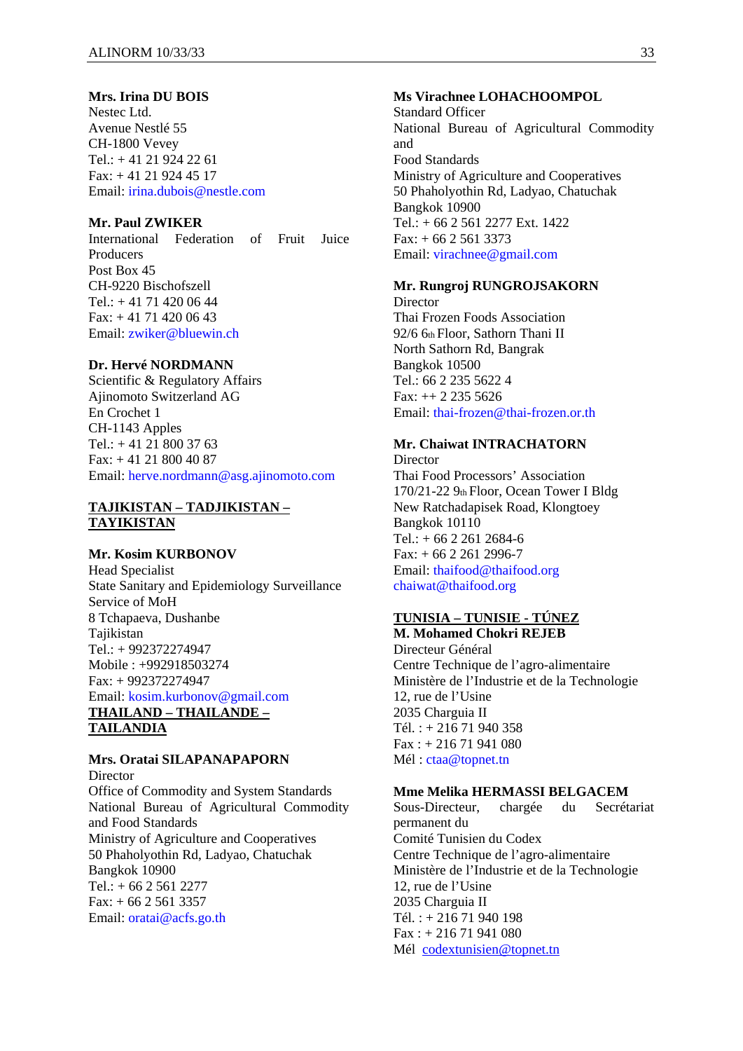**Mrs. Irina DU BOIS**
Nestec Ltd.
Avenue Nestlé 55
CH-1800 Vevey
Tel.: + 41 21 924 22 61
Fax: + 41 21 924 45 17
Email: irina.dubois@nestle.com

**Mr. Paul ZWIKER**
International Federation of Fruit Juice Producers
Post Box 45
CH-9220 Bischofszell
Tel.: + 41 71 420 06 44
Fax: + 41 71 420 06 43
Email: zwiker@bluewin.ch

**Dr. Hervé NORDMANN**
Scientific & Regulatory Affairs
Ajinomoto Switzerland AG
En Crochet 1
CH-1143 Apples
Tel.: + 41 21 800 37 63
Fax: + 41 21 800 40 87
Email: herve.nordmann@asg.ajinomoto.com

**TAJIKISTAN – TADJIKISTAN – TAYIKISTAN**

**Mr. Kosim KURBONOV**
Head Specialist
State Sanitary and Epidemiology Surveillance Service of MoH
8 Tchapaeva, Dushanbe
Tajikistan
Tel.: + 992372274947
Mobile : +992918503274
Fax: + 992372274947
Email: kosim.kurbonov@gmail.com

**THAILAND – THAILANDE – TAILANDIA**

**Mrs. Oratai SILAPANAPAPORN**
Director
Office of Commodity and System Standards
National Bureau of Agricultural Commodity and Food Standards
Ministry of Agriculture and Cooperatives
50 Phaholyothin Rd, Ladyao, Chatuchak
Bangkok 10900
Tel.: + 66 2 561 2277
Fax: + 66 2 561 3357
Email: oratai@acfs.go.th

**Ms Virachnee LOHACHOOMPOL**
Standard Officer
National Bureau of Agricultural Commodity and
Food Standards
Ministry of Agriculture and Cooperatives
50 Phaholyothin Rd, Ladyao, Chatuchak
Bangkok 10900
Tel.: + 66 2 561 2277 Ext. 1422
Fax: + 66 2 561 3373
Email: virachnee@gmail.com

**Mr. Rungroj RUNGROJSAKORN**
Director
Thai Frozen Foods Association
92/6 6th Floor, Sathorn Thani II
North Sathorn Rd, Bangrak
Bangkok 10500
Tel.: 66 2 235 5622 4
Fax: ++ 2 235 5626
Email: thai-frozen@thai-frozen.or.th

**Mr. Chaiwat INTRACHATORN**
Director
Thai Food Processors' Association
170/21-22 9th Floor, Ocean Tower I Bldg
New Ratchadapisek Road, Klongtoey
Bangkok 10110
Tel.: + 66 2 261 2684-6
Fax: + 66 2 261 2996-7
Email: thaifood@thaifood.org
chaiwat@thaifood.org

**TUNISIA – TUNISIE - TÚNEZ**

**M. Mohamed Chokri REJEB**
Directeur Général
Centre Technique de l'agro-alimentaire
Ministère de l'Industrie et de la Technologie
12, rue de l'Usine
2035 Charguia II
Tél. : + 216 71 940 358
Fax : + 216 71 941 080
Mél : ctaa@topnet.tn

**Mme Melika HERMASSI BELGACEM**
Sous-Directeur, chargée du Secrétariat permanent du
Comité Tunisien du Codex
Centre Technique de l'agro-alimentaire
Ministère de l'Industrie et de la Technologie
12, rue de l'Usine
2035 Charguia II
Tél. : + 216 71 940 198
Fax : + 216 71 941 080
Mél codextunisien@topnet.tn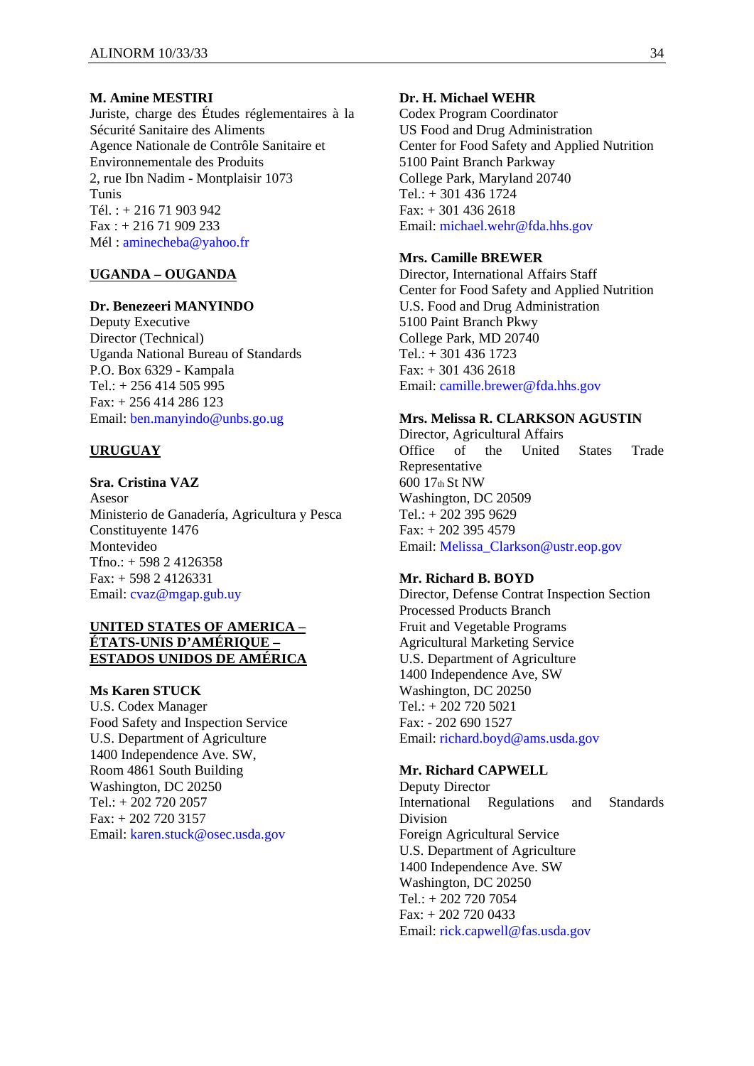**M. Amine MESTIRI**
Juriste, charge des Études réglementaires à la Sécurité Sanitaire des Aliments
Agence Nationale de Contrôle Sanitaire et Environnementale des Produits
2, rue Ibn Nadim - Montplaisir 1073
Tunis
Tél. : + 216 71 903 942
Fax : + 216 71 909 233
Mél : aminecheba@yahoo.fr

**UGANDA – OUGANDA**

**Dr. Benezeeri MANYINDO**
Deputy Executive
Director (Technical)
Uganda National Bureau of Standards
P.O. Box 6329 - Kampala
Tel.: + 256 414 505 995
Fax: + 256 414 286 123
Email: ben.manyindo@unbs.go.ug

**URUGUAY**

**Sra. Cristina VAZ**
Asesor
Ministerio de Ganadería, Agricultura y Pesca
Constituyente 1476
Montevideo
Tfno.: + 598 2 4126358
Fax: + 598 2 4126331
Email: cvaz@mgap.gub.uy

**UNITED STATES OF AMERICA – ÉTATS-UNIS D'AMÉRIQUE – ESTADOS UNIDOS DE AMÉRICA**

**Ms Karen STUCK**
U.S. Codex Manager
Food Safety and Inspection Service
U.S. Department of Agriculture
1400 Independence Ave. SW,
Room 4861 South Building
Washington, DC 20250
Tel.: + 202 720 2057
Fax: + 202 720 3157
Email: karen.stuck@osec.usda.gov

**Dr. H. Michael WEHR**
Codex Program Coordinator
US Food and Drug Administration
Center for Food Safety and Applied Nutrition
5100 Paint Branch Parkway
College Park, Maryland 20740
Tel.: + 301 436 1724
Fax: + 301 436 2618
Email: michael.wehr@fda.hhs.gov

**Mrs. Camille BREWER**
Director, International Affairs Staff
Center for Food Safety and Applied Nutrition
U.S. Food and Drug Administration
5100 Paint Branch Pkwy
College Park, MD 20740
Tel.: + 301 436 1723
Fax: + 301 436 2618
Email: camille.brewer@fda.hhs.gov

**Mrs. Melissa R. CLARKSON AGUSTIN**
Director, Agricultural Affairs
Office of the United States Trade Representative
600 17th St NW
Washington, DC 20509
Tel.: + 202 395 9629
Fax: + 202 395 4579
Email: Melissa_Clarkson@ustr.eop.gov

**Mr. Richard B. BOYD**
Director, Defense Contrat Inspection Section
Processed Products Branch
Fruit and Vegetable Programs
Agricultural Marketing Service
U.S. Department of Agriculture
1400 Independence Ave, SW
Washington, DC 20250
Tel.: + 202 720 5021
Fax: - 202 690 1527
Email: richard.boyd@ams.usda.gov

**Mr. Richard CAPWELL**
Deputy Director
International Regulations and Standards Division
Foreign Agricultural Service
U.S. Department of Agriculture
1400 Independence Ave. SW
Washington, DC 20250
Tel.: + 202 720 7054
Fax: + 202 720 0433
Email: rick.capwell@fas.usda.gov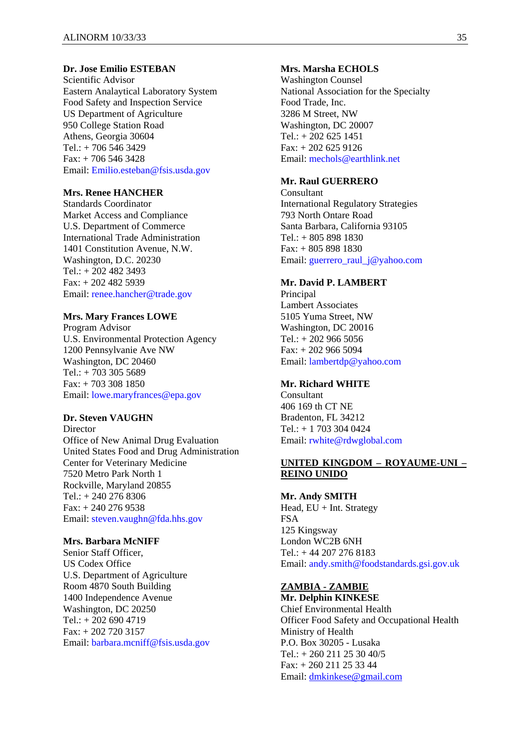**Dr. Jose Emilio ESTEBAN**
Scientific Advisor
Eastern Analaytical Laboratory System
Food Safety and Inspection Service
US Department of Agriculture
950 College Station Road
Athens, Georgia 30604
Tel.: + 706 546 3429
Fax: + 706 546 3428
Email: Emilio.esteban@fsis.usda.gov

**Mrs. Renee HANCHER**
Standards Coordinator
Market Access and Compliance
U.S. Department of Commerce
International Trade Administration
1401 Constitution Avenue, N.W.
Washington, D.C. 20230
Tel.: + 202 482 3493
Fax: + 202 482 5939
Email: renee.hancher@trade.gov

**Mrs. Mary Frances LOWE**
Program Advisor
U.S. Environmental Protection Agency
1200 Pennsylvanie Ave NW
Washington, DC 20460
Tel.: + 703 305 5689
Fax: + 703 308 1850
Email: lowe.maryfrances@epa.gov

**Dr. Steven VAUGHN**
Director
Office of New Animal Drug Evaluation
United States Food and Drug Administration
Center for Veterinary Medicine
7520 Metro Park North 1
Rockville, Maryland 20855
Tel.: + 240 276 8306
Fax: + 240 276 9538
Email: steven.vaughn@fda.hhs.gov

**Mrs. Barbara McNIFF**
Senior Staff Officer,
US Codex Office
U.S. Department of Agriculture
Room 4870 South Building
1400 Independence Avenue
Washington, DC 20250
Tel.: + 202 690 4719
Fax: + 202 720 3157
Email: barbara.mcniff@fsis.usda.gov

**Mrs. Marsha ECHOLS**
Washington Counsel
National Association for the Specialty
Food Trade, Inc.
3286 M Street, NW
Washington, DC 20007
Tel.: + 202 625 1451
Fax: + 202 625 9126
Email: mechols@earthlink.net

**Mr. Raul GUERRERO**
Consultant
International Regulatory Strategies
793 North Ontare Road
Santa Barbara, California 93105
Tel.: + 805 898 1830
Fax: + 805 898 1830
Email: guerrero_raul_j@yahoo.com

**Mr. David P. LAMBERT**
Principal
Lambert Associates
5105 Yuma Street, NW
Washington, DC 20016
Tel.: + 202 966 5056
Fax: + 202 966 5094
Email: lambertdp@yahoo.com

**Mr. Richard WHITE**
Consultant
406 169 th CT NE
Bradenton, FL 34212
Tel.: + 1 703 304 0424
Email: rwhite@rdwglobal.com

**UNITED KINGDOM – ROYAUME-UNI – REINO UNIDO**

**Mr. Andy SMITH**
Head, EU + Int. Strategy
FSA
125 Kingsway
London WC2B 6NH
Tel.: + 44 207 276 8183
Email: andy.smith@foodstandards.gsi.gov.uk

**ZAMBIA - ZAMBIE**

**Mr. Delphin KINKESE**
Chief Environmental Health
Officer Food Safety and Occupational Health
Ministry of Health
P.O. Box 30205 - Lusaka
Tel.: + 260 211 25 30 40/5
Fax: + 260 211 25 33 44
Email: dmkinkese@gmail.com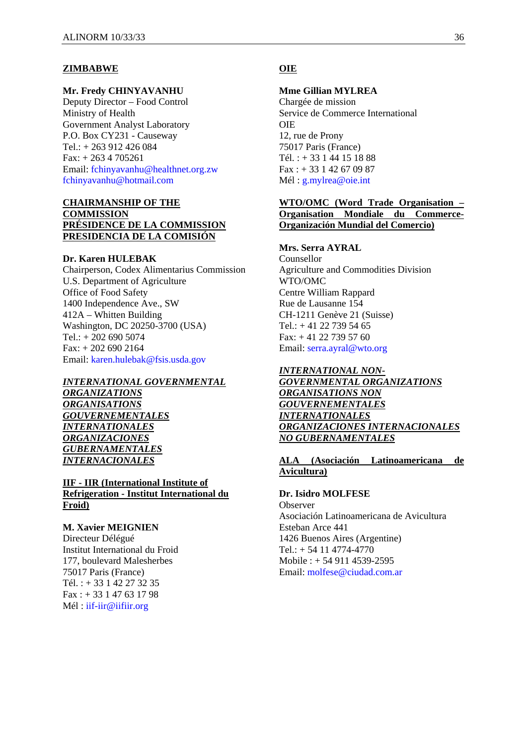**ZIMBABWE**

**Mr. Fredy CHINYAVANHU**
Deputy Director – Food Control
Ministry of Health
Government Analyst Laboratory
P.O. Box CY231 - Causeway
Tel.: + 263 912 426 084
Fax: + 263 4 705261
Email: fchinyavanhu@healthnet.org.zw
fchinyavanhu@hotmail.com

**CHAIRMANSHIP OF THE COMMISSION**
**PRÉSIDENCE DE LA COMMISSION**
**PRESIDENCIA DE LA COMISIÓN**

**Dr. Karen HULEBAK**
Chairperson, Codex Alimentarius Commission
U.S. Department of Agriculture
Office of Food Safety
1400 Independence Ave., SW
412A – Whitten Building
Washington, DC 20250-3700 (USA)
Tel.: + 202 690 5074
Fax: + 202 690 2164
Email: karen.hulebak@fsis.usda.gov

***INTERNATIONAL GOVERNMENTAL ORGANIZATIONS***
***ORGANISATIONS GOUVERNEMENTALES INTERNATIONALES***
***ORGANIZACIONES GUBERNAMENTALES INTERNACIONALES***

**IIF - IIR (International Institute of Refrigeration - Institut International du Froid)**

**M. Xavier MEIGNIEN**
Directeur Délégué
Institut International du Froid
177, boulevard Malesherbes
75017 Paris (France)
Tél. : + 33 1 42 27 32 35
Fax : + 33 1 47 63 17 98
Mél : iif-iir@iifiir.org

**OIE**

**Mme Gillian MYLREA**
Chargée de mission
Service de Commerce International
OIE
12, rue de Prony
75017 Paris (France)
Tél. : + 33 1 44 15 18 88
Fax : + 33 1 42 67 09 87
Mél : g.mylrea@oie.int

**WTO/OMC (Word Trade Organisation – Organisation Mondiale du Commerce-Organización Mundial del Comercio)**

**Mrs. Serra AYRAL**
Counsellor
Agriculture and Commodities Division
WTO/OMC
Centre William Rappard
Rue de Lausanne 154
CH-1211 Genève 21 (Suisse)
Tel.: + 41 22 739 54 65
Fax: + 41 22 739 57 60
Email: serra.ayral@wto.org

***INTERNATIONAL NON-GOVERNMENTAL ORGANIZATIONS***
***ORGANISATIONS NON GOUVERNEMENTALES INTERNATIONALES***
***ORGANIZACIONES INTERNACIONALES NO GUBERNAMENTALES***

**ALA (Asociación Latinoamericana de Avicultura)**

**Dr. Isidro MOLFESE**
Observer
Asociación Latinoamericana de Avicultura
Esteban Arce 441
1426 Buenos Aires (Argentine)
Tel.: + 54 11 4774-4770
Mobile : + 54 911 4539-2595
Email: molfese@ciudad.com.ar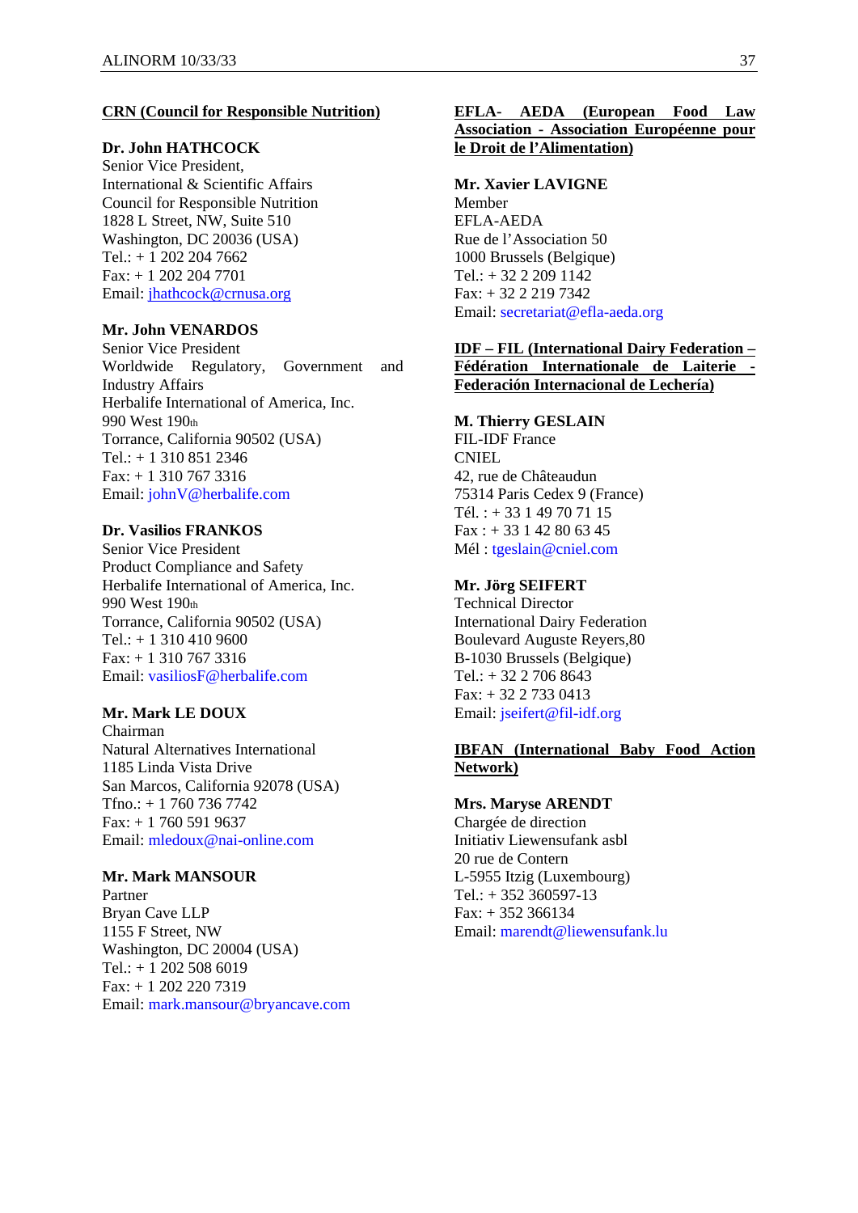**CRN (Council for Responsible Nutrition)**

**Dr. John HATHCOCK**
Senior Vice President,
International & Scientific Affairs
Council for Responsible Nutrition
1828 L Street, NW, Suite 510
Washington, DC 20036 (USA)
Tel.: + 1 202 204 7662
Fax: + 1 202 204 7701
Email: jhathcock@crnusa.org

**Mr. John VENARDOS**
Senior Vice President
Worldwide Regulatory, Government and Industry Affairs
Herbalife International of America, Inc.
990 West 190th
Torrance, California 90502 (USA)
Tel.: + 1 310 851 2346
Fax: + 1 310 767 3316
Email: johnV@herbalife.com

**Dr. Vasilios FRANKOS**
Senior Vice President
Product Compliance and Safety
Herbalife International of America, Inc.
990 West 190th
Torrance, California 90502 (USA)
Tel.: + 1 310 410 9600
Fax: + 1 310 767 3316
Email: vasiliosF@herbalife.com

**Mr. Mark LE DOUX**
Chairman
Natural Alternatives International
1185 Linda Vista Drive
San Marcos, California 92078 (USA)
Tfno.: + 1 760 736 7742
Fax: + 1 760 591 9637
Email: mledoux@nai-online.com

**Mr. Mark MANSOUR**
Partner
Bryan Cave LLP
1155 F Street, NW
Washington, DC 20004 (USA)
Tel.: + 1 202 508 6019
Fax: + 1 202 220 7319
Email: mark.mansour@bryancave.com

**EFLA- AEDA (European Food Law Association - Association Européenne pour le Droit de l'Alimentation)**

**Mr. Xavier LAVIGNE**
Member
EFLA-AEDA
Rue de l'Association 50
1000 Brussels (Belgique)
Tel.: + 32 2 209 1142
Fax: + 32 2 219 7342
Email: secretariat@efla-aeda.org

**IDF – FIL (International Dairy Federation – Fédération Internationale de Laiterie - Federación Internacional de Lechería)**

**M. Thierry GESLAIN**
FIL-IDF France
CNIEL
42, rue de Châteaudun
75314 Paris Cedex 9 (France)
Tél. : + 33 1 49 70 71 15
Fax : + 33 1 42 80 63 45
Mél : tgeslain@cniel.com

**Mr. Jörg SEIFERT**
Technical Director
International Dairy Federation
Boulevard Auguste Reyers,80
B-1030 Brussels (Belgique)
Tel.: + 32 2 706 8643
Fax: + 32 2 733 0413
Email: jseifert@fil-idf.org

**IBFAN (International Baby Food Action Network)**

**Mrs. Maryse ARENDT**
Chargée de direction
Initiativ Liewensufank asbl
20 rue de Contern
L-5955 Itzig (Luxembourg)
Tel.: + 352 360597-13
Fax: + 352 366134
Email: marendt@liewensufank.lu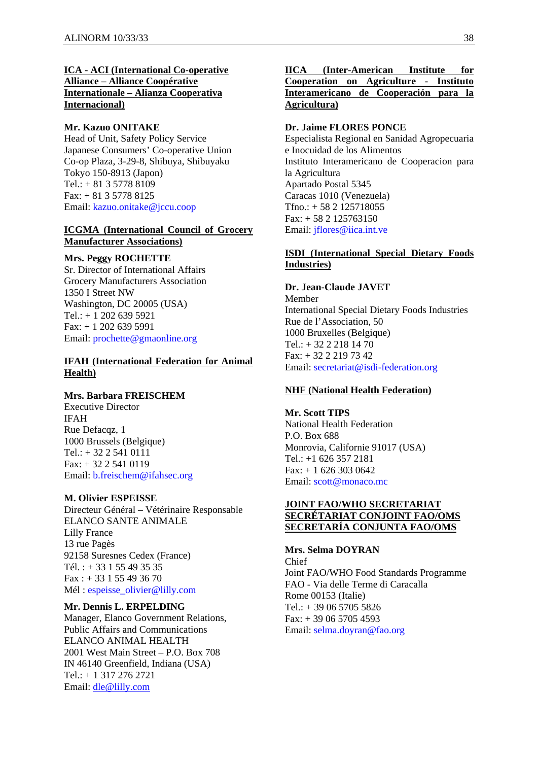**ICA - ACI (International Co-operative Alliance – Alliance Coopérative Internationale – Alianza Cooperativa Internacional)**

**Mr. Kazuo ONITAKE**
Head of Unit, Safety Policy Service
Japanese Consumers' Co-operative Union
Co-op Plaza, 3-29-8, Shibuya, Shibuyaku
Tokyo 150-8913 (Japon)
Tel.: + 81 3 5778 8109
Fax: + 81 3 5778 8125
Email: kazuo.onitake@jccu.coop

**ICGMA (International Council of Grocery Manufacturer Associations)**

**Mrs. Peggy ROCHETTE**
Sr. Director of International Affairs
Grocery Manufacturers Association
1350 I Street NW
Washington, DC 20005 (USA)
Tel.: + 1 202 639 5921
Fax: + 1 202 639 5991
Email: prochette@gmaonline.org

**IFAH (International Federation for Animal Health)**

**Mrs. Barbara FREISCHEM**
Executive Director
IFAH
Rue Defacqz, 1
1000 Brussels (Belgique)
Tel.: + 32 2 541 0111
Fax: + 32 2 541 0119
Email: b.freischem@ifahsec.org

**M. Olivier ESPEISSE**
Directeur Général – Vétérinaire Responsable
ELANCO SANTE ANIMALE
Lilly France
13 rue Pagès
92158 Suresnes Cedex (France)
Tél. : + 33 1 55 49 35 35
Fax : + 33 1 55 49 36 70
Mél : espeisse_olivier@lilly.com

**Mr. Dennis L. ERPELDING**
Manager, Elanco Government Relations, Public Affairs and Communications
ELANCO ANIMAL HEALTH
2001 West Main Street – P.O. Box 708
IN 46140 Greenfield, Indiana (USA)
Tel.: + 1 317 276 2721
Email: dle@lilly.com

**IICA (Inter-American Institute for Cooperation on Agriculture - Instituto Interamericano de Cooperación para la Agricultura)**

**Dr. Jaime FLORES PONCE**
Especialista Regional en Sanidad Agropecuaria e Inocuidad de los Alimentos
Instituto Interamericano de Cooperacion para la Agricultura
Apartado Postal 5345
Caracas 1010 (Venezuela)
Tfno.: + 58 2 125718055
Fax: + 58 2 125763150
Email: jflores@iica.int.ve

**ISDI (International Special Dietary Foods Industries)**

**Dr. Jean-Claude JAVET**
Member
International Special Dietary Foods Industries
Rue de l'Association, 50
1000 Bruxelles (Belgique)
Tel.: + 32 2 218 14 70
Fax: + 32 2 219 73 42
Email: secretariat@isdi-federation.org

**NHF (National Health Federation)**

**Mr. Scott TIPS**
National Health Federation
P.O. Box 688
Monrovia, Californie 91017 (USA)
Tel.: +1 626 357 2181
Fax: + 1 626 303 0642
Email: scott@monaco.mc

**JOINT FAO/WHO SECRETARIAT**
**SECRÉTARIAT CONJOINT FAO/OMS**
**SECRETARÍA CONJUNTA FAO/OMS**

**Mrs. Selma DOYRAN**
Chief
Joint FAO/WHO Food Standards Programme
FAO - Via delle Terme di Caracalla
Rome 00153 (Italie)
Tel.: + 39 06 5705 5826
Fax: + 39 06 5705 4593
Email: selma.doyran@fao.org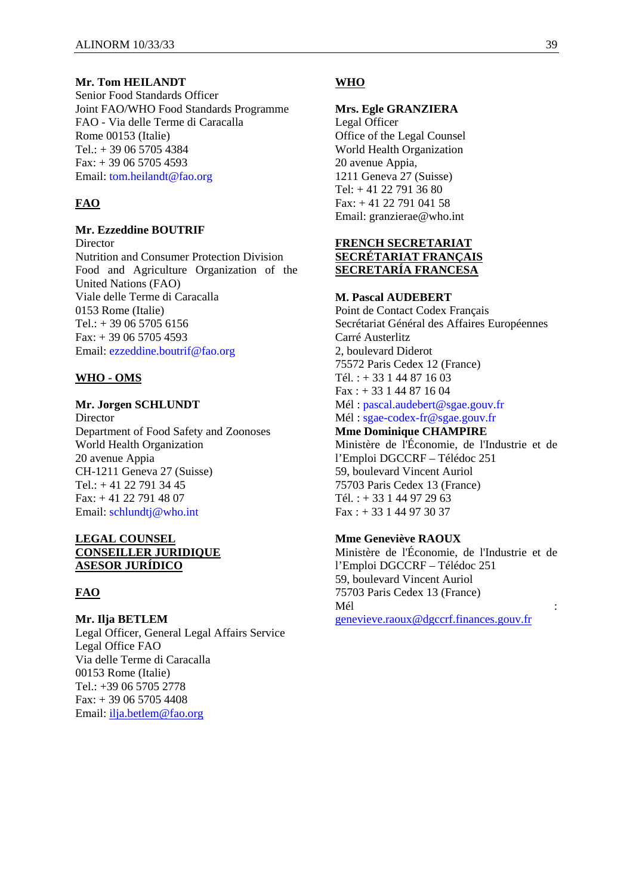**Mr. Tom HEILANDT**
Senior Food Standards Officer
Joint FAO/WHO Food Standards Programme
FAO - Via delle Terme di Caracalla
Rome 00153 (Italie)
Tel.: + 39 06 5705 4384
Fax: + 39 06 5705 4593
Email: tom.heilandt@fao.org

**FAO**

**Mr. Ezzeddine BOUTRIF**
Director
Nutrition and Consumer Protection Division
Food and Agriculture Organization of the United Nations (FAO)
Viale delle Terme di Caracalla
0153 Rome (Italie)
Tel.: + 39 06 5705 6156
Fax: + 39 06 5705 4593
Email: ezzeddine.boutrif@fao.org

**WHO - OMS**

**Mr. Jorgen SCHLUNDT**
Director
Department of Food Safety and Zoonoses
World Health Organization
20 avenue Appia
CH-1211 Geneva 27 (Suisse)
Tel.: + 41 22 791 34 45
Fax: + 41 22 791 48 07
Email: schlundtj@who.int

**LEGAL COUNSEL**
**CONSEILLER JURIDIQUE**
**ASESOR JURÍDICO**

**FAO**

**Mr. Ilja BETLEM**
Legal Officer, General Legal Affairs Service
Legal Office FAO
Via delle Terme di Caracalla
00153 Rome (Italie)
Tel.: +39 06 5705 2778
Fax: + 39 06 5705 4408
Email: ilja.betlem@fao.org

**WHO**

**Mrs. Egle GRANZIERA**
Legal Officer
Office of the Legal Counsel
World Health Organization
20 avenue Appia,
1211 Geneva 27 (Suisse)
Tel: + 41 22 791 36 80
Fax: + 41 22 791 041 58
Email: granzierae@who.int

**FRENCH SECRETARIAT**
**SECRÉTARIAT FRANÇAIS**
**SECRETARÍA FRANCESA**

**M. Pascal AUDEBERT**
Point de Contact Codex Français
Secrétariat Général des Affaires Européennes
Carré Austerlitz
2, boulevard Diderot
75572 Paris Cedex 12 (France)
Tél. : + 33 1 44 87 16 03
Fax : + 33 1 44 87 16 04
Mél : pascal.audebert@sgae.gouv.fr
Mél : sgae-codex-fr@sgae.gouv.fr

**Mme Dominique CHAMPIRE**
Ministère de l'Économie, de l'Industrie et de l'Emploi DGCCRF – Télédoc 251
59, boulevard Vincent Auriol
75703 Paris Cedex 13 (France)
Tél. : + 33 1 44 97 29 63
Fax : + 33 1 44 97 30 37

**Mme Geneviève RAOUX**
Ministère de l'Économie, de l'Industrie et de l'Emploi DGCCRF – Télédoc 251
59, boulevard Vincent Auriol
75703 Paris Cedex 13 (France)
Mél : genevieve.raoux@dgccrf.finances.gouv.fr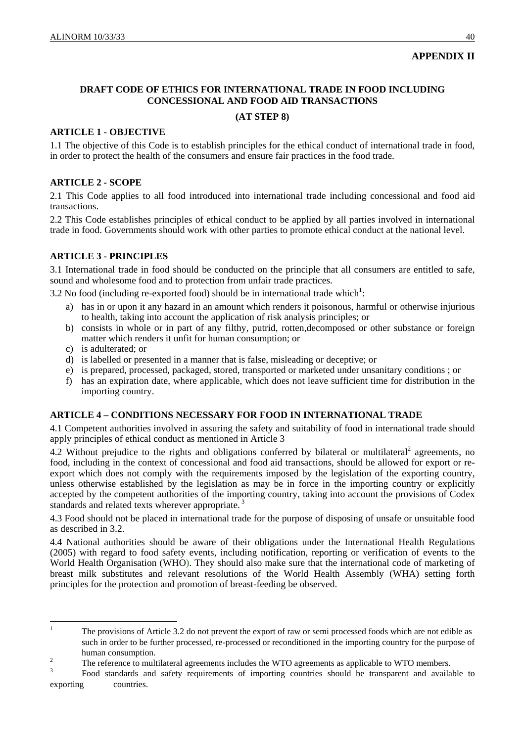**APPENDIX II**

## DRAFT CODE OF ETHICS FOR INTERNATIONAL TRADE IN FOOD INCLUDING CONCESSIONAL AND FOOD AID TRANSACTIONS

**(AT STEP 8)**

### ARTICLE 1 - OBJECTIVE

1.1 The objective of this Code is to establish principles for the ethical conduct of international trade in food, in order to protect the health of the consumers and ensure fair practices in the food trade.

### ARTICLE 2 - SCOPE

2.1 This Code applies to all food introduced into international trade including concessional and food aid transactions.

2.2 This Code establishes principles of ethical conduct to be applied by all parties involved in international trade in food. Governments should work with other parties to promote ethical conduct at the national level.

### ARTICLE 3 - PRINCIPLES

3.1 International trade in food should be conducted on the principle that all consumers are entitled to safe, sound and wholesome food and to protection from unfair trade practices.

3.2 No food (including re-exported food) should be in international trade which[1]:

a) has in or upon it any hazard in an amount which renders it poisonous, harmful or otherwise injurious to health, taking into account the application of risk analysis principles; or
b) consists in whole or in part of any filthy, putrid, rotten,decomposed or other substance or foreign matter which renders it unfit for human consumption; or
c) is adulterated; or
d) is labelled or presented in a manner that is false, misleading or deceptive; or
e) is prepared, processed, packaged, stored, transported or marketed under unsanitary conditions ; or
f) has an expiration date, where applicable, which does not leave sufficient time for distribution in the importing country.

### ARTICLE 4 – CONDITIONS NECESSARY FOR FOOD IN INTERNATIONAL TRADE

4.1 Competent authorities involved in assuring the safety and suitability of food in international trade should apply principles of ethical conduct as mentioned in Article 3

4.2 Without prejudice to the rights and obligations conferred by bilateral or multilateral[2] agreements, no food, including in the context of concessional and food aid transactions, should be allowed for export or re-export which does not comply with the requirements imposed by the legislation of the exporting country, unless otherwise established by the legislation as may be in force in the importing country or explicitly accepted by the competent authorities of the importing country, taking into account the provisions of Codex standards and related texts wherever appropriate.[3]

4.3 Food should not be placed in international trade for the purpose of disposing of unsafe or unsuitable food as described in 3.2.

4.4 National authorities should be aware of their obligations under the International Health Regulations (2005) with regard to food safety events, including notification, reporting or verification of events to the World Health Organisation (WHO). They should also make sure that the international code of marketing of breast milk substitutes and relevant resolutions of the World Health Assembly (WHA) setting forth principles for the protection and promotion of breast-feeding be observed.

---

[1] The provisions of Article 3.2 do not prevent the export of raw or semi processed foods which are not edible as such in order to be further processed, re-processed or reconditioned in the importing country for the purpose of human consumption.

[2] The reference to multilateral agreements includes the WTO agreements as applicable to WTO members.

[3] Food standards and safety requirements of importing countries should be transparent and available to exporting countries.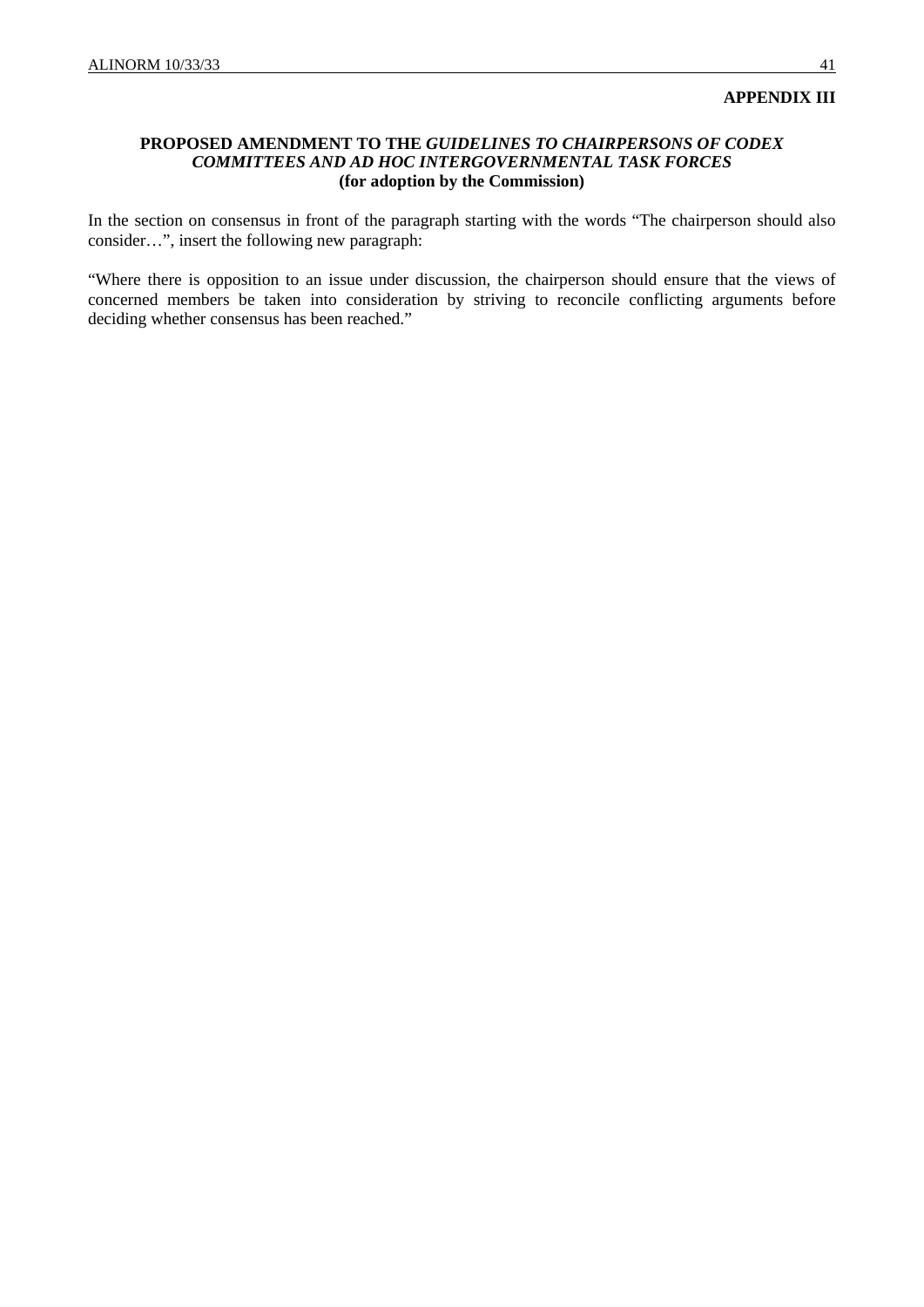**APPENDIX III**

**PROPOSED AMENDMENT TO THE *GUIDELINES TO CHAIRPERSONS OF CODEX COMMITTEES AND AD HOC INTERGOVERNMENTAL TASK FORCES***
**(for adoption by the Commission)**

In the section on consensus in front of the paragraph starting with the words "The chairperson should also consider…", insert the following new paragraph:

"Where there is opposition to an issue under discussion, the chairperson should ensure that the views of concerned members be taken into consideration by striving to reconcile conflicting arguments before deciding whether consensus has been reached."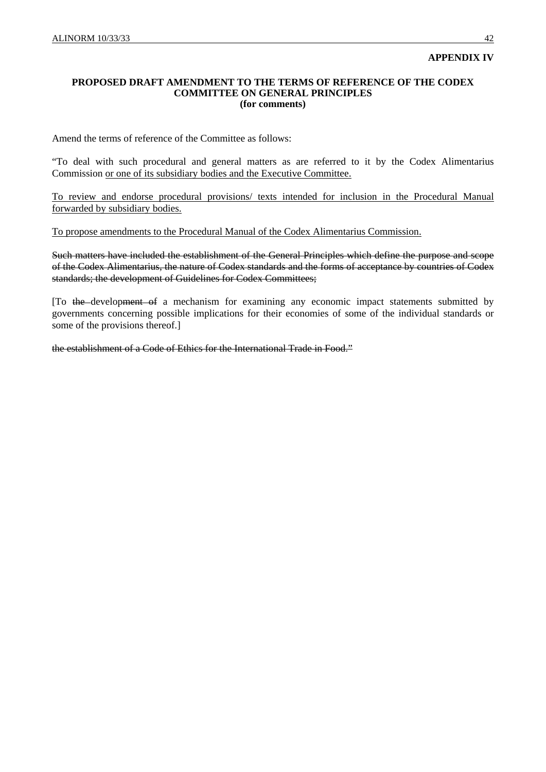**APPENDIX IV**

**PROPOSED DRAFT AMENDMENT TO THE TERMS OF REFERENCE OF THE CODEX COMMITTEE ON GENERAL PRINCIPLES**
**(for comments)**

Amend the terms of reference of the Committee as follows:

"To deal with such procedural and general matters as are referred to it by the Codex Alimentarius Commission <u>or one of its subsidiary bodies and the Executive Committee.</u>

<u>To review and endorse procedural provisions/ texts intended for inclusion in the Procedural Manual forwarded by subsidiary bodies.</u>

<u>To propose amendments to the Procedural Manual of the Codex Alimentarius Commission.</u>

~~Such matters have included the establishment of the General Principles which define the purpose and scope of the Codex Alimentarius, the nature of Codex standards and the forms of acceptance by countries of Codex standards; the development of Guidelines for Codex Committees;~~

[To ~~the~~ develop~~ment of~~ a mechanism for examining any economic impact statements submitted by governments concerning possible implications for their economies of some of the individual standards or some of the provisions thereof.]

~~the establishment of a Code of Ethics for the International Trade in Food."~~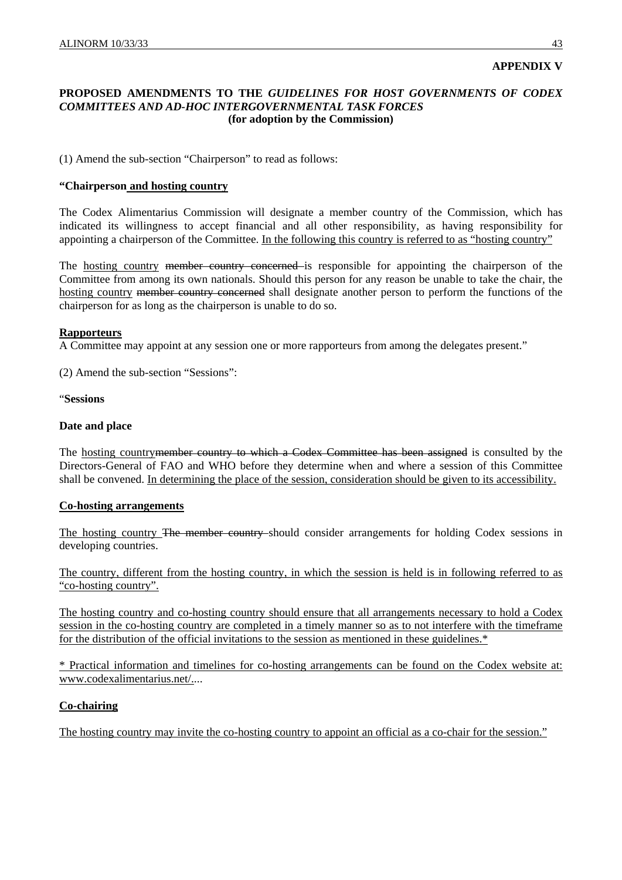**APPENDIX V**

**PROPOSED AMENDMENTS TO THE *GUIDELINES FOR HOST GOVERNMENTS OF CODEX COMMITTEES AND AD-HOC INTERGOVERNMENTAL TASK FORCES***
**(for adoption by the Commission)**

(1) Amend the sub-section "Chairperson" to read as follows:

**"Chairperson <u>and hosting country</u>**

The Codex Alimentarius Commission will designate a member country of the Commission, which has indicated its willingness to accept financial and all other responsibility, as having responsibility for appointing a chairperson of the Committee. <u>In the following this country is referred to as "hosting country"</u>

The <u>hosting country</u> ~~member country concerned~~ is responsible for appointing the chairperson of the Committee from among its own nationals. Should this person for any reason be unable to take the chair, the <u>hosting country</u> ~~member country concerned~~ shall designate another person to perform the functions of the chairperson for as long as the chairperson is unable to do so.

**<u>Rapporteurs</u>**
A Committee may appoint at any session one or more rapporteurs from among the delegates present."

(2) Amend the sub-section "Sessions":

"**Sessions**

**Date and place**

The <u>hosting country</u>~~member country to which a Codex Committee has been assigned~~ is consulted by the Directors-General of FAO and WHO before they determine when and where a session of this Committee shall be convened. <u>In determining the place of the session, consideration should be given to its accessibility.</u>

**<u>Co-hosting arrangements</u>**

<u>The hosting country</u> ~~The member country~~ should consider arrangements for holding Codex sessions in developing countries.

<u>The country, different from the hosting country, in which the session is held is in following referred to as "co-hosting country".</u>

<u>The hosting country and co-hosting country should ensure that all arrangements necessary to hold a Codex session in the co-hosting country are completed in a timely manner so as to not interfere with the timeframe for the distribution of the official invitations to the session as mentioned in these guidelines.*</u>

<u>* Practical information and timelines for co-hosting arrangements can be found on the Codex website at: www.codexalimentarius.net/</u>....

**<u>Co-chairing</u>**

<u>The hosting country may invite the co-hosting country to appoint an official as a co-chair for the session."</u>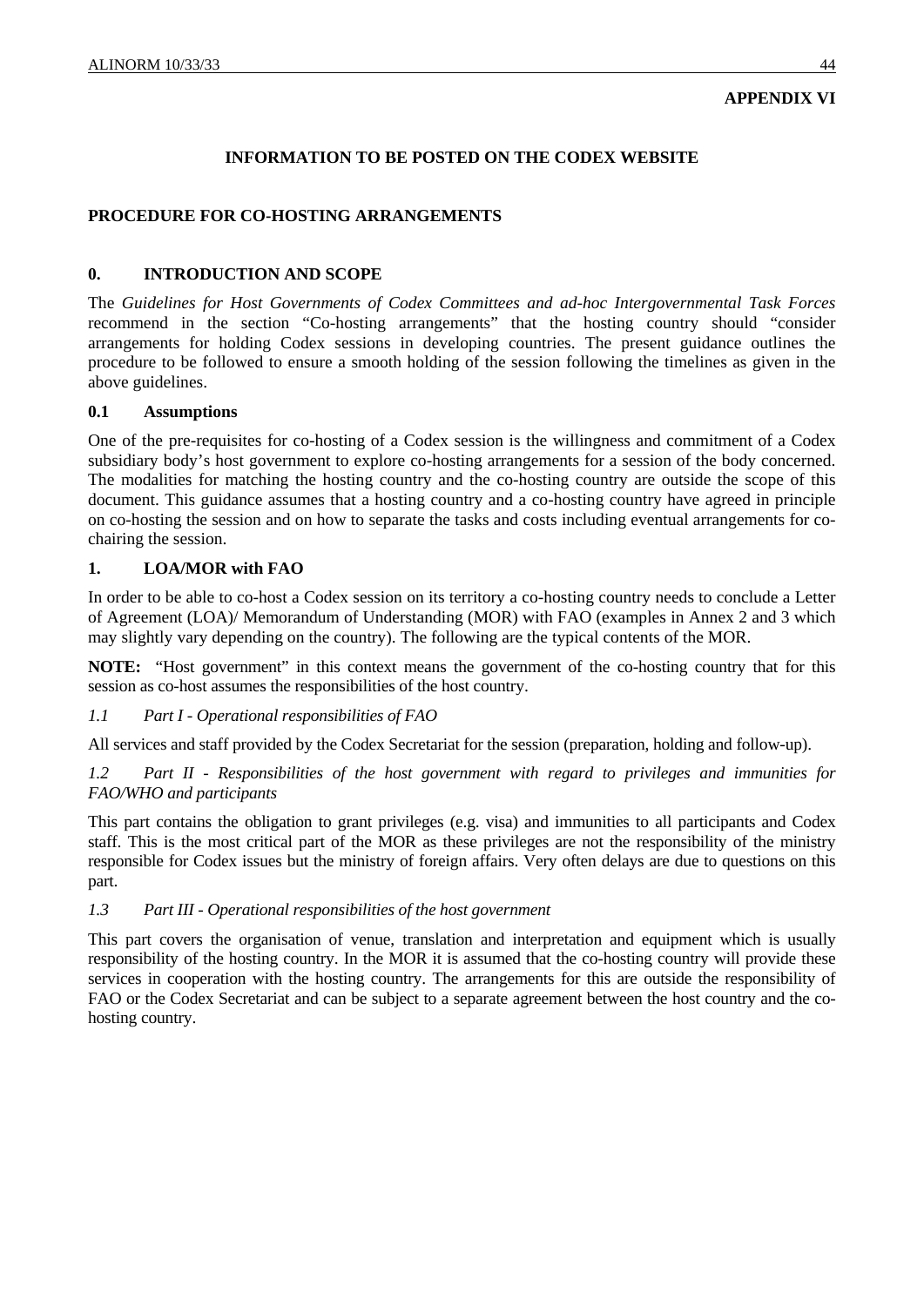**APPENDIX VI**

**INFORMATION TO BE POSTED ON THE CODEX WEBSITE**

## PROCEDURE FOR CO-HOSTING ARRANGEMENTS

### 0. INTRODUCTION AND SCOPE

The *Guidelines for Host Governments of Codex Committees and ad-hoc Intergovernmental Task Forces* recommend in the section "Co-hosting arrangements" that the hosting country should "consider arrangements for holding Codex sessions in developing countries. The present guidance outlines the procedure to be followed to ensure a smooth holding of the session following the timelines as given in the above guidelines.

#### 0.1 Assumptions

One of the pre-requisites for co-hosting of a Codex session is the willingness and commitment of a Codex subsidiary body's host government to explore co-hosting arrangements for a session of the body concerned. The modalities for matching the hosting country and the co-hosting country are outside the scope of this document. This guidance assumes that a hosting country and a co-hosting country have agreed in principle on co-hosting the session and on how to separate the tasks and costs including eventual arrangements for co-chairing the session.

### 1. LOA/MOR with FAO

In order to be able to co-host a Codex session on its territory a co-hosting country needs to conclude a Letter of Agreement (LOA)/ Memorandum of Understanding (MOR) with FAO (examples in Annex 2 and 3 which may slightly vary depending on the country). The following are the typical contents of the MOR.

**NOTE:** "Host government" in this context means the government of the co-hosting country that for this session as co-host assumes the responsibilities of the host country.

*1.1 Part I - Operational responsibilities of FAO*

All services and staff provided by the Codex Secretariat for the session (preparation, holding and follow-up).

*1.2 Part II - Responsibilities of the host government with regard to privileges and immunities for FAO/WHO and participants*

This part contains the obligation to grant privileges (e.g. visa) and immunities to all participants and Codex staff. This is the most critical part of the MOR as these privileges are not the responsibility of the ministry responsible for Codex issues but the ministry of foreign affairs. Very often delays are due to questions on this part.

*1.3 Part III - Operational responsibilities of the host government*

This part covers the organisation of venue, translation and interpretation and equipment which is usually responsibility of the hosting country. In the MOR it is assumed that the co-hosting country will provide these services in cooperation with the hosting country. The arrangements for this are outside the responsibility of FAO or the Codex Secretariat and can be subject to a separate agreement between the host country and the co-hosting country.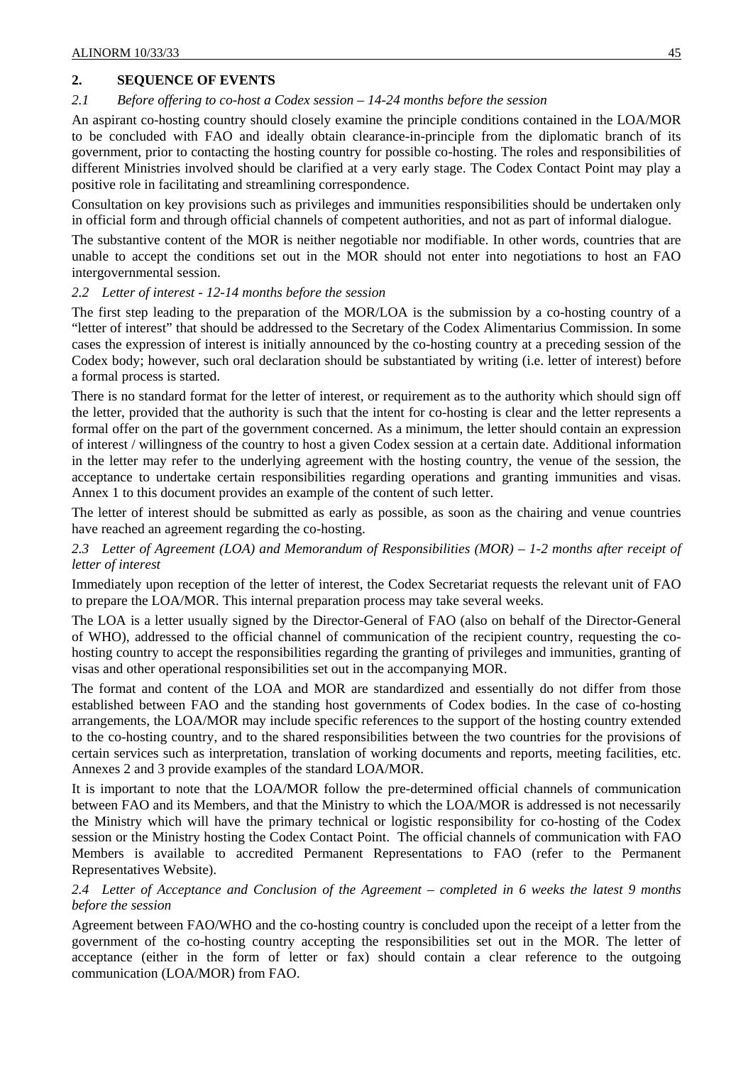## 2. SEQUENCE OF EVENTS

### *2.1 Before offering to co-host a Codex session – 14-24 months before the session*

An aspirant co-hosting country should closely examine the principle conditions contained in the LOA/MOR to be concluded with FAO and ideally obtain clearance-in-principle from the diplomatic branch of its government, prior to contacting the hosting country for possible co-hosting. The roles and responsibilities of different Ministries involved should be clarified at a very early stage. The Codex Contact Point may play a positive role in facilitating and streamlining correspondence.

Consultation on key provisions such as privileges and immunities responsibilities should be undertaken only in official form and through official channels of competent authorities, and not as part of informal dialogue.

The substantive content of the MOR is neither negotiable nor modifiable. In other words, countries that are unable to accept the conditions set out in the MOR should not enter into negotiations to host an FAO intergovernmental session.

### *2.2 Letter of interest - 12-14 months before the session*

The first step leading to the preparation of the MOR/LOA is the submission by a co-hosting country of a "letter of interest" that should be addressed to the Secretary of the Codex Alimentarius Commission. In some cases the expression of interest is initially announced by the co-hosting country at a preceding session of the Codex body; however, such oral declaration should be substantiated by writing (i.e. letter of interest) before a formal process is started.

There is no standard format for the letter of interest, or requirement as to the authority which should sign off the letter, provided that the authority is such that the intent for co-hosting is clear and the letter represents a formal offer on the part of the government concerned. As a minimum, the letter should contain an expression of interest / willingness of the country to host a given Codex session at a certain date. Additional information in the letter may refer to the underlying agreement with the hosting country, the venue of the session, the acceptance to undertake certain responsibilities regarding operations and granting immunities and visas. Annex 1 to this document provides an example of the content of such letter.

The letter of interest should be submitted as early as possible, as soon as the chairing and venue countries have reached an agreement regarding the co-hosting.

### *2.3 Letter of Agreement (LOA) and Memorandum of Responsibilities (MOR) – 1-2 months after receipt of letter of interest*

Immediately upon reception of the letter of interest, the Codex Secretariat requests the relevant unit of FAO to prepare the LOA/MOR. This internal preparation process may take several weeks.

The LOA is a letter usually signed by the Director-General of FAO (also on behalf of the Director-General of WHO), addressed to the official channel of communication of the recipient country, requesting the co-hosting country to accept the responsibilities regarding the granting of privileges and immunities, granting of visas and other operational responsibilities set out in the accompanying MOR.

The format and content of the LOA and MOR are standardized and essentially do not differ from those established between FAO and the standing host governments of Codex bodies. In the case of co-hosting arrangements, the LOA/MOR may include specific references to the support of the hosting country extended to the co-hosting country, and to the shared responsibilities between the two countries for the provisions of certain services such as interpretation, translation of working documents and reports, meeting facilities, etc. Annexes 2 and 3 provide examples of the standard LOA/MOR.

It is important to note that the LOA/MOR follow the pre-determined official channels of communication between FAO and its Members, and that the Ministry to which the LOA/MOR is addressed is not necessarily the Ministry which will have the primary technical or logistic responsibility for co-hosting of the Codex session or the Ministry hosting the Codex Contact Point. The official channels of communication with FAO Members is available to accredited Permanent Representations to FAO (refer to the Permanent Representatives Website).

### *2.4 Letter of Acceptance and Conclusion of the Agreement – completed in 6 weeks the latest 9 months before the session*

Agreement between FAO/WHO and the co-hosting country is concluded upon the receipt of a letter from the government of the co-hosting country accepting the responsibilities set out in the MOR. The letter of acceptance (either in the form of letter or fax) should contain a clear reference to the outgoing communication (LOA/MOR) from FAO.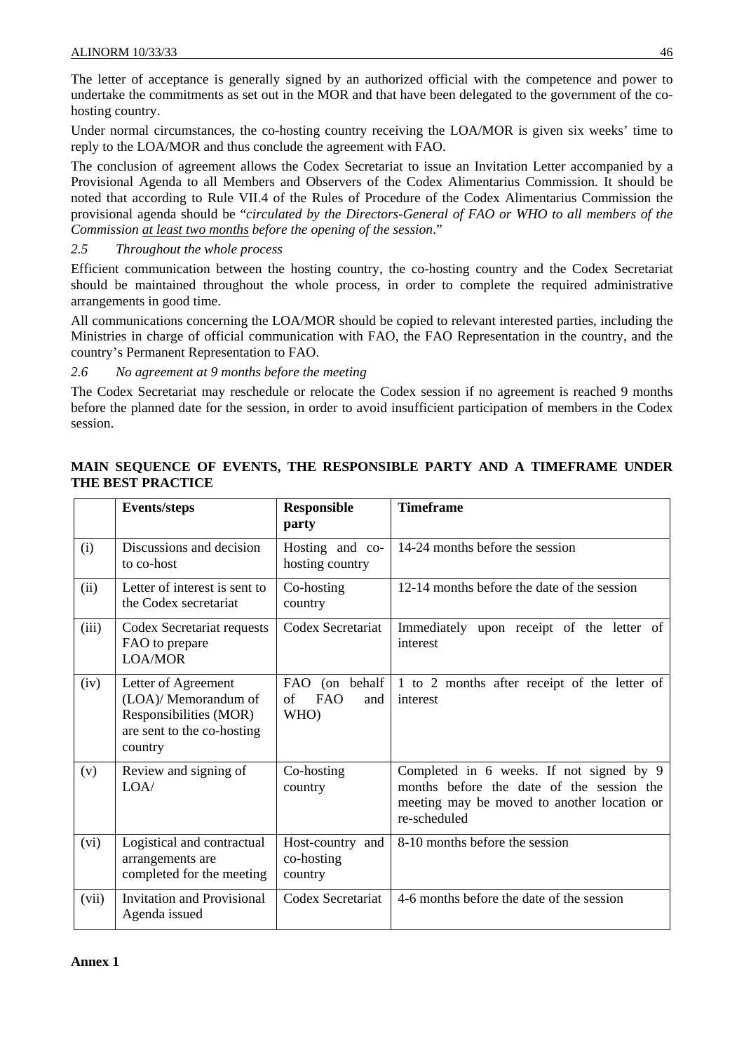The letter of acceptance is generally signed by an authorized official with the competence and power to undertake the commitments as set out in the MOR and that have been delegated to the government of the co-hosting country.

Under normal circumstances, the co-hosting country receiving the LOA/MOR is given six weeks' time to reply to the LOA/MOR and thus conclude the agreement with FAO.

The conclusion of agreement allows the Codex Secretariat to issue an Invitation Letter accompanied by a Provisional Agenda to all Members and Observers of the Codex Alimentarius Commission. It should be noted that according to Rule VII.4 of the Rules of Procedure of the Codex Alimentarius Commission the provisional agenda should be "*circulated by the Directors-General of FAO or WHO to all members of the Commission at least two months before the opening of the session*."

*2.5 Throughout the whole process*

Efficient communication between the hosting country, the co-hosting country and the Codex Secretariat should be maintained throughout the whole process, in order to complete the required administrative arrangements in good time.

All communications concerning the LOA/MOR should be copied to relevant interested parties, including the Ministries in charge of official communication with FAO, the FAO Representation in the country, and the country's Permanent Representation to FAO.

*2.6 No agreement at 9 months before the meeting*

The Codex Secretariat may reschedule or relocate the Codex session if no agreement is reached 9 months before the planned date for the session, in order to avoid insufficient participation of members in the Codex session.

**MAIN SEQUENCE OF EVENTS, THE RESPONSIBLE PARTY AND A TIMEFRAME UNDER THE BEST PRACTICE**

| | **Events/steps** | **Responsible party** | **Timeframe** |
|---|---|---|---|
| (i) | Discussions and decision to co-host | Hosting and co-hosting country | 14-24 months before the session |
| (ii) | Letter of interest is sent to the Codex secretariat | Co-hosting country | 12-14 months before the date of the session |
| (iii) | Codex Secretariat requests FAO to prepare LOA/MOR | Codex Secretariat | Immediately upon receipt of the letter of interest |
| (iv) | Letter of Agreement (LOA)/ Memorandum of Responsibilities (MOR) are sent to the co-hosting country | FAO (on behalf of FAO and WHO) | 1 to 2 months after receipt of the letter of interest |
| (v) | Review and signing of LOA/ | Co-hosting country | Completed in 6 weeks. If not signed by 9 months before the date of the session the meeting may be moved to another location or re-scheduled |
| (vi) | Logistical and contractual arrangements are completed for the meeting | Host-country and co-hosting country | 8-10 months before the session |
| (vii) | Invitation and Provisional Agenda issued | Codex Secretariat | 4-6 months before the date of the session |

**Annex 1**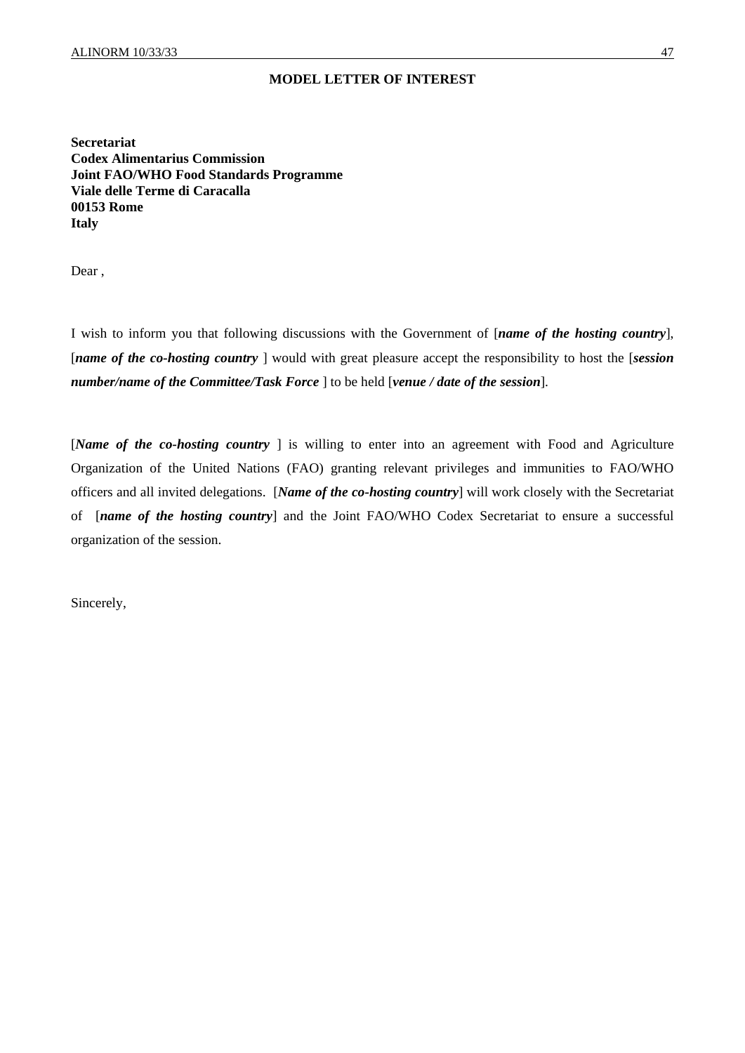**MODEL LETTER OF INTEREST**

**Secretariat**
**Codex Alimentarius Commission**
**Joint FAO/WHO Food Standards Programme**
**Viale delle Terme di Caracalla**
**00153 Rome**
**Italy**

Dear ,

I wish to inform you that following discussions with the Government of [***name of the hosting country***], [***name of the co-hosting country*** ] would with great pleasure accept the responsibility to host the [***session number/name of the Committee/Task Force*** ] to be held [***venue / date of the session***].

[***Name of the co-hosting country*** ] is willing to enter into an agreement with Food and Agriculture Organization of the United Nations (FAO) granting relevant privileges and immunities to FAO/WHO officers and all invited delegations. [***Name of the co-hosting country***] will work closely with the Secretariat of [***name of the hosting country***] and the Joint FAO/WHO Codex Secretariat to ensure a successful organization of the session.

Sincerely,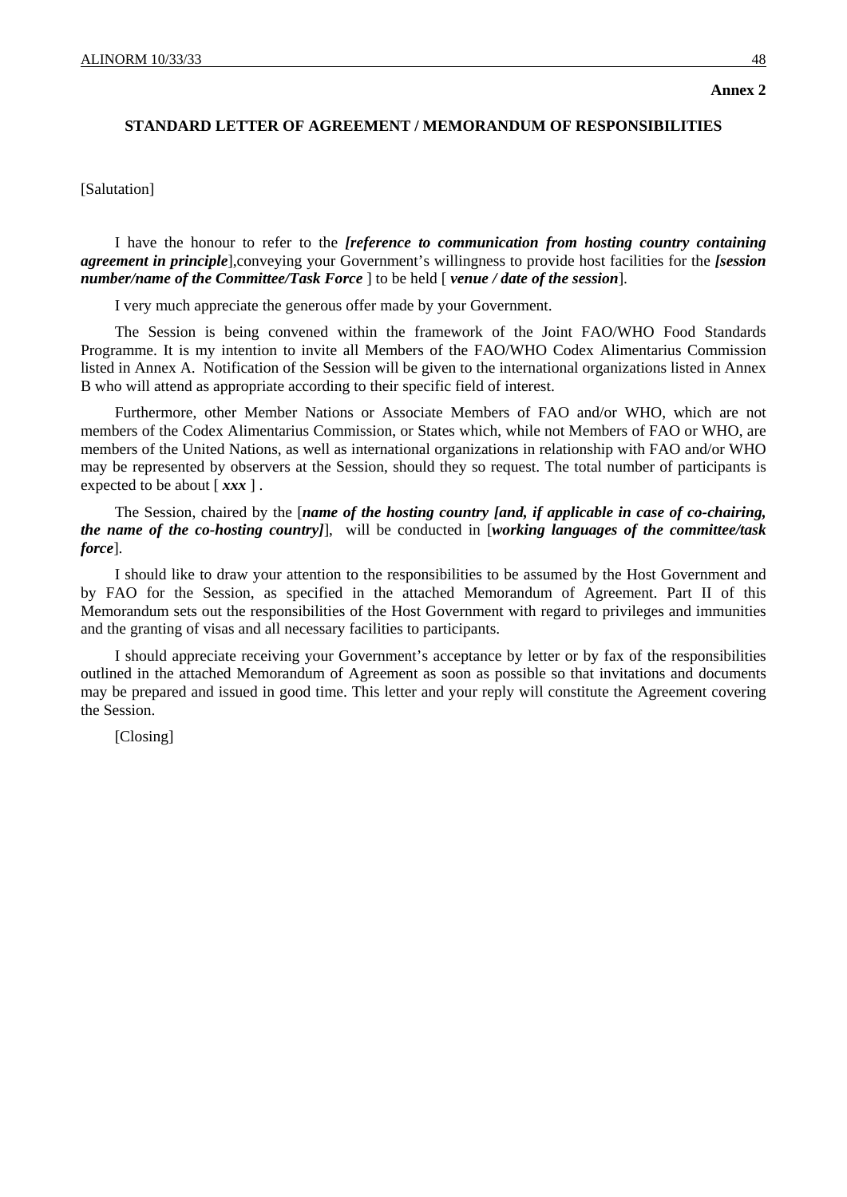**Annex 2**

## STANDARD LETTER OF AGREEMENT / MEMORANDUM OF RESPONSIBILITIES

[Salutation]

I have the honour to refer to the ***[reference to communication from hosting country containing agreement in principle***],conveying your Government's willingness to provide host facilities for the ***[session number/name of the Committee/Task Force*** ] to be held [ ***venue / date of the session***].

I very much appreciate the generous offer made by your Government.

The Session is being convened within the framework of the Joint FAO/WHO Food Standards Programme. It is my intention to invite all Members of the FAO/WHO Codex Alimentarius Commission listed in Annex A. Notification of the Session will be given to the international organizations listed in Annex B who will attend as appropriate according to their specific field of interest.

Furthermore, other Member Nations or Associate Members of FAO and/or WHO, which are not members of the Codex Alimentarius Commission, or States which, while not Members of FAO or WHO, are members of the United Nations, as well as international organizations in relationship with FAO and/or WHO may be represented by observers at the Session, should they so request. The total number of participants is expected to be about [ ***xxx*** ] .

The Session, chaired by the [***name of the hosting country [and, if applicable in case of co-chairing, the name of the co-hosting country]***], will be conducted in [***working languages of the committee/task force***].

I should like to draw your attention to the responsibilities to be assumed by the Host Government and by FAO for the Session, as specified in the attached Memorandum of Agreement. Part II of this Memorandum sets out the responsibilities of the Host Government with regard to privileges and immunities and the granting of visas and all necessary facilities to participants.

I should appreciate receiving your Government's acceptance by letter or by fax of the responsibilities outlined in the attached Memorandum of Agreement as soon as possible so that invitations and documents may be prepared and issued in good time. This letter and your reply will constitute the Agreement covering the Session.

[Closing]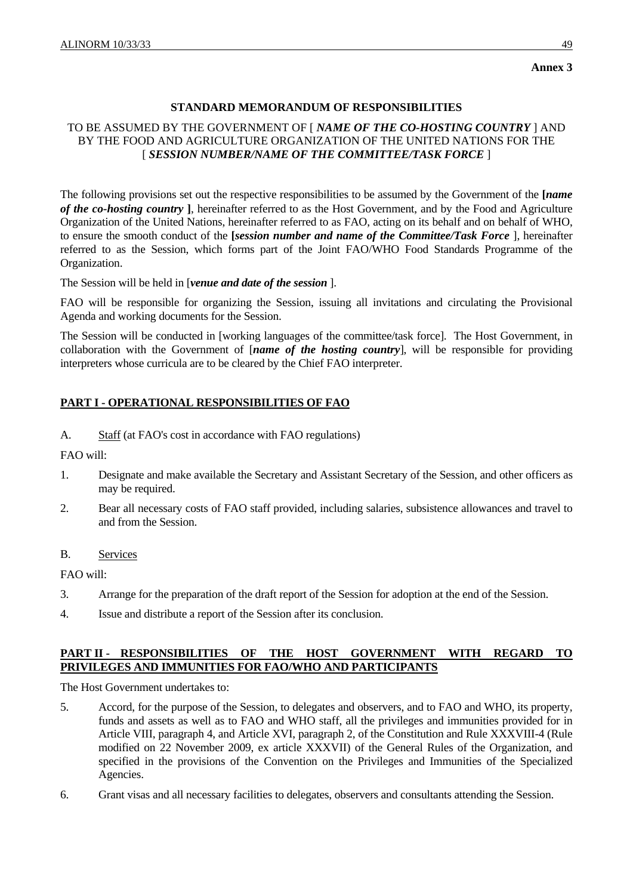**Annex 3**

**STANDARD MEMORANDUM OF RESPONSIBILITIES**

TO BE ASSUMED BY THE GOVERNMENT OF [ ***NAME OF THE CO-HOSTING COUNTRY*** ] AND BY THE FOOD AND AGRICULTURE ORGANIZATION OF THE UNITED NATIONS FOR THE [ ***SESSION NUMBER/NAME OF THE COMMITTEE/TASK FORCE*** ]

The following provisions set out the respective responsibilities to be assumed by the Government of the **[*name of the co-hosting country* ]**, hereinafter referred to as the Host Government, and by the Food and Agriculture Organization of the United Nations, hereinafter referred to as FAO, acting on its behalf and on behalf of WHO, to ensure the smooth conduct of the **[*session number and name of the Committee/Task Force*** ], hereinafter referred to as the Session, which forms part of the Joint FAO/WHO Food Standards Programme of the Organization.

The Session will be held in [***venue and date of the session*** ].

FAO will be responsible for organizing the Session, issuing all invitations and circulating the Provisional Agenda and working documents for the Session.

The Session will be conducted in [working languages of the committee/task force]. The Host Government, in collaboration with the Government of [***name of the hosting country***], will be responsible for providing interpreters whose curricula are to be cleared by the Chief FAO interpreter.

## PART I - OPERATIONAL RESPONSIBILITIES OF FAO

A. Staff (at FAO's cost in accordance with FAO regulations)

FAO will:

1. Designate and make available the Secretary and Assistant Secretary of the Session, and other officers as may be required.
2. Bear all necessary costs of FAO staff provided, including salaries, subsistence allowances and travel to and from the Session.

B. Services

FAO will:

3. Arrange for the preparation of the draft report of the Session for adoption at the end of the Session.
4. Issue and distribute a report of the Session after its conclusion.

## PART II - RESPONSIBILITIES OF THE HOST GOVERNMENT WITH REGARD TO PRIVILEGES AND IMMUNITIES FOR FAO/WHO AND PARTICIPANTS

The Host Government undertakes to:

5. Accord, for the purpose of the Session, to delegates and observers, and to FAO and WHO, its property, funds and assets as well as to FAO and WHO staff, all the privileges and immunities provided for in Article VIII, paragraph 4, and Article XVI, paragraph 2, of the Constitution and Rule XXXVIII-4 (Rule modified on 22 November 2009, ex article XXXVII) of the General Rules of the Organization, and specified in the provisions of the Convention on the Privileges and Immunities of the Specialized Agencies.
6. Grant visas and all necessary facilities to delegates, observers and consultants attending the Session.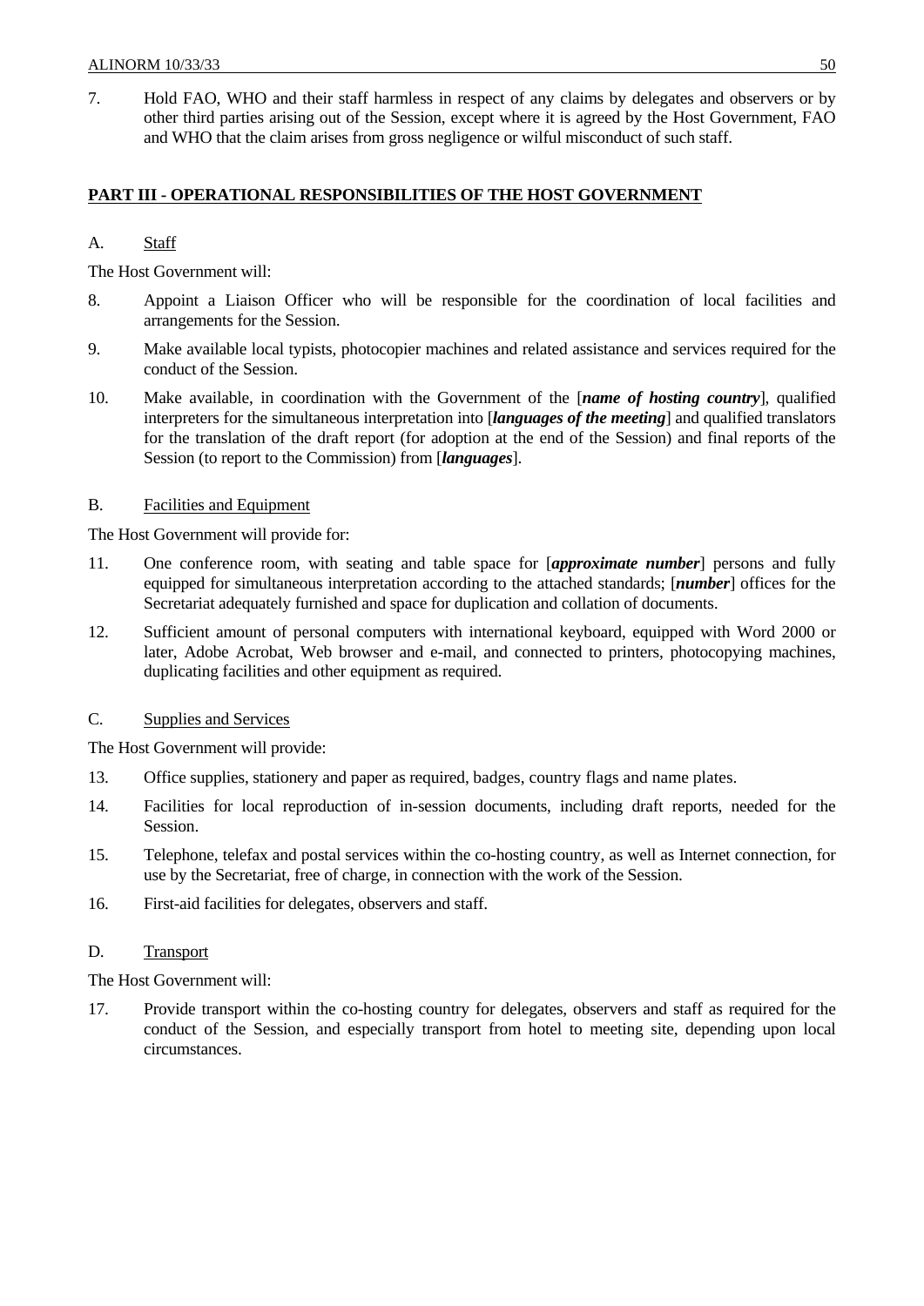7. Hold FAO, WHO and their staff harmless in respect of any claims by delegates and observers or by other third parties arising out of the Session, except where it is agreed by the Host Government, FAO and WHO that the claim arises from gross negligence or wilful misconduct of such staff.

## PART III - OPERATIONAL RESPONSIBILITIES OF THE HOST GOVERNMENT

### A. Staff

The Host Government will:

8. Appoint a Liaison Officer who will be responsible for the coordination of local facilities and arrangements for the Session.

9. Make available local typists, photocopier machines and related assistance and services required for the conduct of the Session.

10. Make available, in coordination with the Government of the [***name of hosting country***], qualified interpreters for the simultaneous interpretation into [***languages of the meeting***] and qualified translators for the translation of the draft report (for adoption at the end of the Session) and final reports of the Session (to report to the Commission) from [***languages***].

### B. Facilities and Equipment

The Host Government will provide for:

11. One conference room, with seating and table space for [***approximate number***] persons and fully equipped for simultaneous interpretation according to the attached standards; [***number***] offices for the Secretariat adequately furnished and space for duplication and collation of documents.

12. Sufficient amount of personal computers with international keyboard, equipped with Word 2000 or later, Adobe Acrobat, Web browser and e-mail, and connected to printers, photocopying machines, duplicating facilities and other equipment as required.

### C. Supplies and Services

The Host Government will provide:

13. Office supplies, stationery and paper as required, badges, country flags and name plates.

14. Facilities for local reproduction of in-session documents, including draft reports, needed for the Session.

15. Telephone, telefax and postal services within the co-hosting country, as well as Internet connection, for use by the Secretariat, free of charge, in connection with the work of the Session.

16. First-aid facilities for delegates, observers and staff.

### D. Transport

The Host Government will:

17. Provide transport within the co-hosting country for delegates, observers and staff as required for the conduct of the Session, and especially transport from hotel to meeting site, depending upon local circumstances.